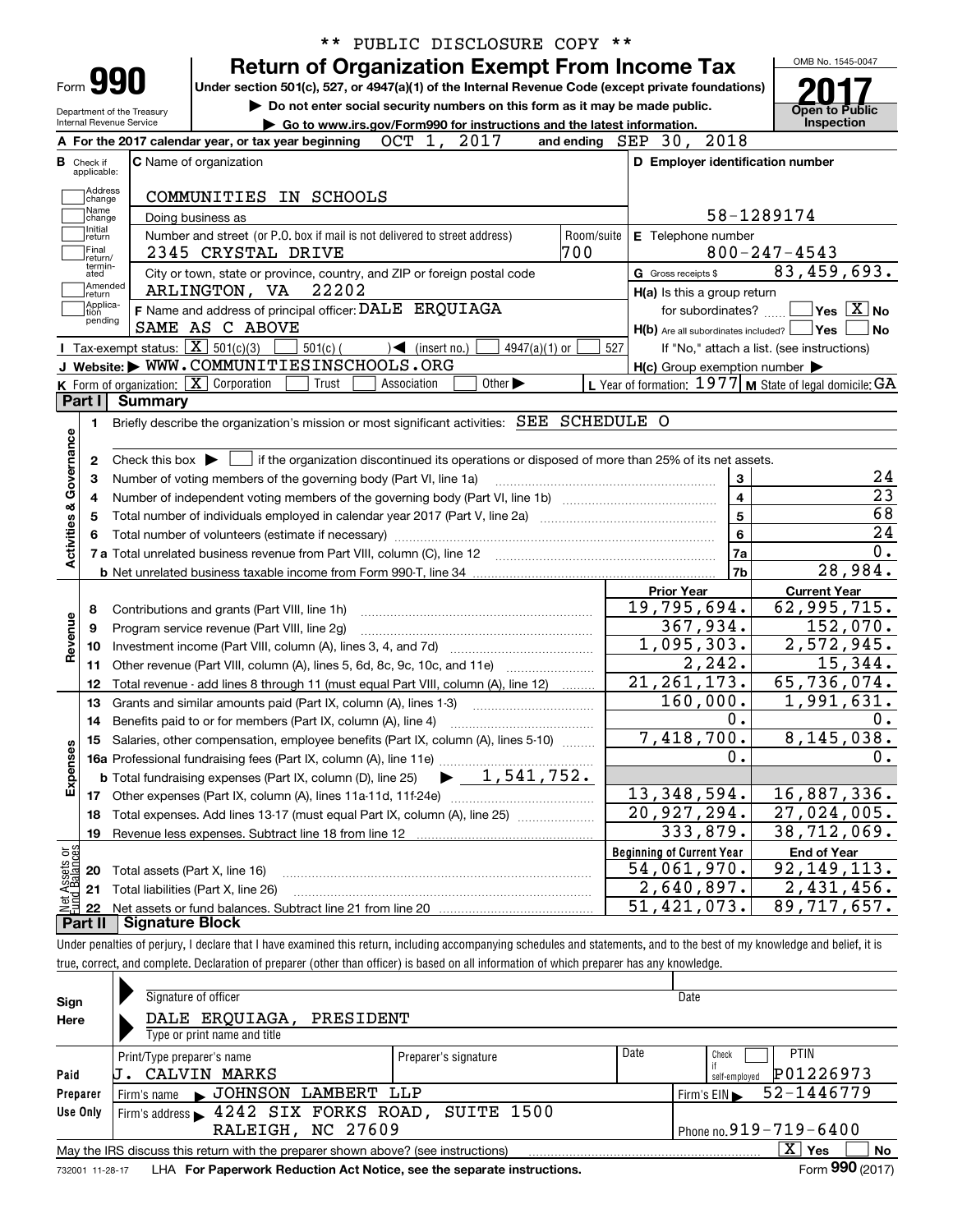** PUBLIC DISCLOSURE COPY **

Form **990**

# Return of Organization Exempt From Income Tax

Under section 501(c), 527, or 4947(a)(1) of the Internal Revenue Code (except private foundations)

▶ Do not enter social security numbers on this form as it may be made public.

▶ Go to www.irs.gov/Form990 for instructions and the latest information.

Department of the Treasury
Internal Revenue Service

OMB No. 1545-0047

**2017**

**Open to Public Inspection**

**A** For the 2017 calendar year, or tax year beginning OCT 1, 2017 and ending SEP 30, 2018

**B** Check if applicable: Address change, Name change, Initial return, Final return/terminated, Amended return, Application pending

**C** Name of organization: COMMUNITIES IN SCHOOLS

Doing business as

Number and street (or P.O. box if mail is not delivered to street address): 2345 CRYSTAL DRIVE — Room/suite: 700

City or town, state or province, country, and ZIP or foreign postal code: ARLINGTON, VA 22202

**D** Employer identification number: 58-1289174

**E** Telephone number: 800-247-4543

**G** Gross receipts $ 83,459,693.

**F** Name and address of principal officer: DALE ERQUIAGA
SAME AS C ABOVE

**H(a)** Is this a group return for subordinates? Yes [ ] No [X]

**H(b)** Are all subordinates included? Yes [ ] No [ ]
If "No," attach a list. (see instructions)

**H(c)** Group exemption number ▶

**I** Tax-exempt status: [X] 501(c)(3) [ ] 501(c) ( ) ◀ (insert no.) [ ] 4947(a)(1) or [ ] 527

**J** Website: ▶ WWW.COMMUNITIESINSCHOOLS.ORG

**K** Form of organization: [X] Corporation [ ] Trust [ ] Association [ ] Other ▶

**L** Year of formation: 1977 **M** State of legal domicile: GA

## Part I Summary

**Activities & Governance**

| | | | |
|---|---|---|---|
| 1 | Briefly describe the organization's mission or most significant activities: SEE SCHEDULE O | | |
| 2 | Check this box ▶ [ ] if the organization discontinued its operations or disposed of more than 25% of its net assets. | | |
| 3 | Number of voting members of the governing body (Part VI, line 1a) | 3 | 24 |
| 4 | Number of independent voting members of the governing body (Part VI, line 1b) | 4 | 23 |
| 5 | Total number of individuals employed in calendar year 2017 (Part V, line 2a) | 5 | 68 |
| 6 | Total number of volunteers (estimate if necessary) | 6 | 24 |
| 7a | Total unrelated business revenue from Part VIII, column (C), line 12 | 7a | 0. |
| b | Net unrelated business taxable income from Form 990-T, line 34 | 7b | 28,984. |

| | | | Prior Year | Current Year |
|---|---|---|---|---|
| **Revenue** | 8 | Contributions and grants (Part VIII, line 1h) | 19,795,694. | 62,995,715. |
| | 9 | Program service revenue (Part VIII, line 2g) | 367,934. | 152,070. |
| | 10 | Investment income (Part VIII, column (A), lines 3, 4, and 7d) | 1,095,303. | 2,572,945. |
| | 11 | Other revenue (Part VIII, column (A), lines 5, 6d, 8c, 9c, 10c, and 11e) | 2,242. | 15,344. |
| | 12 | Total revenue - add lines 8 through 11 (must equal Part VIII, column (A), line 12) | 21,261,173. | 65,736,074. |
| **Expenses** | 13 | Grants and similar amounts paid (Part IX, column (A), lines 1-3) | 160,000. | 1,991,631. |
| | 14 | Benefits paid to or for members (Part IX, column (A), line 4) | 0. | 0. |
| | 15 | Salaries, other compensation, employee benefits (Part IX, column (A), lines 5-10) | 7,418,700. | 8,145,038. |
| | 16a | Professional fundraising fees (Part IX, column (A), line 11e) | 0. | 0. |
| | b | Total fundraising expenses (Part IX, column (D), line 25) ▶ 1,541,752. | | |
| | 17 | Other expenses (Part IX, column (A), lines 11a-11d, 11f-24e) | 13,348,594. | 16,887,336. |
| | 18 | Total expenses. Add lines 13-17 (must equal Part IX, column (A), line 25) | 20,927,294. | 27,024,005. |
| | 19 | Revenue less expenses. Subtract line 18 from line 12 | 333,879. | 38,712,069. |

| | | | Beginning of Current Year | End of Year |
|---|---|---|---|---|
| **Net Assets or Fund Balances** | 20 | Total assets (Part X, line 16) | 54,061,970. | 92,149,113. |
| | 21 | Total liabilities (Part X, line 26) | 2,640,897. | 2,431,456. |
| | 22 | Net assets or fund balances. Subtract line 21 from line 20 | 51,421,073. | 89,717,657. |

## Part II Signature Block

Under penalties of perjury, I declare that I have examined this return, including accompanying schedules and statements, and to the best of my knowledge and belief, it is true, correct, and complete. Declaration of preparer (other than officer) is based on all information of which preparer has any knowledge.

**Sign Here**

Signature of officer — Date

DALE ERQUIAGA, PRESIDENT
Type or print name and title

**Paid Preparer Use Only**

| Print/Type preparer's name | Preparer's signature | Date | Check [ ] if self-employed | PTIN |
|---|---|---|---|---|
| J. CALVIN MARKS | | | | P01226973 |

Firm's name ▶ JOHNSON LAMBERT LLP — Firm's EIN ▶ 52-1446779

Firm's address ▶ 4242 SIX FORKS ROAD, SUITE 1500, RALEIGH, NC 27609 — Phone no. 919-719-6400

May the IRS discuss this return with the preparer shown above? (see instructions) [X] Yes [ ] No

732001 11-28-17 LHA For Paperwork Reduction Act Notice, see the separate instructions. Form **990** (2017)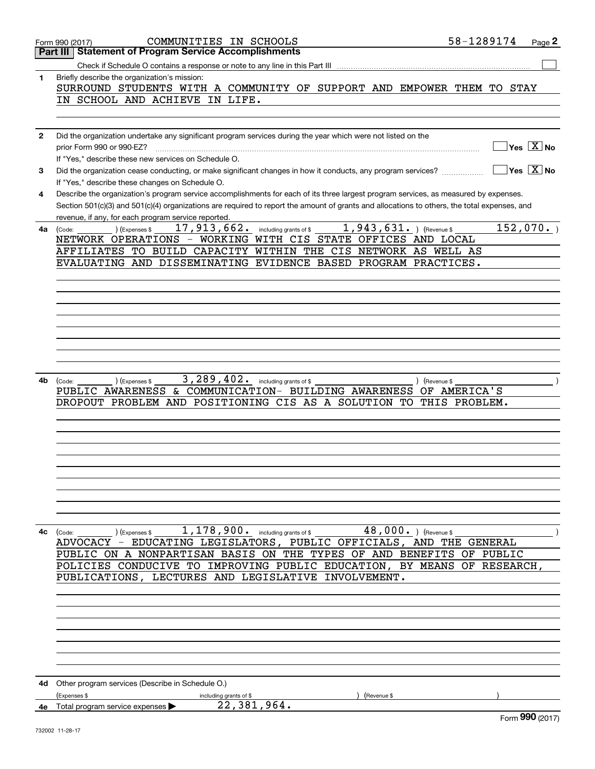Form 990 (2017) COMMUNITIES IN SCHOOLS 58-1289174

## Part III Statement of Program Service Accomplishments

Check if Schedule O contains a response or note to any line in this Part III ☐

**1** Briefly describe the organization's mission:

SURROUND STUDENTS WITH A COMMUNITY OF SUPPORT AND EMPOWER THEM TO STAY IN SCHOOL AND ACHIEVE IN LIFE.

**2** Did the organization undertake any significant program services during the year which were not listed on the prior Form 990 or 990-EZ? ☐ Yes ☒ No

If "Yes," describe these new services on Schedule O.

**3** Did the organization cease conducting, or make significant changes in how it conducts, any program services? ☐ Yes ☒ No

If "Yes," describe these changes on Schedule O.

**4** Describe the organization's program service accomplishments for each of its three largest program services, as measured by expenses. Section 501(c)(3) and 501(c)(4) organizations are required to report the amount of grants and allocations to others, the total expenses, and revenue, if any, for each program service reported.

**4a** (Code: ) (Expenses $ 17,913,662. including grants of $ 1,943,631. ) (Revenue $ 152,070. )

NETWORK OPERATIONS - WORKING WITH CIS STATE OFFICES AND LOCAL AFFILIATES TO BUILD CAPACITY WITHIN THE CIS NETWORK AS WELL AS EVALUATING AND DISSEMINATING EVIDENCE BASED PROGRAM PRACTICES.

**4b** (Code: ) (Expenses $ 3,289,402. including grants of $ ) (Revenue $ )

PUBLIC AWARENESS & COMMUNICATION- BUILDING AWARENESS OF AMERICA'S DROPOUT PROBLEM AND POSITIONING CIS AS A SOLUTION TO THIS PROBLEM.

**4c** (Code: ) (Expenses $ 1,178,900. including grants of $ 48,000. ) (Revenue $ )

ADVOCACY - EDUCATING LEGISLATORS, PUBLIC OFFICIALS, AND THE GENERAL PUBLIC ON A NONPARTISAN BASIS ON THE TYPES OF AND BENEFITS OF PUBLIC POLICIES CONDUCIVE TO IMPROVING PUBLIC EDUCATION, BY MEANS OF RESEARCH, PUBLICATIONS, LECTURES AND LEGISLATIVE INVOLVEMENT.

**4d** Other program services (Describe in Schedule O.)

(Expenses $ including grants of $ ) (Revenue $ )

**4e** Total program service expenses ▶ 22,381,964.

Form 990 (2017)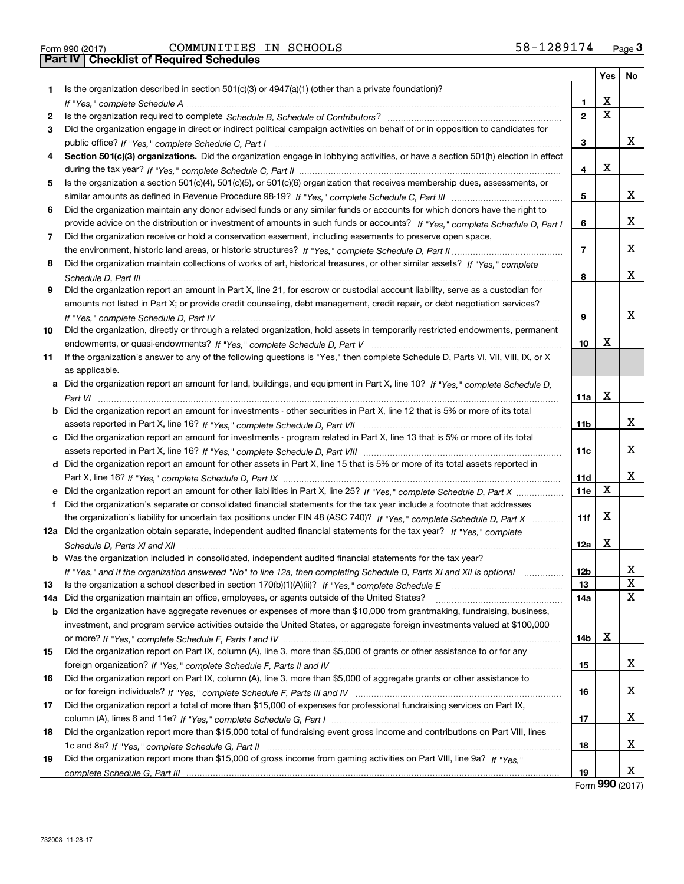Form 990 (2017) COMMUNITIES IN SCHOOLS 58-1289174

## Part IV Checklist of Required Schedules

| | | | Yes | No |
|---|---|---|---|---|
| 1 | Is the organization described in section 501(c)(3) or 4947(a)(1) (other than a private foundation)? *If "Yes," complete Schedule A* | 1 | X | |
| 2 | Is the organization required to complete *Schedule B, Schedule of Contributors*? | 2 | X | |
| 3 | Did the organization engage in direct or indirect political campaign activities on behalf of or in opposition to candidates for public office? *If "Yes," complete Schedule C, Part I* | 3 | | X |
| 4 | **Section 501(c)(3) organizations.** Did the organization engage in lobbying activities, or have a section 501(h) election in effect during the tax year? *If "Yes," complete Schedule C, Part II* | 4 | X | |
| 5 | Is the organization a section 501(c)(4), 501(c)(5), or 501(c)(6) organization that receives membership dues, assessments, or similar amounts as defined in Revenue Procedure 98-19? *If "Yes," complete Schedule C, Part III* | 5 | | X |
| 6 | Did the organization maintain any donor advised funds or any similar funds or accounts for which donors have the right to provide advice on the distribution or investment of amounts in such funds or accounts? *If "Yes," complete Schedule D, Part I* | 6 | | X |
| 7 | Did the organization receive or hold a conservation easement, including easements to preserve open space, the environment, historic land areas, or historic structures? *If "Yes," complete Schedule D, Part II* | 7 | | X |
| 8 | Did the organization maintain collections of works of art, historical treasures, or other similar assets? *If "Yes," complete Schedule D, Part III* | 8 | | X |
| 9 | Did the organization report an amount in Part X, line 21, for escrow or custodial account liability, serve as a custodian for amounts not listed in Part X; or provide credit counseling, debt management, credit repair, or debt negotiation services? *If "Yes," complete Schedule D, Part IV* | 9 | | X |
| 10 | Did the organization, directly or through a related organization, hold assets in temporarily restricted endowments, permanent endowments, or quasi-endowments? *If "Yes," complete Schedule D, Part V* | 10 | X | |
| 11 | If the organization's answer to any of the following questions is "Yes," then complete Schedule D, Parts VI, VII, VIII, IX, or X as applicable. | | | |
| a | Did the organization report an amount for land, buildings, and equipment in Part X, line 10? *If "Yes," complete Schedule D, Part VI* | 11a | X | |
| b | Did the organization report an amount for investments - other securities in Part X, line 12 that is 5% or more of its total assets reported in Part X, line 16? *If "Yes," complete Schedule D, Part VII* | 11b | | X |
| c | Did the organization report an amount for investments - program related in Part X, line 13 that is 5% or more of its total assets reported in Part X, line 16? *If "Yes," complete Schedule D, Part VIII* | 11c | | X |
| d | Did the organization report an amount for other assets in Part X, line 15 that is 5% or more of its total assets reported in Part X, line 16? *If "Yes," complete Schedule D, Part IX* | 11d | | X |
| e | Did the organization report an amount for other liabilities in Part X, line 25? *If "Yes," complete Schedule D, Part X* | 11e | X | |
| f | Did the organization's separate or consolidated financial statements for the tax year include a footnote that addresses the organization's liability for uncertain tax positions under FIN 48 (ASC 740)? *If "Yes," complete Schedule D, Part X* | 11f | X | |
| 12a | Did the organization obtain separate, independent audited financial statements for the tax year? *If "Yes," complete Schedule D, Parts XI and XII* | 12a | X | |
| b | Was the organization included in consolidated, independent audited financial statements for the tax year? *If "Yes," and if the organization answered "No" to line 12a, then completing Schedule D, Parts XI and XII is optional* | 12b | | X |
| 13 | Is the organization a school described in section 170(b)(1)(A)(ii)? *If "Yes," complete Schedule E* | 13 | | X |
| 14a | Did the organization maintain an office, employees, or agents outside of the United States? | 14a | | X |
| b | Did the organization have aggregate revenues or expenses of more than $10,000 from grantmaking, fundraising, business, investment, and program service activities outside the United States, or aggregate foreign investments valued at $100,000 or more? *If "Yes," complete Schedule F, Parts I and IV* | 14b | X | |
| 15 | Did the organization report on Part IX, column (A), line 3, more than $5,000 of grants or other assistance to or for any foreign organization? *If "Yes," complete Schedule F, Parts II and IV* | 15 | | X |
| 16 | Did the organization report on Part IX, column (A), line 3, more than $5,000 of aggregate grants or other assistance to or for foreign individuals? *If "Yes," complete Schedule F, Parts III and IV* | 16 | | X |
| 17 | Did the organization report a total of more than $15,000 of expenses for professional fundraising services on Part IX, column (A), lines 6 and 11e? *If "Yes," complete Schedule G, Part I* | 17 | | X |
| 18 | Did the organization report more than $15,000 total of fundraising event gross income and contributions on Part VIII, lines 1c and 8a? *If "Yes," complete Schedule G, Part II* | 18 | | X |
| 19 | Did the organization report more than $15,000 of gross income from gaming activities on Part VIII, line 9a? *If "Yes," complete Schedule G, Part III* | 19 | | X |

Form **990** (2017)

732003 11-28-17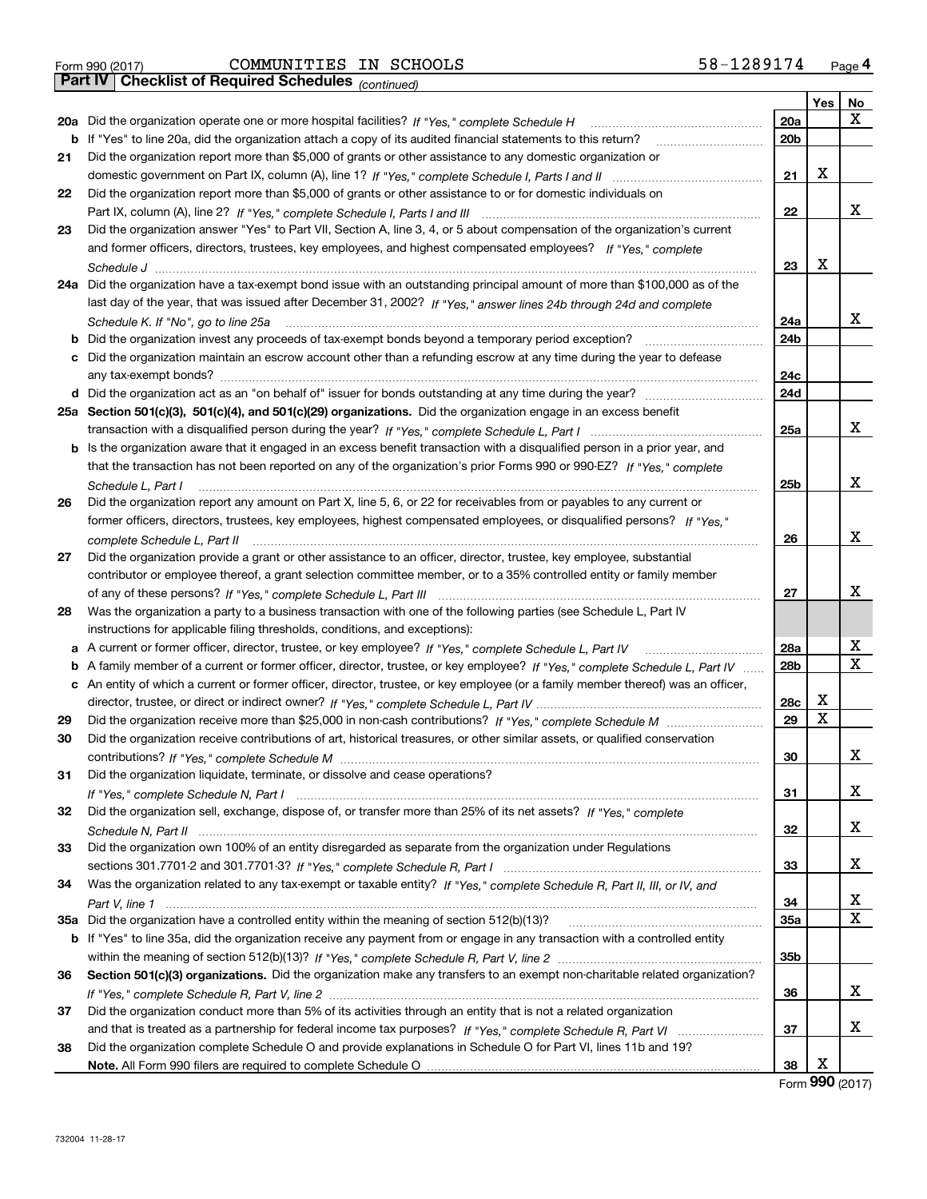Form 990 (2017) COMMUNITIES IN SCHOOLS 58-1289174

**Part IV** **Checklist of Required Schedules** *(continued)*

| | | | Yes | No |
|---|---|---|---|---|
| **20a** | Did the organization operate one or more hospital facilities? *If "Yes," complete Schedule H* | **20a** | | X |
| **b** | If "Yes" to line 20a, did the organization attach a copy of its audited financial statements to this return? | **20b** | | |
| **21** | Did the organization report more than $5,000 of grants or other assistance to any domestic organization or domestic government on Part IX, column (A), line 1? *If "Yes," complete Schedule I, Parts I and II* | **21** | X | |
| **22** | Did the organization report more than $5,000 of grants or other assistance to or for domestic individuals on Part IX, column (A), line 2? *If "Yes," complete Schedule I, Parts I and III* | **22** | | X |
| **23** | Did the organization answer "Yes" to Part VII, Section A, line 3, 4, or 5 about compensation of the organization's current and former officers, directors, trustees, key employees, and highest compensated employees? *If "Yes," complete Schedule J* | **23** | X | |
| **24a** | Did the organization have a tax-exempt bond issue with an outstanding principal amount of more than $100,000 as of the last day of the year, that was issued after December 31, 2002? *If "Yes," answer lines 24b through 24d and complete Schedule K. If "No", go to line 25a* | **24a** | | X |
| **b** | Did the organization invest any proceeds of tax-exempt bonds beyond a temporary period exception? | **24b** | | |
| **c** | Did the organization maintain an escrow account other than a refunding escrow at any time during the year to defease any tax-exempt bonds? | **24c** | | |
| **d** | Did the organization act as an "on behalf of" issuer for bonds outstanding at any time during the year? | **24d** | | |
| **25a** | **Section 501(c)(3), 501(c)(4), and 501(c)(29) organizations.** Did the organization engage in an excess benefit transaction with a disqualified person during the year? *If "Yes," complete Schedule L, Part I* | **25a** | | X |
| **b** | Is the organization aware that it engaged in an excess benefit transaction with a disqualified person in a prior year, and that the transaction has not been reported on any of the organization's prior Forms 990 or 990-EZ? *If "Yes," complete Schedule L, Part I* | **25b** | | X |
| **26** | Did the organization report any amount on Part X, line 5, 6, or 22 for receivables from or payables to any current or former officers, directors, trustees, key employees, highest compensated employees, or disqualified persons? *If "Yes," complete Schedule L, Part II* | **26** | | X |
| **27** | Did the organization provide a grant or other assistance to an officer, director, trustee, key employee, substantial contributor or employee thereof, a grant selection committee member, or to a 35% controlled entity or family member of any of these persons? *If "Yes," complete Schedule L, Part III* | **27** | | X |
| **28** | Was the organization a party to a business transaction with one of the following parties (see Schedule L, Part IV instructions for applicable filing thresholds, conditions, and exceptions): | | | |
| **a** | A current or former officer, director, trustee, or key employee? *If "Yes," complete Schedule L, Part IV* | **28a** | | X |
| **b** | A family member of a current or former officer, director, trustee, or key employee? *If "Yes," complete Schedule L, Part IV* | **28b** | | X |
| **c** | An entity of which a current or former officer, director, trustee, or key employee (or a family member thereof) was an officer, director, trustee, or direct or indirect owner? *If "Yes," complete Schedule L, Part IV* | **28c** | X | |
| **29** | Did the organization receive more than $25,000 in non-cash contributions? *If "Yes," complete Schedule M* | **29** | X | |
| **30** | Did the organization receive contributions of art, historical treasures, or other similar assets, or qualified conservation contributions? *If "Yes," complete Schedule M* | **30** | | X |
| **31** | Did the organization liquidate, terminate, or dissolve and cease operations? *If "Yes," complete Schedule N, Part I* | **31** | | X |
| **32** | Did the organization sell, exchange, dispose of, or transfer more than 25% of its net assets? *If "Yes," complete Schedule N, Part II* | **32** | | X |
| **33** | Did the organization own 100% of an entity disregarded as separate from the organization under Regulations sections 301.7701-2 and 301.7701-3? *If "Yes," complete Schedule R, Part I* | **33** | | X |
| **34** | Was the organization related to any tax-exempt or taxable entity? *If "Yes," complete Schedule R, Part II, III, or IV, and Part V, line 1* | **34** | | X |
| **35a** | Did the organization have a controlled entity within the meaning of section 512(b)(13)? | **35a** | | X |
| **b** | If "Yes" to line 35a, did the organization receive any payment from or engage in any transaction with a controlled entity within the meaning of section 512(b)(13)? *If "Yes," complete Schedule R, Part V, line 2* | **35b** | | |
| **36** | **Section 501(c)(3) organizations.** Did the organization make any transfers to an exempt non-charitable related organization? *If "Yes," complete Schedule R, Part V, line 2* | **36** | | X |
| **37** | Did the organization conduct more than 5% of its activities through an entity that is not a related organization and that is treated as a partnership for federal income tax purposes? *If "Yes," complete Schedule R, Part VI* | **37** | | X |
| **38** | Did the organization complete Schedule O and provide explanations in Schedule O for Part VI, lines 11b and 19? **Note.** All Form 990 filers are required to complete Schedule O | **38** | X | |

Form **990** (2017)

732004 11-28-17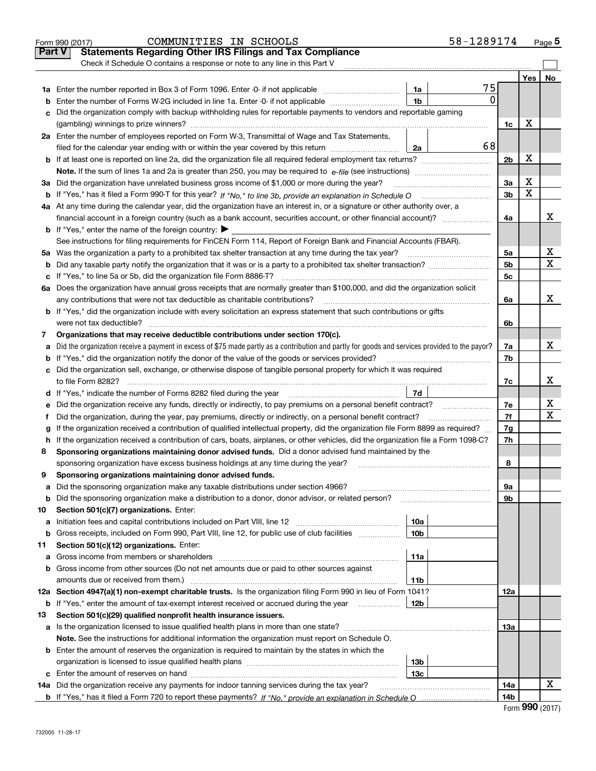Form 990 (2017) COMMUNITIES IN SCHOOLS 58-1289174

## Part V Statements Regarding Other IRS Filings and Tax Compliance

Check if Schedule O contains a response or note to any line in this Part V

| | | | | | Yes | No |
|---|---|---|---|---|---|---|
| **1a** | Enter the number reported in Box 3 of Form 1096. Enter -0- if not applicable | 1a | 75 | | | |
| **b** | Enter the number of Forms W-2G included in line 1a. Enter -0- if not applicable | 1b | 0 | | | |
| **c** | Did the organization comply with backup withholding rules for reportable payments to vendors and reportable gaming (gambling) winnings to prize winners? | | | 1c | X | |
| **2a** | Enter the number of employees reported on Form W-3, Transmittal of Wage and Tax Statements, filed for the calendar year ending with or within the year covered by this return | 2a | 68 | | | |
| **b** | If at least one is reported on line 2a, did the organization file all required federal employment tax returns? | | | 2b | X | |
| | **Note.** If the sum of lines 1a and 2a is greater than 250, you may be required to *e-file* (see instructions) | | | | | |
| **3a** | Did the organization have unrelated business gross income of $1,000 or more during the year? | | | 3a | X | |
| **b** | If "Yes," has it filed a Form 990-T for this year? *If "No," to line 3b, provide an explanation in Schedule O* | | | 3b | X | |
| **4a** | At any time during the calendar year, did the organization have an interest in, or a signature or other authority over, a financial account in a foreign country (such as a bank account, securities account, or other financial account)? | | | 4a | | X |
| **b** | If "Yes," enter the name of the foreign country: ▶ | | | | | |
| | See instructions for filing requirements for FinCEN Form 114, Report of Foreign Bank and Financial Accounts (FBAR). | | | | | |
| **5a** | Was the organization a party to a prohibited tax shelter transaction at any time during the tax year? | | | 5a | | X |
| **b** | Did any taxable party notify the organization that it was or is a party to a prohibited tax shelter transaction? | | | 5b | | X |
| **c** | If "Yes," to line 5a or 5b, did the organization file Form 8886-T? | | | 5c | | |
| **6a** | Does the organization have annual gross receipts that are normally greater than $100,000, and did the organization solicit any contributions that were not tax deductible as charitable contributions? | | | 6a | | X |
| **b** | If "Yes," did the organization include with every solicitation an express statement that such contributions or gifts were not tax deductible? | | | 6b | | |
| **7** | **Organizations that may receive deductible contributions under section 170(c).** | | | | | |
| **a** | Did the organization receive a payment in excess of $75 made partly as a contribution and partly for goods and services provided to the payor? | | | 7a | | X |
| **b** | If "Yes," did the organization notify the donor of the value of the goods or services provided? | | | 7b | | |
| **c** | Did the organization sell, exchange, or otherwise dispose of tangible personal property for which it was required to file Form 8282? | | | 7c | | X |
| **d** | If "Yes," indicate the number of Forms 8282 filed during the year | 7d | | | | |
| **e** | Did the organization receive any funds, directly or indirectly, to pay premiums on a personal benefit contract? | | | 7e | | X |
| **f** | Did the organization, during the year, pay premiums, directly or indirectly, on a personal benefit contract? | | | 7f | | X |
| **g** | If the organization received a contribution of qualified intellectual property, did the organization file Form 8899 as required? | | | 7g | | |
| **h** | If the organization received a contribution of cars, boats, airplanes, or other vehicles, did the organization file a Form 1098-C? | | | 7h | | |
| **8** | **Sponsoring organizations maintaining donor advised funds.** Did a donor advised fund maintained by the sponsoring organization have excess business holdings at any time during the year? | | | 8 | | |
| **9** | **Sponsoring organizations maintaining donor advised funds.** | | | | | |
| **a** | Did the sponsoring organization make any taxable distributions under section 4966? | | | 9a | | |
| **b** | Did the sponsoring organization make a distribution to a donor, donor advisor, or related person? | | | 9b | | |
| **10** | **Section 501(c)(7) organizations.** Enter: | | | | | |
| **a** | Initiation fees and capital contributions included on Part VIII, line 12 | 10a | | | | |
| **b** | Gross receipts, included on Form 990, Part VIII, line 12, for public use of club facilities | 10b | | | | |
| **11** | **Section 501(c)(12) organizations.** Enter: | | | | | |
| **a** | Gross income from members or shareholders | 11a | | | | |
| **b** | Gross income from other sources (Do not net amounts due or paid to other sources against amounts due or received from them.) | 11b | | | | |
| **12a** | **Section 4947(a)(1) non-exempt charitable trusts.** Is the organization filing Form 990 in lieu of Form 1041? | | | 12a | | |
| **b** | If "Yes," enter the amount of tax-exempt interest received or accrued during the year | 12b | | | | |
| **13** | **Section 501(c)(29) qualified nonprofit health insurance issuers.** | | | | | |
| **a** | Is the organization licensed to issue qualified health plans in more than one state? | | | 13a | | |
| | **Note.** See the instructions for additional information the organization must report on Schedule O. | | | | | |
| **b** | Enter the amount of reserves the organization is required to maintain by the states in which the organization is licensed to issue qualified health plans | 13b | | | | |
| **c** | Enter the amount of reserves on hand | 13c | | | | |
| **14a** | Did the organization receive any payments for indoor tanning services during the tax year? | | | 14a | | X |
| **b** | If "Yes," has it filed a Form 720 to report these payments? *If "No," provide an explanation in Schedule O* | | | 14b | | |

Form **990** (2017)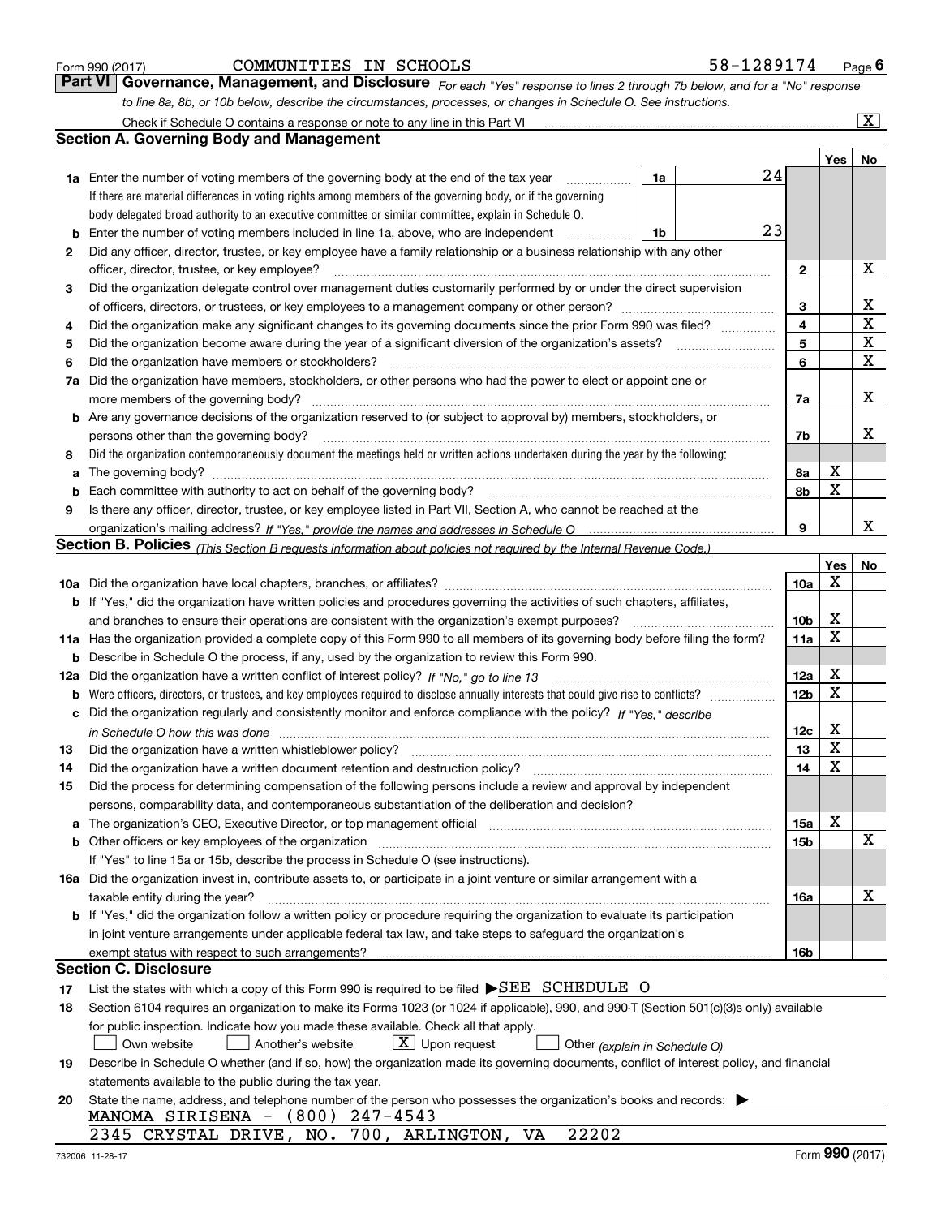Form 990 (2017) COMMUNITIES IN SCHOOLS 58-1289174

## Part VI Governance, Management, and Disclosure

*For each "Yes" response to lines 2 through 7b below, and for a "No" response to line 8a, 8b, or 10b below, describe the circumstances, processes, or changes in Schedule O. See instructions.*

Check if Schedule O contains a response or note to any line in this Part VI [X]

### Section A. Governing Body and Management

| | | | | Yes | No |
|---|---|---|---|---|---|
| **1a** | Enter the number of voting members of the governing body at the end of the tax year | 1a | 24 | | |
| | If there are material differences in voting rights among members of the governing body, or if the governing body delegated broad authority to an executive committee or similar committee, explain in Schedule O. | | | | |
| **b** | Enter the number of voting members included in line 1a, above, who are independent | 1b | 23 | | |
| **2** | Did any officer, director, trustee, or key employee have a family relationship or a business relationship with any other officer, director, trustee, or key employee? | 2 | | | X |
| **3** | Did the organization delegate control over management duties customarily performed by or under the direct supervision of officers, directors, or trustees, or key employees to a management company or other person? | 3 | | | X |
| **4** | Did the organization make any significant changes to its governing documents since the prior Form 990 was filed? | 4 | | | X |
| **5** | Did the organization become aware during the year of a significant diversion of the organization's assets? | 5 | | | X |
| **6** | Did the organization have members or stockholders? | 6 | | | X |
| **7a** | Did the organization have members, stockholders, or other persons who had the power to elect or appoint one or more members of the governing body? | 7a | | | X |
| **b** | Are any governance decisions of the organization reserved to (or subject to approval by) members, stockholders, or persons other than the governing body? | 7b | | | X |
| **8** | Did the organization contemporaneously document the meetings held or written actions undertaken during the year by the following: | | | | |
| **a** | The governing body? | 8a | | X | |
| **b** | Each committee with authority to act on behalf of the governing body? | 8b | | X | |
| **9** | Is there any officer, director, trustee, or key employee listed in Part VII, Section A, who cannot be reached at the organization's mailing address? *If "Yes," provide the names and addresses in Schedule O* | 9 | | | X |

### Section B. Policies *(This Section B requests information about policies not required by the Internal Revenue Code.)*

| | | | Yes | No |
|---|---|---|---|---|
| **10a** | Did the organization have local chapters, branches, or affiliates? | 10a | X | |
| **b** | If "Yes," did the organization have written policies and procedures governing the activities of such chapters, affiliates, and branches to ensure their operations are consistent with the organization's exempt purposes? | 10b | X | |
| **11a** | Has the organization provided a complete copy of this Form 990 to all members of its governing body before filing the form? | 11a | X | |
| **b** | Describe in Schedule O the process, if any, used by the organization to review this Form 990. | | | |
| **12a** | Did the organization have a written conflict of interest policy? *If "No," go to line 13* | 12a | X | |
| **b** | Were officers, directors, or trustees, and key employees required to disclose annually interests that could give rise to conflicts? | 12b | X | |
| **c** | Did the organization regularly and consistently monitor and enforce compliance with the policy? *If "Yes," describe in Schedule O how this was done* | 12c | X | |
| **13** | Did the organization have a written whistleblower policy? | 13 | X | |
| **14** | Did the organization have a written document retention and destruction policy? | 14 | X | |
| **15** | Did the process for determining compensation of the following persons include a review and approval by independent persons, comparability data, and contemporaneous substantiation of the deliberation and decision? | | | |
| **a** | The organization's CEO, Executive Director, or top management official | 15a | X | |
| **b** | Other officers or key employees of the organization | 15b | | X |
| | If "Yes" to line 15a or 15b, describe the process in Schedule O (see instructions). | | | |
| **16a** | Did the organization invest in, contribute assets to, or participate in a joint venture or similar arrangement with a taxable entity during the year? | 16a | | X |
| **b** | If "Yes," did the organization follow a written policy or procedure requiring the organization to evaluate its participation in joint venture arrangements under applicable federal tax law, and take steps to safeguard the organization's exempt status with respect to such arrangements? | 16b | | |

### Section C. Disclosure

**17** List the states with which a copy of this Form 990 is required to be filed ▶SEE SCHEDULE O

**18** Section 6104 requires an organization to make its Forms 1023 (or 1024 if applicable), 990, and 990-T (Section 501(c)(3)s only) available for public inspection. Indicate how you made these available. Check all that apply.

[ ] Own website [ ] Another's website [X] Upon request [ ] Other *(explain in Schedule O)*

**19** Describe in Schedule O whether (and if so, how) the organization made its governing documents, conflict of interest policy, and financial statements available to the public during the tax year.

**20** State the name, address, and telephone number of the person who possesses the organization's books and records: ▶

MANOMA SIRISENA - (800) 247-4543

2345 CRYSTAL DRIVE, NO. 700, ARLINGTON, VA 22202

732006 11-28-17 Form **990** (2017)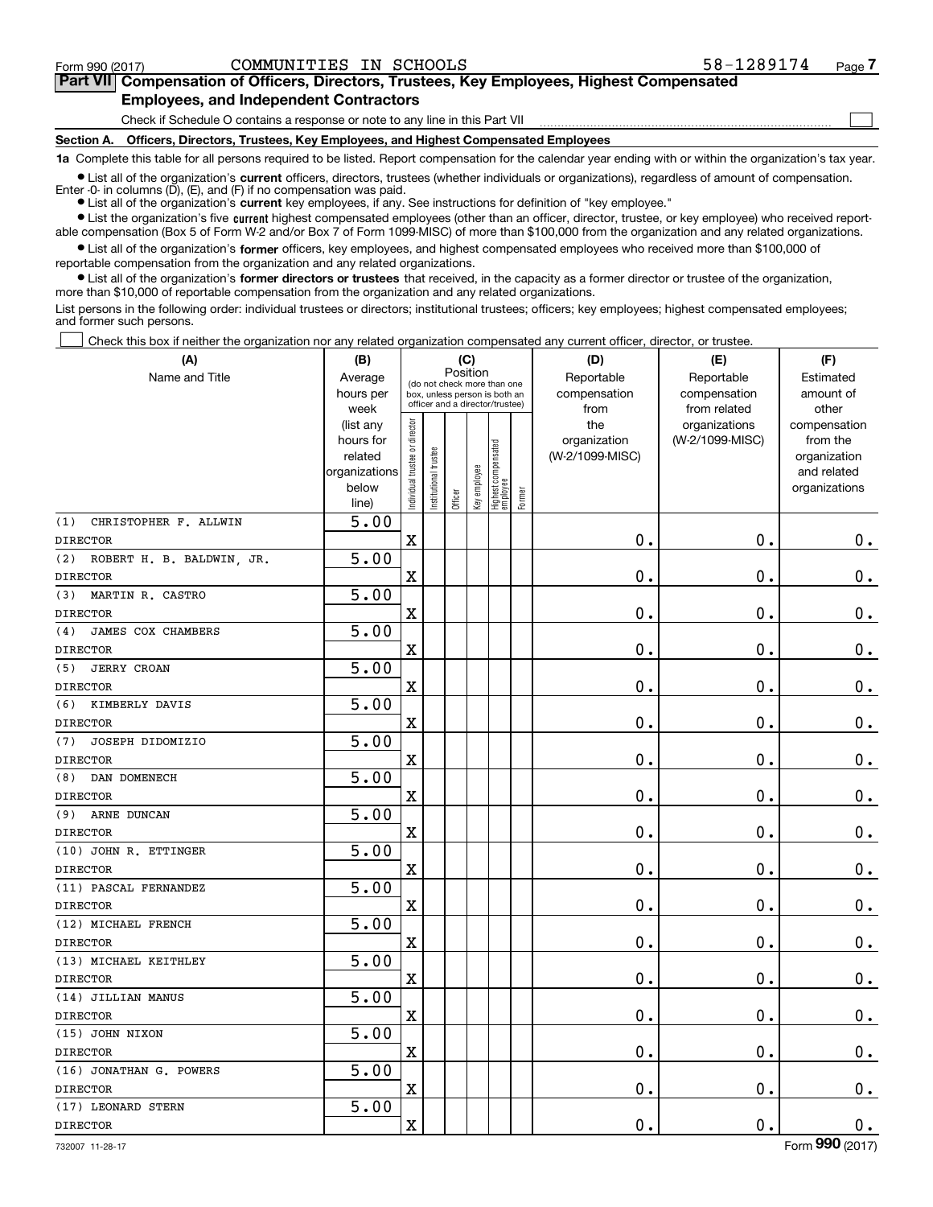Form 990 (2017) COMMUNITIES IN SCHOOLS 58-1289174 Page 7

**Part VII Compensation of Officers, Directors, Trustees, Key Employees, Highest Compensated Employees, and Independent Contractors**

Check if Schedule O contains a response or note to any line in this Part VII ☐

**Section A. Officers, Directors, Trustees, Key Employees, and Highest Compensated Employees**

**1a** Complete this table for all persons required to be listed. Report compensation for the calendar year ending with or within the organization's tax year.

- List all of the organization's **current** officers, directors, trustees (whether individuals or organizations), regardless of amount of compensation. Enter -0- in columns (D), (E), and (F) if no compensation was paid.
- List all of the organization's **current** key employees, if any. See instructions for definition of "key employee."
- List the organization's five **current** highest compensated employees (other than an officer, director, trustee, or key employee) who received reportable compensation (Box 5 of Form W-2 and/or Box 7 of Form 1099-MISC) of more than $100,000 from the organization and any related organizations.
- List all of the organization's **former** officers, key employees, and highest compensated employees who received more than $100,000 of reportable compensation from the organization and any related organizations.
- List all of the organization's **former directors or trustees** that received, in the capacity as a former director or trustee of the organization, more than $10,000 of reportable compensation from the organization and any related organizations.

List persons in the following order: individual trustees or directors; institutional trustees; officers; key employees; highest compensated employees; and former such persons.

☐ Check this box if neither the organization nor any related organization compensated any current officer, director, or trustee.

| (A) Name and Title | (B) Average hours per week (list any hours for related organizations below line) | (C) Position: Individual trustee or director | Institutional trustee | Officer | Key employee | Highest compensated employee | Former | (D) Reportable compensation from the organization (W-2/1099-MISC) | (E) Reportable compensation from related organizations (W-2/1099-MISC) | (F) Estimated amount of other compensation from the organization and related organizations |
|---|---|---|---|---|---|---|---|---|---|---|
| (1) CHRISTOPHER F. ALLWIN<br>DIRECTOR | 5.00 | X | | | | | | 0. | 0. | 0. |
| (2) ROBERT H. B. BALDWIN, JR.<br>DIRECTOR | 5.00 | X | | | | | | 0. | 0. | 0. |
| (3) MARTIN R. CASTRO<br>DIRECTOR | 5.00 | X | | | | | | 0. | 0. | 0. |
| (4) JAMES COX CHAMBERS<br>DIRECTOR | 5.00 | X | | | | | | 0. | 0. | 0. |
| (5) JERRY CROAN<br>DIRECTOR | 5.00 | X | | | | | | 0. | 0. | 0. |
| (6) KIMBERLY DAVIS<br>DIRECTOR | 5.00 | X | | | | | | 0. | 0. | 0. |
| (7) JOSEPH DIDOMIZIO<br>DIRECTOR | 5.00 | X | | | | | | 0. | 0. | 0. |
| (8) DAN DOMENECH<br>DIRECTOR | 5.00 | X | | | | | | 0. | 0. | 0. |
| (9) ARNE DUNCAN<br>DIRECTOR | 5.00 | X | | | | | | 0. | 0. | 0. |
| (10) JOHN R. ETTINGER<br>DIRECTOR | 5.00 | X | | | | | | 0. | 0. | 0. |
| (11) PASCAL FERNANDEZ<br>DIRECTOR | 5.00 | X | | | | | | 0. | 0. | 0. |
| (12) MICHAEL FRENCH<br>DIRECTOR | 5.00 | X | | | | | | 0. | 0. | 0. |
| (13) MICHAEL KEITHLEY<br>DIRECTOR | 5.00 | X | | | | | | 0. | 0. | 0. |
| (14) JILLIAN MANUS<br>DIRECTOR | 5.00 | X | | | | | | 0. | 0. | 0. |
| (15) JOHN NIXON<br>DIRECTOR | 5.00 | X | | | | | | 0. | 0. | 0. |
| (16) JONATHAN G. POWERS<br>DIRECTOR | 5.00 | X | | | | | | 0. | 0. | 0. |
| (17) LEONARD STERN<br>DIRECTOR | 5.00 | X | | | | | | 0. | 0. | 0. |

732007 11-28-17 Form 990 (2017)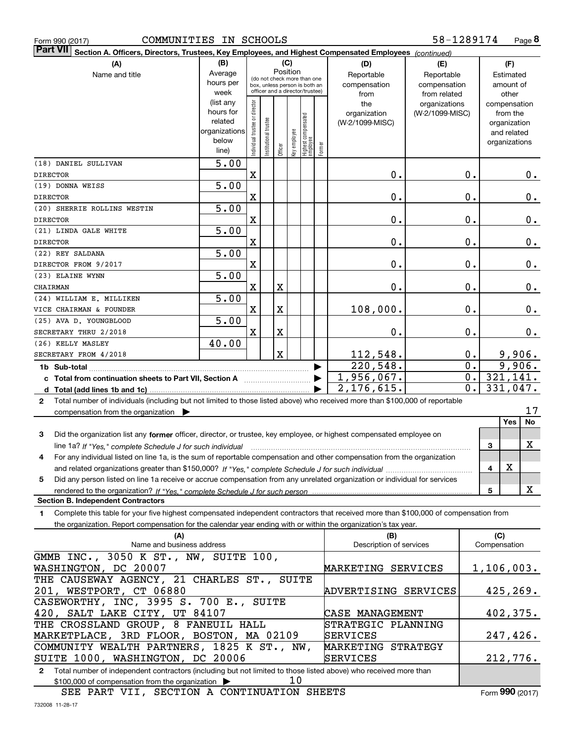Form 990 (2017) COMMUNITIES IN SCHOOLS 58-1289174

**Part VII Section A. Officers, Directors, Trustees, Key Employees, and Highest Compensated Employees** *(continued)*

| (A) Name and title | (B) Average hours per week (list any hours for related organizations below line) | (C) Individual trustee or director | Institutional trustee | Officer | Key employee | Highest compensated employee | Former | (D) Reportable compensation from the organization (W-2/1099-MISC) | (E) Reportable compensation from related organizations (W-2/1099-MISC) | (F) Estimated amount of other compensation from the organization and related organizations |
|---|---|---|---|---|---|---|---|---|---|---|
| (18) DANIEL SULLIVAN<br>DIRECTOR | 5.00 | X | | | | | | 0. | 0. | 0. |
| (19) DONNA WEISS<br>DIRECTOR | 5.00 | X | | | | | | 0. | 0. | 0. |
| (20) SHERRIE ROLLINS WESTIN<br>DIRECTOR | 5.00 | X | | | | | | 0. | 0. | 0. |
| (21) LINDA GALE WHITE<br>DIRECTOR | 5.00 | X | | | | | | 0. | 0. | 0. |
| (22) REY SALDANA<br>DIRECTOR FROM 9/2017 | 5.00 | X | | | | | | 0. | 0. | 0. |
| (23) ELAINE WYNN<br>CHAIRMAN | 5.00 | X | | X | | | | 0. | 0. | 0. |
| (24) WILLIAM E. MILLIKEN<br>VICE CHAIRMAN & FOUNDER | 5.00 | X | | X | | | | 108,000. | 0. | 0. |
| (25) AVA D. YOUNGBLOOD<br>SECRETARY THRU 2/2018 | 5.00 | X | | X | | | | 0. | 0. | 0. |
| (26) KELLY MASLEY<br>SECRETARY FROM 4/2018 | 40.00 | | | X | | | | 112,548. | 0. | 9,906. |
| **1b Sub-total** | | | | | | | | 220,548. | 0. | 9,906. |
| **c Total from continuation sheets to Part VII, Section A** | | | | | | | | 1,956,067. | 0. | 321,141. |
| **d Total (add lines 1b and 1c)** | | | | | | | | 2,176,615. | 0. | 331,047. |

2 Total number of individuals (including but not limited to those listed above) who received more than $100,000 of reportable compensation from the organization ▶ 17

| | | Yes | No |
|---|---|---|---|
| 3 Did the organization list any **former** officer, director, or trustee, key employee, or highest compensated employee on line 1a? *If "Yes," complete Schedule J for such individual* | 3 | | X |
| 4 For any individual listed on line 1a, is the sum of reportable compensation and other compensation from the organization and related organizations greater than $150,000? *If "Yes," complete Schedule J for such individual* | 4 | X | |
| 5 Did any person listed on line 1a receive or accrue compensation from any unrelated organization or individual for services rendered to the organization? *If "Yes," complete Schedule J for such person* | 5 | | X |

**Section B. Independent Contractors**

1 Complete this table for your five highest compensated independent contractors that received more than $100,000 of compensation from the organization. Report compensation for the calendar year ending with or within the organization's tax year.

| (A) Name and business address | (B) Description of services | (C) Compensation |
|---|---|---|
| GMMB INC., 3050 K ST., NW, SUITE 100, WASHINGTON, DC 20007 | MARKETING SERVICES | 1,106,003. |
| THE CAUSEWAY AGENCY, 21 CHARLES ST., SUITE 201, WESTPORT, CT 06880 | ADVERTISING SERVICES | 425,269. |
| CASEWORTHY, INC, 3995 S. 700 E., SUITE 420, SALT LAKE CITY, UT 84107 | CASE MANAGEMENT | 402,375. |
| THE CROSSLAND GROUP, 8 FANEUIL HALL MARKETPLACE, 3RD FLOOR, BOSTON, MA 02109 | STRATEGIC PLANNING SERVICES | 247,426. |
| COMMUNITY WEALTH PARTNERS, 1825 K ST., NW, SUITE 1000, WASHINGTON, DC 20006 | MARKETING STRATEGY SERVICES | 212,776. |

2 Total number of independent contractors (including but not limited to those listed above) who received more than $100,000 of compensation from the organization ▶ 10

SEE PART VII, SECTION A CONTINUATION SHEETS

Form **990** (2017)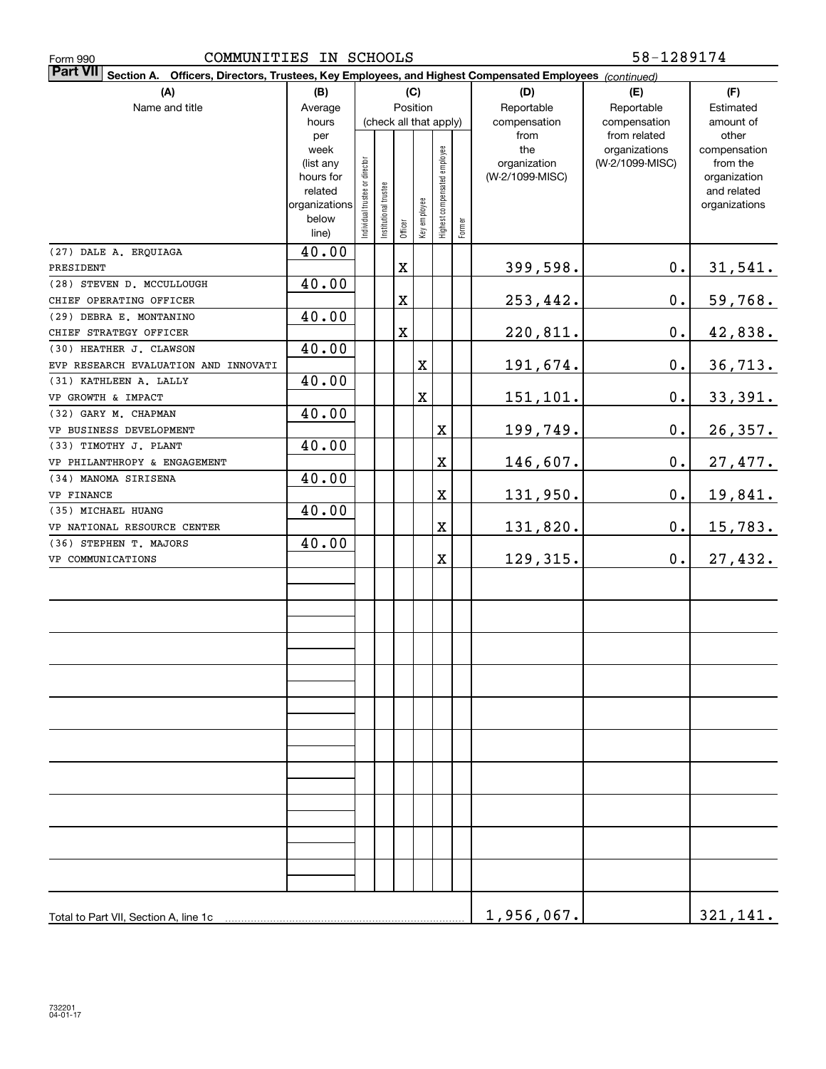Form 990 COMMUNITIES IN SCHOOLS 58-1289174

**Part VII** Section A. Officers, Directors, Trustees, Key Employees, and Highest Compensated Employees *(continued)*

| (A) Name and title | (B) Average hours per week (list any hours for related organizations below line) | (C) Position: Individual trustee or director | Institutional trustee | Officer | Key employee | Highest compensated employee | Former | (D) Reportable compensation from the organization (W-2/1099-MISC) | (E) Reportable compensation from related organizations (W-2/1099-MISC) | (F) Estimated amount of other compensation from the organization and related organizations |
|---|---|---|---|---|---|---|---|---|---|---|
| (27) DALE A. ERQUIAGA<br>PRESIDENT | 40.00 | | | X | | | | 399,598. | 0. | 31,541. |
| (28) STEVEN D. MCCULLOUGH<br>CHIEF OPERATING OFFICER | 40.00 | | | X | | | | 253,442. | 0. | 59,768. |
| (29) DEBRA E. MONTANINO<br>CHIEF STRATEGY OFFICER | 40.00 | | | X | | | | 220,811. | 0. | 42,838. |
| (30) HEATHER J. CLAWSON<br>EVP RESEARCH EVALUATION AND INNOVATI | 40.00 | | | | X | | | 191,674. | 0. | 36,713. |
| (31) KATHLEEN A. LALLY<br>VP GROWTH & IMPACT | 40.00 | | | | X | | | 151,101. | 0. | 33,391. |
| (32) GARY M. CHAPMAN<br>VP BUSINESS DEVELOPMENT | 40.00 | | | | | X | | 199,749. | 0. | 26,357. |
| (33) TIMOTHY J. PLANT<br>VP PHILANTHROPY & ENGAGEMENT | 40.00 | | | | | X | | 146,607. | 0. | 27,477. |
| (34) MANOMA SIRISENA<br>VP FINANCE | 40.00 | | | | | X | | 131,950. | 0. | 19,841. |
| (35) MICHAEL HUANG<br>VP NATIONAL RESOURCE CENTER | 40.00 | | | | | X | | 131,820. | 0. | 15,783. |
| (36) STEPHEN T. MAJORS<br>VP COMMUNICATIONS | 40.00 | | | | | X | | 129,315. | 0. | 27,432. |
| Total to Part VII, Section A, line 1c | | | | | | | | 1,956,067. | | 321,141. |

732201 04-01-17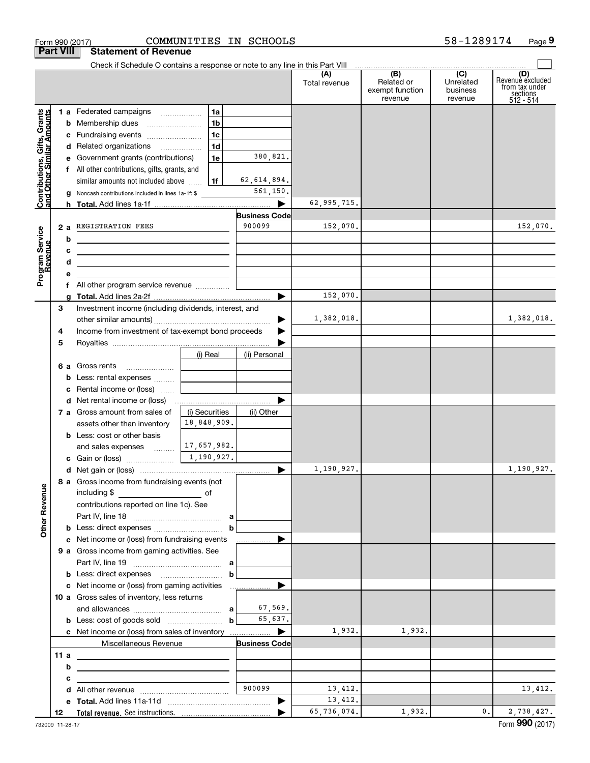Form 990 (2017) COMMUNITIES IN SCHOOLS 58-1289174

## Part VIII Statement of Revenue

Check if Schedule O contains a response or note to any line in this Part VIII

| | | | | (A) Total revenue | (B) Related or exempt function revenue | (C) Unrelated business revenue | (D) Revenue excluded from tax under sections 512 - 514 |
|---|---|---|---|---|---|---|---|
| **Contributions, Gifts, Grants and Other Similar Amounts** | 1a Federated campaigns | 1a | | | | | |
| | b Membership dues | 1b | | | | | |
| | c Fundraising events | 1c | | | | | |
| | d Related organizations | 1d | | | | | |
| | e Government grants (contributions) | 1e | 380,821. | | | | |
| | f All other contributions, gifts, grants, and similar amounts not included above | 1f | 62,614,894. | | | | |
| | g Noncash contributions included in lines 1a-1f: $ | | 561,150. | | | | |
| | h Total. Add lines 1a-1f | | | 62,995,715. | | | |
| **Program Service Revenue** | | | Business Code | | | | |
| | 2a REGISTRATION FEES | | 900099 | 152,070. | | | 152,070. |
| | b | | | | | | |
| | c | | | | | | |
| | d | | | | | | |
| | e | | | | | | |
| | f All other program service revenue | | | | | | |
| | g Total. Add lines 2a-2f | | | 152,070. | | | |
| **Other Revenue** | 3 Investment income (including dividends, interest, and other similar amounts) | | | 1,382,018. | | | 1,382,018. |
| | 4 Income from investment of tax-exempt bond proceeds | | | | | | |
| | 5 Royalties | | | | | | |
| | | (i) Real | (ii) Personal | | | | |
| | 6a Gross rents | | | | | | |
| | b Less: rental expenses | | | | | | |
| | c Rental income or (loss) | | | | | | |
| | d Net rental income or (loss) | | | | | | |
| | | (i) Securities | (ii) Other | | | | |
| | 7a Gross amount from sales of assets other than inventory | 18,848,909. | | | | | |
| | b Less: cost or other basis and sales expenses | 17,657,982. | | | | | |
| | c Gain or (loss) | 1,190,927. | | | | | |
| | d Net gain or (loss) | | | 1,190,927. | | | 1,190,927. |
| | 8a Gross income from fundraising events (not including $ of contributions reported on line 1c). See Part IV, line 18 | a | | | | | |
| | b Less: direct expenses | b | | | | | |
| | c Net income or (loss) from fundraising events | | | | | | |
| | 9a Gross income from gaming activities. See Part IV, line 19 | a | | | | | |
| | b Less: direct expenses | b | | | | | |
| | c Net income or (loss) from gaming activities | | | | | | |
| | 10a Gross sales of inventory, less returns and allowances | a | 67,569. | | | | |
| | b Less: cost of goods sold | b | 65,637. | | | | |
| | c Net income or (loss) from sales of inventory | | | 1,932. | 1,932. | | |
| | Miscellaneous Revenue | | Business Code | | | | |
| | 11a | | | | | | |
| | b | | | | | | |
| | c | | | | | | |
| | d All other revenue | | 900099 | 13,412. | | | 13,412. |
| | e Total. Add lines 11a-11d | | | 13,412. | | | |
| | 12 Total revenue. See instructions. | | | 65,736,074. | 1,932. | 0. | 2,738,427. |

732009 11-28-17

Form **990** (2017)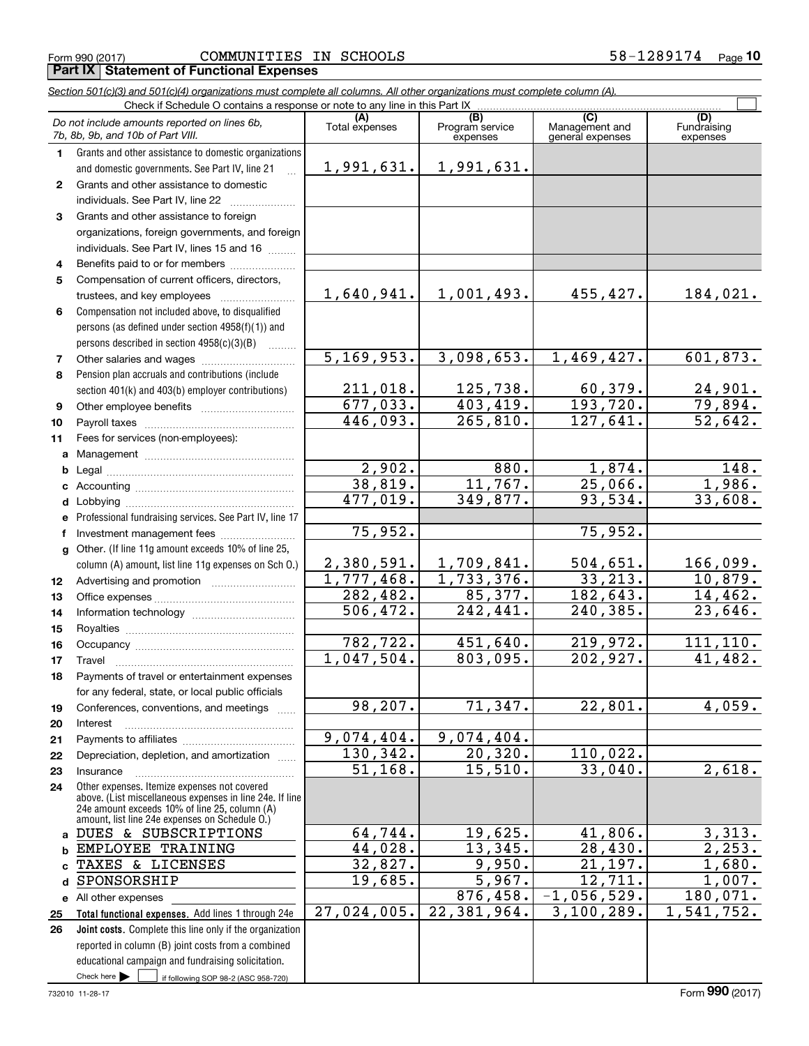Form 990 (2017) COMMUNITIES IN SCHOOLS 58-1289174 Page **10**

## Part IX | Statement of Functional Expenses

*Section 501(c)(3) and 501(c)(4) organizations must complete all columns. All other organizations must complete column (A).*

Check if Schedule O contains a response or note to any line in this Part IX

| | *Do not include amounts reported on lines 6b, 7b, 8b, 9b, and 10b of Part VIII.* | (A) Total expenses | (B) Program service expenses | (C) Management and general expenses | (D) Fundraising expenses |
|---|---|---|---|---|---|
| 1 | Grants and other assistance to domestic organizations and domestic governments. See Part IV, line 21 | 1,991,631. | 1,991,631. | | |
| 2 | Grants and other assistance to domestic individuals. See Part IV, line 22 | | | | |
| 3 | Grants and other assistance to foreign organizations, foreign governments, and foreign individuals. See Part IV, lines 15 and 16 | | | | |
| 4 | Benefits paid to or for members | | | | |
| 5 | Compensation of current officers, directors, trustees, and key employees | 1,640,941. | 1,001,493. | 455,427. | 184,021. |
| 6 | Compensation not included above, to disqualified persons (as defined under section 4958(f)(1)) and persons described in section 4958(c)(3)(B) | | | | |
| 7 | Other salaries and wages | 5,169,953. | 3,098,653. | 1,469,427. | 601,873. |
| 8 | Pension plan accruals and contributions (include section 401(k) and 403(b) employer contributions) | 211,018. | 125,738. | 60,379. | 24,901. |
| 9 | Other employee benefits | 677,033. | 403,419. | 193,720. | 79,894. |
| 10 | Payroll taxes | 446,093. | 265,810. | 127,641. | 52,642. |
| 11 | Fees for services (non-employees): | | | | |
| a | Management | | | | |
| b | Legal | 2,902. | 880. | 1,874. | 148. |
| c | Accounting | 38,819. | 11,767. | 25,066. | 1,986. |
| d | Lobbying | 477,019. | 349,877. | 93,534. | 33,608. |
| e | Professional fundraising services. See Part IV, line 17 | | | | |
| f | Investment management fees | 75,952. | | 75,952. | |
| g | Other. (If line 11g amount exceeds 10% of line 25, column (A) amount, list line 11g expenses on Sch O.) | 2,380,591. | 1,709,841. | 504,651. | 166,099. |
| 12 | Advertising and promotion | 1,777,468. | 1,733,376. | 33,213. | 10,879. |
| 13 | Office expenses | 282,482. | 85,377. | 182,643. | 14,462. |
| 14 | Information technology | 506,472. | 242,441. | 240,385. | 23,646. |
| 15 | Royalties | | | | |
| 16 | Occupancy | 782,722. | 451,640. | 219,972. | 111,110. |
| 17 | Travel | 1,047,504. | 803,095. | 202,927. | 41,482. |
| 18 | Payments of travel or entertainment expenses for any federal, state, or local public officials | | | | |
| 19 | Conferences, conventions, and meetings | 98,207. | 71,347. | 22,801. | 4,059. |
| 20 | Interest | | | | |
| 21 | Payments to affiliates | 9,074,404. | 9,074,404. | | |
| 22 | Depreciation, depletion, and amortization | 130,342. | 20,320. | 110,022. | |
| 23 | Insurance | 51,168. | 15,510. | 33,040. | 2,618. |
| 24 | Other expenses. Itemize expenses not covered above. (List miscellaneous expenses in line 24e. If line 24e amount exceeds 10% of line 25, column (A) amount, list line 24e expenses on Schedule O.) | | | | |
| a | DUES & SUBSCRIPTIONS | 64,744. | 19,625. | 41,806. | 3,313. |
| b | EMPLOYEE TRAINING | 44,028. | 13,345. | 28,430. | 2,253. |
| c | TAXES & LICENSES | 32,827. | 9,950. | 21,197. | 1,680. |
| d | SPONSORSHIP | 19,685. | 5,967. | 12,711. | 1,007. |
| e | All other expenses | | 876,458. | -1,056,529. | 180,071. |
| 25 | **Total functional expenses.** Add lines 1 through 24e | 27,024,005. | 22,381,964. | 3,100,289. | 1,541,752. |
| 26 | **Joint costs.** Complete this line only if the organization reported in column (B) joint costs from a combined educational campaign and fundraising solicitation. Check here ☐ if following SOP 98-2 (ASC 958-720) | | | | |

732010 11-28-17 Form **990** (2017)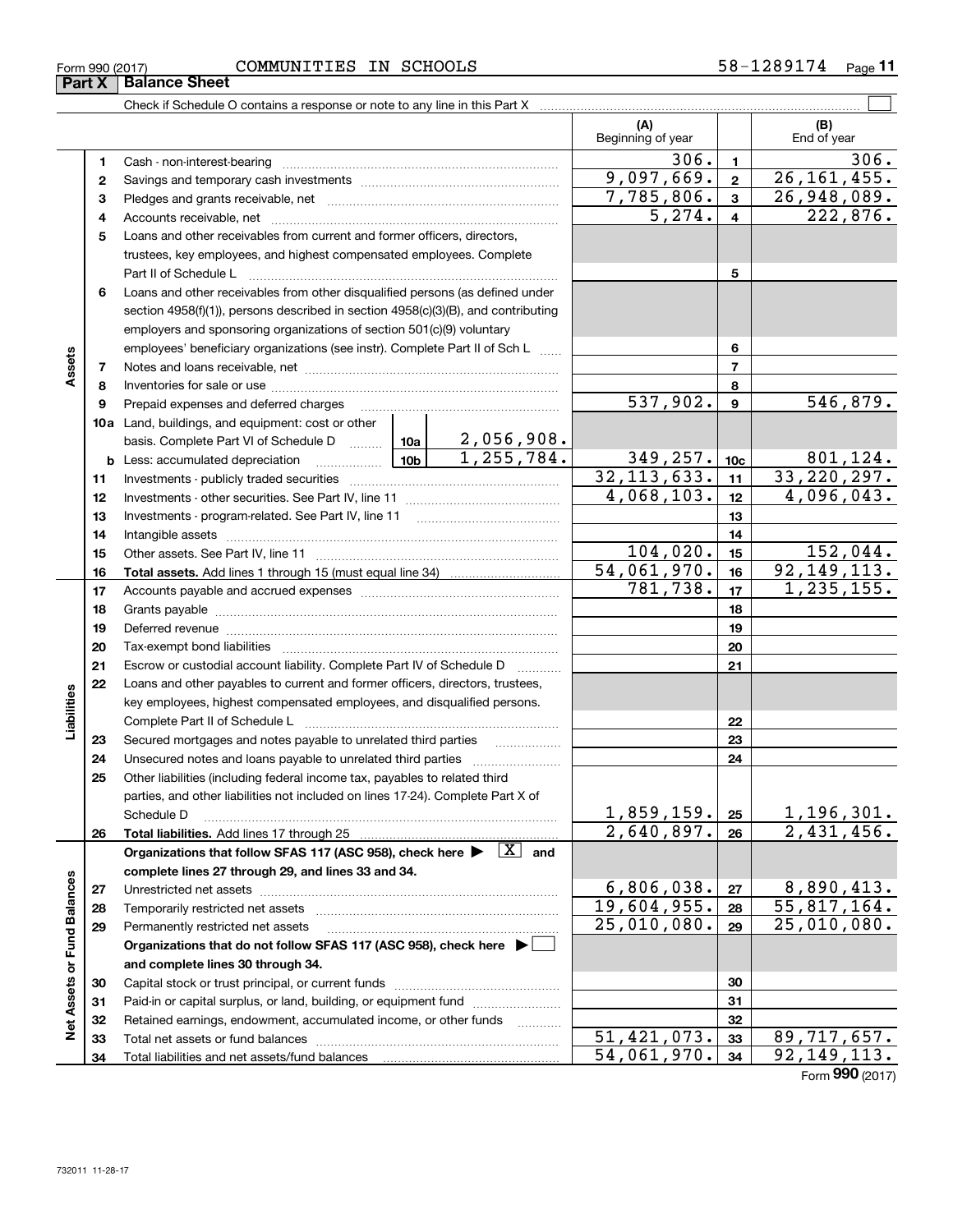Form 990 (2017) COMMUNITIES IN SCHOOLS 58-1289174 Page 11

## Part X Balance Sheet

Check if Schedule O contains a response or note to any line in this Part X

| | | | (A) Beginning of year | | (B) End of year |
|---|---|---|---|---|---|
| Assets | 1 | Cash - non-interest-bearing | 306. | 1 | 306. |
| | 2 | Savings and temporary cash investments | 9,097,669. | 2 | 26,161,455. |
| | 3 | Pledges and grants receivable, net | 7,785,806. | 3 | 26,948,089. |
| | 4 | Accounts receivable, net | 5,274. | 4 | 222,876. |
| | 5 | Loans and other receivables from current and former officers, directors, trustees, key employees, and highest compensated employees. Complete Part II of Schedule L | | 5 | |
| | 6 | Loans and other receivables from other disqualified persons (as defined under section 4958(f)(1)), persons described in section 4958(c)(3)(B), and contributing employers and sponsoring organizations of section 501(c)(9) voluntary employees' beneficiary organizations (see instr). Complete Part II of Sch L | | 6 | |
| | 7 | Notes and loans receivable, net | | 7 | |
| | 8 | Inventories for sale or use | | 8 | |
| | 9 | Prepaid expenses and deferred charges | 537,902. | 9 | 546,879. |
| | 10a | Land, buildings, and equipment: cost or other basis. Complete Part VI of Schedule D — 10a: 2,056,908. | | | |
| | b | Less: accumulated depreciation — 10b: 1,255,784. | 349,257. | 10c | 801,124. |
| | 11 | Investments - publicly traded securities | 32,113,633. | 11 | 33,220,297. |
| | 12 | Investments - other securities. See Part IV, line 11 | 4,068,103. | 12 | 4,096,043. |
| | 13 | Investments - program-related. See Part IV, line 11 | | 13 | |
| | 14 | Intangible assets | | 14 | |
| | 15 | Other assets. See Part IV, line 11 | 104,020. | 15 | 152,044. |
| | 16 | **Total assets.** Add lines 1 through 15 (must equal line 34) | 54,061,970. | 16 | 92,149,113. |
| Liabilities | 17 | Accounts payable and accrued expenses | 781,738. | 17 | 1,235,155. |
| | 18 | Grants payable | | 18 | |
| | 19 | Deferred revenue | | 19 | |
| | 20 | Tax-exempt bond liabilities | | 20 | |
| | 21 | Escrow or custodial account liability. Complete Part IV of Schedule D | | 21 | |
| | 22 | Loans and other payables to current and former officers, directors, trustees, key employees, highest compensated employees, and disqualified persons. Complete Part II of Schedule L | | 22 | |
| | 23 | Secured mortgages and notes payable to unrelated third parties | | 23 | |
| | 24 | Unsecured notes and loans payable to unrelated third parties | | 24 | |
| | 25 | Other liabilities (including federal income tax, payables to related third parties, and other liabilities not included on lines 17-24). Complete Part X of Schedule D | 1,859,159. | 25 | 1,196,301. |
| | 26 | **Total liabilities.** Add lines 17 through 25 | 2,640,897. | 26 | 2,431,456. |
| Net Assets or Fund Balances | | **Organizations that follow SFAS 117 (ASC 958), check here ▶ [X] and complete lines 27 through 29, and lines 33 and 34.** | | | |
| | 27 | Unrestricted net assets | 6,806,038. | 27 | 8,890,413. |
| | 28 | Temporarily restricted net assets | 19,604,955. | 28 | 55,817,164. |
| | 29 | Permanently restricted net assets | 25,010,080. | 29 | 25,010,080. |
| | | **Organizations that do not follow SFAS 117 (ASC 958), check here ▶ [ ] and complete lines 30 through 34.** | | | |
| | 30 | Capital stock or trust principal, or current funds | | 30 | |
| | 31 | Paid-in or capital surplus, or land, building, or equipment fund | | 31 | |
| | 32 | Retained earnings, endowment, accumulated income, or other funds | | 32 | |
| | 33 | Total net assets or fund balances | 51,421,073. | 33 | 89,717,657. |
| | 34 | Total liabilities and net assets/fund balances | 54,061,970. | 34 | 92,149,113. |

Form **990** (2017)

732011 11-28-17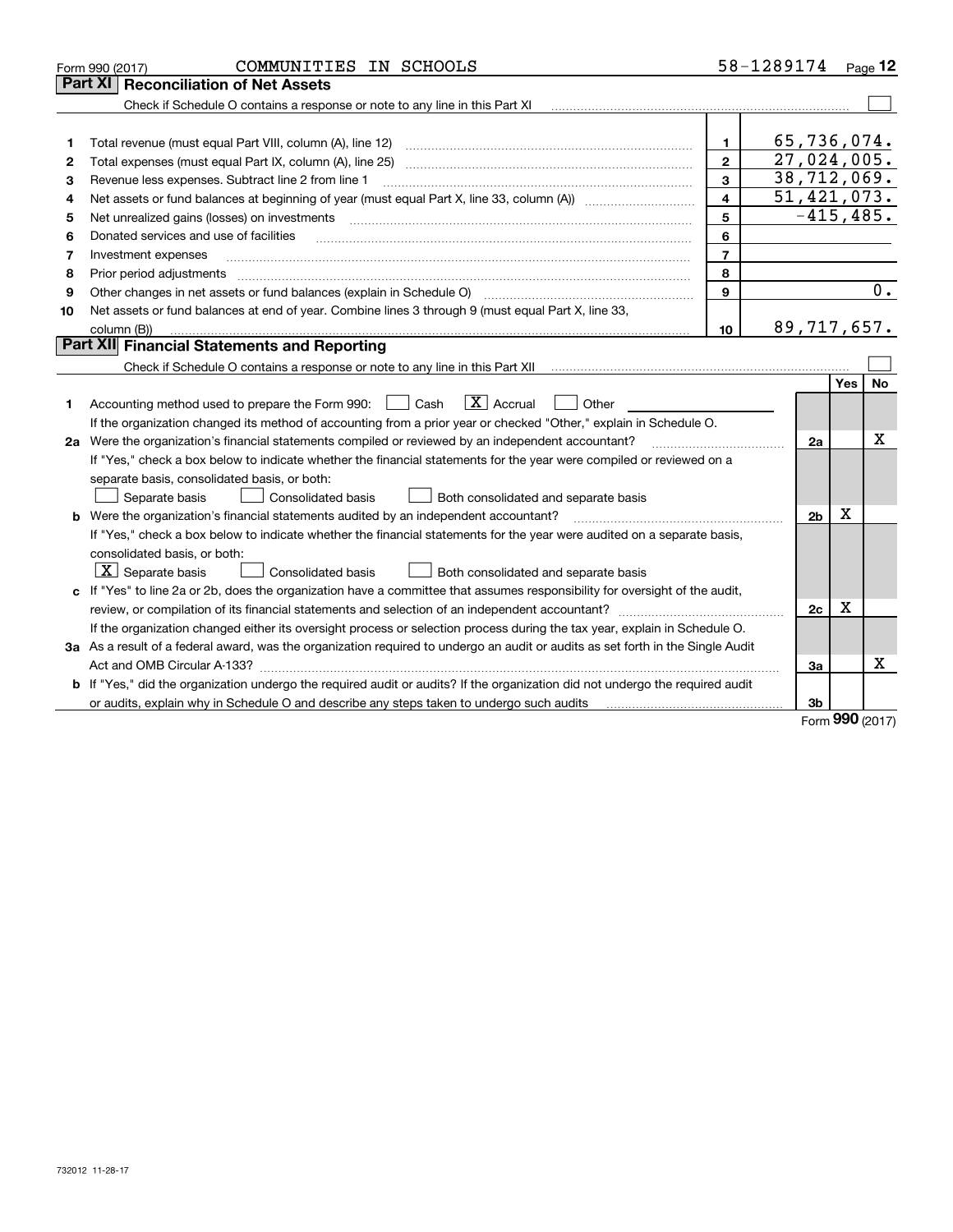Form 990 (2017) COMMUNITIES IN SCHOOLS 58-1289174

## Part XI Reconciliation of Net Assets

Check if Schedule O contains a response or note to any line in this Part XI ☐

| | | | |
|---|---|---|---|
| 1 | Total revenue (must equal Part VIII, column (A), line 12) | 1 | 65,736,074. |
| 2 | Total expenses (must equal Part IX, column (A), line 25) | 2 | 27,024,005. |
| 3 | Revenue less expenses. Subtract line 2 from line 1 | 3 | 38,712,069. |
| 4 | Net assets or fund balances at beginning of year (must equal Part X, line 33, column (A)) | 4 | 51,421,073. |
| 5 | Net unrealized gains (losses) on investments | 5 | -415,485. |
| 6 | Donated services and use of facilities | 6 | |
| 7 | Investment expenses | 7 | |
| 8 | Prior period adjustments | 8 | |
| 9 | Other changes in net assets or fund balances (explain in Schedule O) | 9 | 0. |
| 10 | Net assets or fund balances at end of year. Combine lines 3 through 9 (must equal Part X, line 33, column (B)) | 10 | 89,717,657. |

## Part XII Financial Statements and Reporting

Check if Schedule O contains a response or note to any line in this Part XII ☐

| | | | Yes | No |
|---|---|---|---|---|
| 1 | Accounting method used to prepare the Form 990: ☐ Cash ☒ Accrual ☐ Other<br>If the organization changed its method of accounting from a prior year or checked "Other," explain in Schedule O. | | | |
| 2a | Were the organization's financial statements compiled or reviewed by an independent accountant?<br>If "Yes," check a box below to indicate whether the financial statements for the year were compiled or reviewed on a separate basis, consolidated basis, or both:<br>☐ Separate basis ☐ Consolidated basis ☐ Both consolidated and separate basis | 2a | | X |
| b | Were the organization's financial statements audited by an independent accountant?<br>If "Yes," check a box below to indicate whether the financial statements for the year were audited on a separate basis, consolidated basis, or both:<br>☒ Separate basis ☐ Consolidated basis ☐ Both consolidated and separate basis | 2b | X | |
| c | If "Yes" to line 2a or 2b, does the organization have a committee that assumes responsibility for oversight of the audit, review, or compilation of its financial statements and selection of an independent accountant?<br>If the organization changed either its oversight process or selection process during the tax year, explain in Schedule O. | 2c | X | |
| 3a | As a result of a federal award, was the organization required to undergo an audit or audits as set forth in the Single Audit Act and OMB Circular A-133? | 3a | | X |
| b | If "Yes," did the organization undergo the required audit or audits? If the organization did not undergo the required audit or audits, explain why in Schedule O and describe any steps taken to undergo such audits | 3b | | |

Form **990** (2017)

732012 11-28-17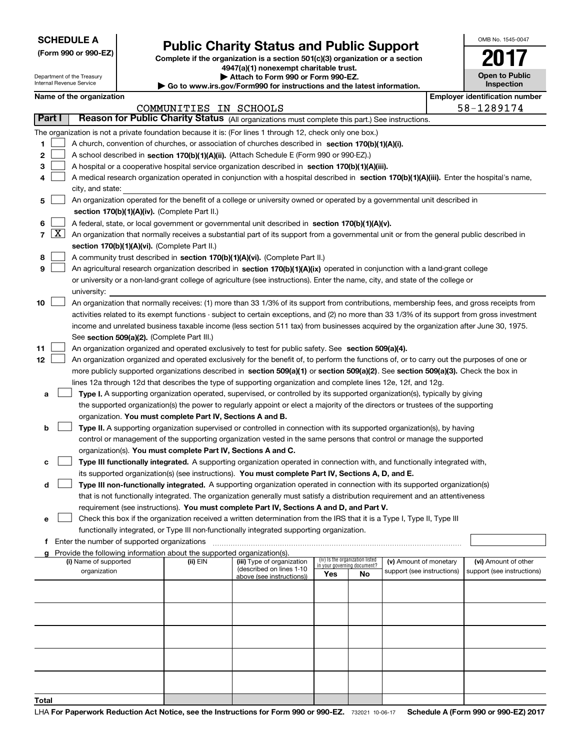**SCHEDULE A**
**(Form 990 or 990-EZ)**

Department of the Treasury
Internal Revenue Service

# Public Charity Status and Public Support

**Complete if the organization is a section 501(c)(3) organization or a section 4947(a)(1) nonexempt charitable trust.**
**▶ Attach to Form 990 or Form 990-EZ.**
**▶ Go to www.irs.gov/Form990 for instructions and the latest information.**

OMB No. 1545-0047

**2017**

**Open to Public Inspection**

**Name of the organization**
COMMUNITIES IN SCHOOLS

**Employer identification number**
58-1289174

## Part I  Reason for Public Charity Status (All organizations must complete this part.) See instructions.

The organization is not a private foundation because it is: (For lines 1 through 12, check only one box.)

1 [ ] A church, convention of churches, or association of churches described in **section 170(b)(1)(A)(i).**

2 [ ] A school described in **section 170(b)(1)(A)(ii).** (Attach Schedule E (Form 990 or 990-EZ).)

3 [ ] A hospital or a cooperative hospital service organization described in **section 170(b)(1)(A)(iii).**

4 [ ] A medical research organization operated in conjunction with a hospital described in **section 170(b)(1)(A)(iii).** Enter the hospital's name, city, and state: ______

5 [ ] An organization operated for the benefit of a college or university owned or operated by a governmental unit described in **section 170(b)(1)(A)(iv).** (Complete Part II.)

6 [ ] A federal, state, or local government or governmental unit described in **section 170(b)(1)(A)(v).**

7 [X] An organization that normally receives a substantial part of its support from a governmental unit or from the general public described in **section 170(b)(1)(A)(vi).** (Complete Part II.)

8 [ ] A community trust described in **section 170(b)(1)(A)(vi).** (Complete Part II.)

9 [ ] An agricultural research organization described in **section 170(b)(1)(A)(ix)** operated in conjunction with a land-grant college or university or a non-land-grant college of agriculture (see instructions). Enter the name, city, and state of the college or university: ______

10 [ ] An organization that normally receives: (1) more than 33 1/3% of its support from contributions, membership fees, and gross receipts from activities related to its exempt functions - subject to certain exceptions, and (2) no more than 33 1/3% of its support from gross investment income and unrelated business taxable income (less section 511 tax) from businesses acquired by the organization after June 30, 1975. See **section 509(a)(2).** (Complete Part III.)

11 [ ] An organization organized and operated exclusively to test for public safety. See **section 509(a)(4).**

12 [ ] An organization organized and operated exclusively for the benefit of, to perform the functions of, or to carry out the purposes of one or more publicly supported organizations described in **section 509(a)(1)** or **section 509(a)(2)**. See **section 509(a)(3).** Check the box in lines 12a through 12d that describes the type of supporting organization and complete lines 12e, 12f, and 12g.

a [ ] **Type I.** A supporting organization operated, supervised, or controlled by its supported organization(s), typically by giving the supported organization(s) the power to regularly appoint or elect a majority of the directors or trustees of the supporting organization. **You must complete Part IV, Sections A and B.**

b [ ] **Type II.** A supporting organization supervised or controlled in connection with its supported organization(s), by having control or management of the supporting organization vested in the same persons that control or manage the supported organization(s). **You must complete Part IV, Sections A and C.**

c [ ] **Type III functionally integrated.** A supporting organization operated in connection with, and functionally integrated with, its supported organization(s) (see instructions). **You must complete Part IV, Sections A, D, and E.**

d [ ] **Type III non-functionally integrated.** A supporting organization operated in connection with its supported organization(s) that is not functionally integrated. The organization generally must satisfy a distribution requirement and an attentiveness requirement (see instructions). **You must complete Part IV, Sections A and D, and Part V.**

e [ ] Check this box if the organization received a written determination from the IRS that it is a Type I, Type II, Type III functionally integrated, or Type III non-functionally integrated supporting organization.

f Enter the number of supported organizations ______

g Provide the following information about the supported organization(s).

| (i) Name of supported organization | (ii) EIN | (iii) Type of organization (described on lines 1-10 above (see instructions)) | (iv) Is the organization listed in your governing document? | | (v) Amount of monetary support (see instructions) | (vi) Amount of other support (see instructions) |
|---|---|---|---|---|---|---|
| | | | Yes | No | | |
| | | | | | | |
| | | | | | | |
| | | | | | | |
| | | | | | | |
| | | | | | | |
| **Total** | | | | | | |

LHA **For Paperwork Reduction Act Notice, see the Instructions for Form 990 or 990-EZ.** 732021 10-06-17 **Schedule A (Form 990 or 990-EZ) 2017**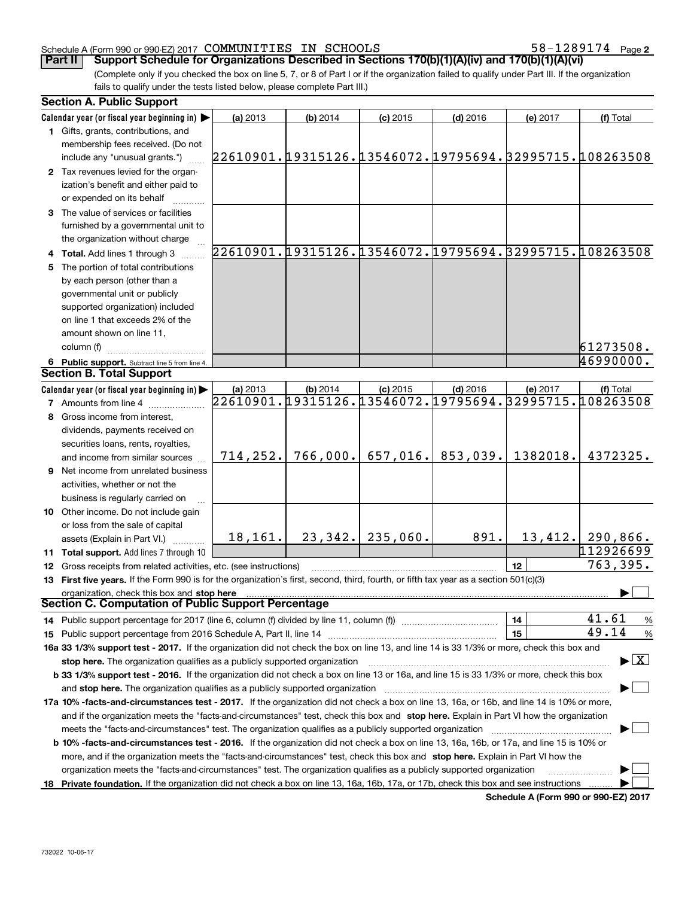Schedule A (Form 990 or 990-EZ) 2017 COMMUNITIES IN SCHOOLS 58-1289174 Page 2

**Part II — Support Schedule for Organizations Described in Sections 170(b)(1)(A)(iv) and 170(b)(1)(A)(vi)**

(Complete only if you checked the box on line 5, 7, or 8 of Part I or if the organization failed to qualify under Part III. If the organization fails to qualify under the tests listed below, please complete Part III.)

## Section A. Public Support

| Calendar year (or fiscal year beginning in) ▶ | (a) 2013 | (b) 2014 | (c) 2015 | (d) 2016 | (e) 2017 | (f) Total |
|---|---|---|---|---|---|---|
| **1** Gifts, grants, contributions, and membership fees received. (Do not include any "unusual grants.") | 22610901. | 19315126. | 13546072. | 19795694. | 32995715. | 108263508 |
| **2** Tax revenues levied for the organization's benefit and either paid to or expended on its behalf | | | | | | |
| **3** The value of services or facilities furnished by a governmental unit to the organization without charge | | | | | | |
| **4 Total.** Add lines 1 through 3 | 22610901. | 19315126. | 13546072. | 19795694. | 32995715. | 108263508 |
| **5** The portion of total contributions by each person (other than a governmental unit or publicly supported organization) included on line 1 that exceeds 2% of the amount shown on line 11, column (f) | | | | | | 61273508. |
| **6 Public support.** Subtract line 5 from line 4. | | | | | | 46990000. |

## Section B. Total Support

| Calendar year (or fiscal year beginning in) ▶ | (a) 2013 | (b) 2014 | (c) 2015 | (d) 2016 | (e) 2017 | (f) Total |
|---|---|---|---|---|---|---|
| **7** Amounts from line 4 | 22610901. | 19315126. | 13546072. | 19795694. | 32995715. | 108263508 |
| **8** Gross income from interest, dividends, payments received on securities loans, rents, royalties, and income from similar sources | 714,252. | 766,000. | 657,016. | 853,039. | 1382018. | 4372325. |
| **9** Net income from unrelated business activities, whether or not the business is regularly carried on | | | | | | |
| **10** Other income. Do not include gain or loss from the sale of capital assets (Explain in Part VI.) | 18,161. | 23,342. | 235,060. | 891. | 13,412. | 290,866. |
| **11 Total support.** Add lines 7 through 10 | | | | | | 112926699 |

**12** Gross receipts from related activities, etc. (see instructions) — **12** — 763,395.

**13 First five years.** If the Form 990 is for the organization's first, second, third, fourth, or fifth tax year as a section 501(c)(3) organization, check this box and **stop here** ▶ ☐

## Section C. Computation of Public Support Percentage

**14** Public support percentage for 2017 (line 6, column (f) divided by line 11, column (f)) — **14** — 41.61 %

**15** Public support percentage from 2016 Schedule A, Part II, line 14 — **15** — 49.14 %

**16a 33 1/3% support test - 2017.** If the organization did not check the box on line 13, and line 14 is 33 1/3% or more, check this box and **stop here.** The organization qualifies as a publicly supported organization ▶ ☒

**b 33 1/3% support test - 2016.** If the organization did not check a box on line 13 or 16a, and line 15 is 33 1/3% or more, check this box and **stop here.** The organization qualifies as a publicly supported organization ▶ ☐

**17a 10% -facts-and-circumstances test - 2017.** If the organization did not check a box on line 13, 16a, or 16b, and line 14 is 10% or more, and if the organization meets the "facts-and-circumstances" test, check this box and **stop here.** Explain in Part VI how the organization meets the "facts-and-circumstances" test. The organization qualifies as a publicly supported organization ▶ ☐

**b 10% -facts-and-circumstances test - 2016.** If the organization did not check a box on line 13, 16a, 16b, or 17a, and line 15 is 10% or more, and if the organization meets the "facts-and-circumstances" test, check this box and **stop here.** Explain in Part VI how the organization meets the "facts-and-circumstances" test. The organization qualifies as a publicly supported organization ▶ ☐

**18 Private foundation.** If the organization did not check a box on line 13, 16a, 16b, 17a, or 17b, check this box and see instructions ▶ ☐

**Schedule A (Form 990 or 990-EZ) 2017**

732022 10-06-17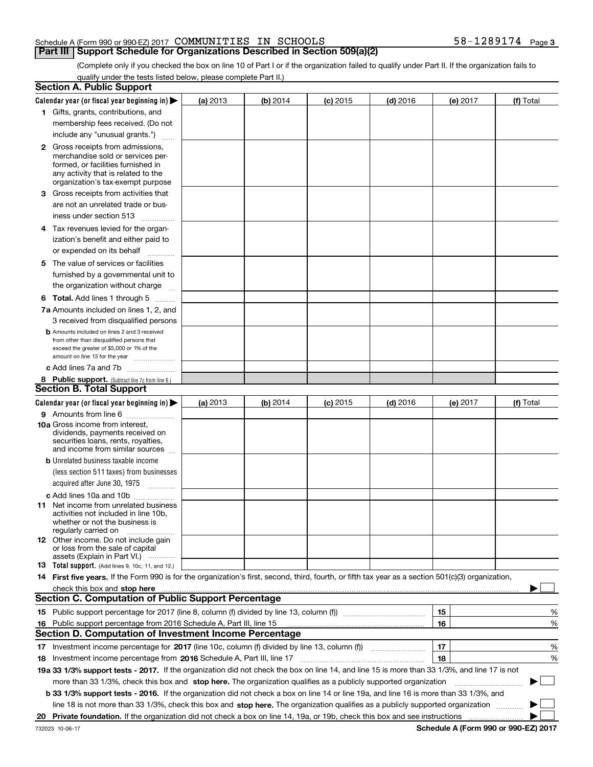Schedule A (Form 990 or 990-EZ) 2017 COMMUNITIES IN SCHOOLS 58-1289174 Page 3

## Part III | Support Schedule for Organizations Described in Section 509(a)(2)

(Complete only if you checked the box on line 10 of Part I or if the organization failed to qualify under Part II. If the organization fails to qualify under the tests listed below, please complete Part II.)

### Section A. Public Support

| Calendar year (or fiscal year beginning in) ▶ | (a) 2013 | (b) 2014 | (c) 2015 | (d) 2016 | (e) 2017 | (f) Total |
|---|---|---|---|---|---|---|
| 1 Gifts, grants, contributions, and membership fees received. (Do not include any "unusual grants.") | | | | | | |
| 2 Gross receipts from admissions, merchandise sold or services performed, or facilities furnished in any activity that is related to the organization's tax-exempt purpose | | | | | | |
| 3 Gross receipts from activities that are not an unrelated trade or business under section 513 | | | | | | |
| 4 Tax revenues levied for the organization's benefit and either paid to or expended on its behalf | | | | | | |
| 5 The value of services or facilities furnished by a governmental unit to the organization without charge | | | | | | |
| 6 **Total.** Add lines 1 through 5 | | | | | | |
| 7a Amounts included on lines 1, 2, and 3 received from disqualified persons | | | | | | |
| b Amounts included on lines 2 and 3 received from other than disqualified persons that exceed the greater of $5,000 or 1% of the amount on line 13 for the year | | | | | | |
| c Add lines 7a and 7b | | | | | | |
| 8 **Public support.** (Subtract line 7c from line 6.) | | | | | | |

### Section B. Total Support

| Calendar year (or fiscal year beginning in) ▶ | (a) 2013 | (b) 2014 | (c) 2015 | (d) 2016 | (e) 2017 | (f) Total |
|---|---|---|---|---|---|---|
| 9 Amounts from line 6 | | | | | | |
| 10a Gross income from interest, dividends, payments received on securities loans, rents, royalties, and income from similar sources | | | | | | |
| b Unrelated business taxable income (less section 511 taxes) from businesses acquired after June 30, 1975 | | | | | | |
| c Add lines 10a and 10b | | | | | | |
| 11 Net income from unrelated business activities not included in line 10b, whether or not the business is regularly carried on | | | | | | |
| 12 Other income. Do not include gain or loss from the sale of capital assets (Explain in Part VI.) | | | | | | |
| 13 **Total support.** (Add lines 9, 10c, 11, and 12.) | | | | | | |

14 **First five years.** If the Form 990 is for the organization's first, second, third, fourth, or fifth tax year as a section 501(c)(3) organization, check this box and **stop here** ▶ ☐

### Section C. Computation of Public Support Percentage

| | | |
|---|---|---|
| 15 Public support percentage for 2017 (line 8, column (f) divided by line 13, column (f)) | 15 | % |
| 16 Public support percentage from 2016 Schedule A, Part III, line 15 | 16 | % |

### Section D. Computation of Investment Income Percentage

| | | |
|---|---|---|
| 17 Investment income percentage for **2017** (line 10c, column (f) divided by line 13, column (f)) | 17 | % |
| 18 Investment income percentage from **2016** Schedule A, Part III, line 17 | 18 | % |

**19a 33 1/3% support tests - 2017.** If the organization did not check the box on line 14, and line 15 is more than 33 1/3%, and line 17 is not more than 33 1/3%, check this box and **stop here.** The organization qualifies as a publicly supported organization ▶ ☐

**b 33 1/3% support tests - 2016.** If the organization did not check a box on line 14 or line 19a, and line 16 is more than 33 1/3%, and line 18 is not more than 33 1/3%, check this box and **stop here.** The organization qualifies as a publicly supported organization ▶ ☐

**20 Private foundation.** If the organization did not check a box on line 14, 19a, or 19b, check this box and see instructions ▶ ☐

732023 10-06-17 **Schedule A (Form 990 or 990-EZ) 2017**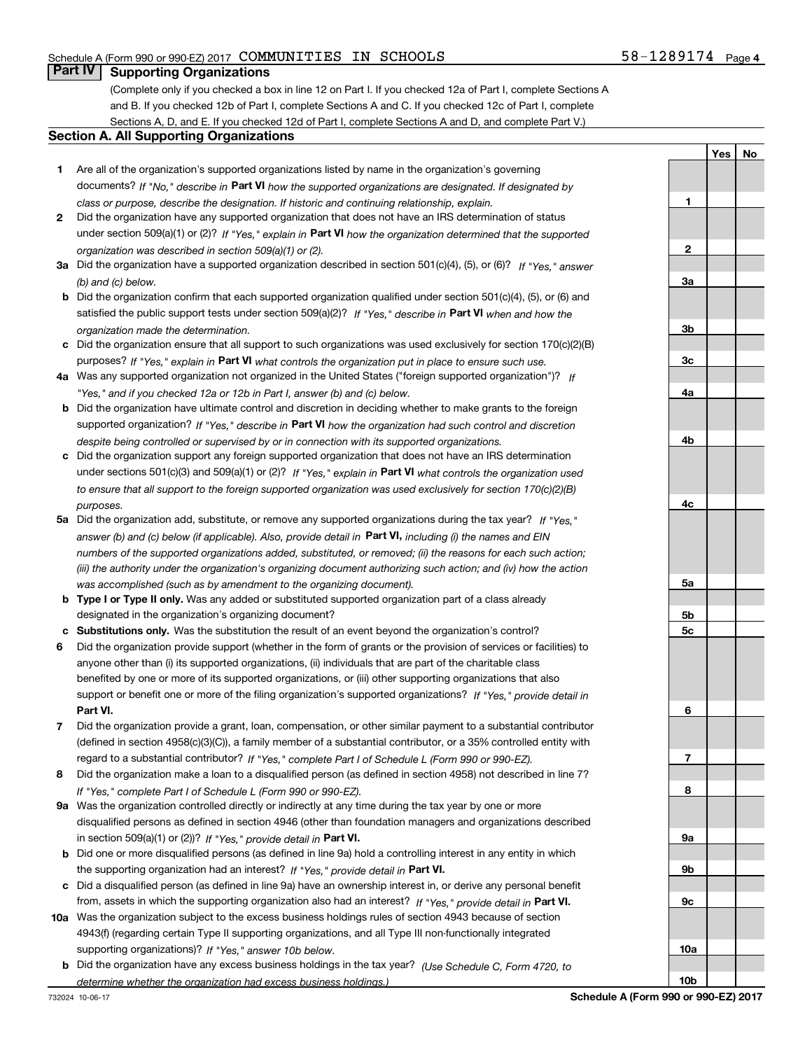Schedule A (Form 990 or 990-EZ) 2017 COMMUNITIES IN SCHOOLS 58-1289174

## Part IV Supporting Organizations

(Complete only if you checked a box in line 12 on Part I. If you checked 12a of Part I, complete Sections A and B. If you checked 12b of Part I, complete Sections A and C. If you checked 12c of Part I, complete Sections A, D, and E. If you checked 12d of Part I, complete Sections A and D, and complete Part V.)

### Section A. All Supporting Organizations

| | | Line | Yes | No |
|---|---|---|---|---|
| **1** | Are all of the organization's supported organizations listed by name in the organization's governing documents? *If "No," describe in* **Part VI** *how the supported organizations are designated. If designated by class or purpose, describe the designation. If historic and continuing relationship, explain.* | 1 | | |
| **2** | Did the organization have any supported organization that does not have an IRS determination of status under section 509(a)(1) or (2)? *If "Yes," explain in* **Part VI** *how the organization determined that the supported organization was described in section 509(a)(1) or (2).* | 2 | | |
| **3a** | Did the organization have a supported organization described in section 501(c)(4), (5), or (6)? *If "Yes," answer (b) and (c) below.* | 3a | | |
| **b** | Did the organization confirm that each supported organization qualified under section 501(c)(4), (5), or (6) and satisfied the public support tests under section 509(a)(2)? *If "Yes," describe in* **Part VI** *when and how the organization made the determination.* | 3b | | |
| **c** | Did the organization ensure that all support to such organizations was used exclusively for section 170(c)(2)(B) purposes? *If "Yes," explain in* **Part VI** *what controls the organization put in place to ensure such use.* | 3c | | |
| **4a** | Was any supported organization not organized in the United States ("foreign supported organization")? *If "Yes," and if you checked 12a or 12b in Part I, answer (b) and (c) below.* | 4a | | |
| **b** | Did the organization have ultimate control and discretion in deciding whether to make grants to the foreign supported organization? *If "Yes," describe in* **Part VI** *how the organization had such control and discretion despite being controlled or supervised by or in connection with its supported organizations.* | 4b | | |
| **c** | Did the organization support any foreign supported organization that does not have an IRS determination under sections 501(c)(3) and 509(a)(1) or (2)? *If "Yes," explain in* **Part VI** *what controls the organization used to ensure that all support to the foreign supported organization was used exclusively for section 170(c)(2)(B) purposes.* | 4c | | |
| **5a** | Did the organization add, substitute, or remove any supported organizations during the tax year? *If "Yes," answer (b) and (c) below (if applicable). Also, provide detail in* **Part VI,** *including (i) the names and EIN numbers of the supported organizations added, substituted, or removed; (ii) the reasons for each such action; (iii) the authority under the organization's organizing document authorizing such action; and (iv) how the action was accomplished (such as by amendment to the organizing document).* | 5a | | |
| **b** | **Type I or Type II only.** Was any added or substituted supported organization part of a class already designated in the organization's organizing document? | 5b | | |
| **c** | **Substitutions only.** Was the substitution the result of an event beyond the organization's control? | 5c | | |
| **6** | Did the organization provide support (whether in the form of grants or the provision of services or facilities) to anyone other than (i) its supported organizations, (ii) individuals that are part of the charitable class benefited by one or more of its supported organizations, or (iii) other supporting organizations that also support or benefit one or more of the filing organization's supported organizations? *If "Yes," provide detail in* **Part VI.** | 6 | | |
| **7** | Did the organization provide a grant, loan, compensation, or other similar payment to a substantial contributor (defined in section 4958(c)(3)(C)), a family member of a substantial contributor, or a 35% controlled entity with regard to a substantial contributor? *If "Yes," complete Part I of Schedule L (Form 990 or 990-EZ).* | 7 | | |
| **8** | Did the organization make a loan to a disqualified person (as defined in section 4958) not described in line 7? *If "Yes," complete Part I of Schedule L (Form 990 or 990-EZ).* | 8 | | |
| **9a** | Was the organization controlled directly or indirectly at any time during the tax year by one or more disqualified persons as defined in section 4946 (other than foundation managers and organizations described in section 509(a)(1) or (2))? *If "Yes," provide detail in* **Part VI.** | 9a | | |
| **b** | Did one or more disqualified persons (as defined in line 9a) hold a controlling interest in any entity in which the supporting organization had an interest? *If "Yes," provide detail in* **Part VI.** | 9b | | |
| **c** | Did a disqualified person (as defined in line 9a) have an ownership interest in, or derive any personal benefit from, assets in which the supporting organization also had an interest? *If "Yes," provide detail in* **Part VI.** | 9c | | |
| **10a** | Was the organization subject to the excess business holdings rules of section 4943 because of section 4943(f) (regarding certain Type II supporting organizations, and all Type III non-functionally integrated supporting organizations)? *If "Yes," answer 10b below.* | 10a | | |
| **b** | Did the organization have any excess business holdings in the tax year? *(Use Schedule C, Form 4720, to determine whether the organization had excess business holdings.)* | 10b | | |

732024 10-06-17 **Schedule A (Form 990 or 990-EZ) 2017**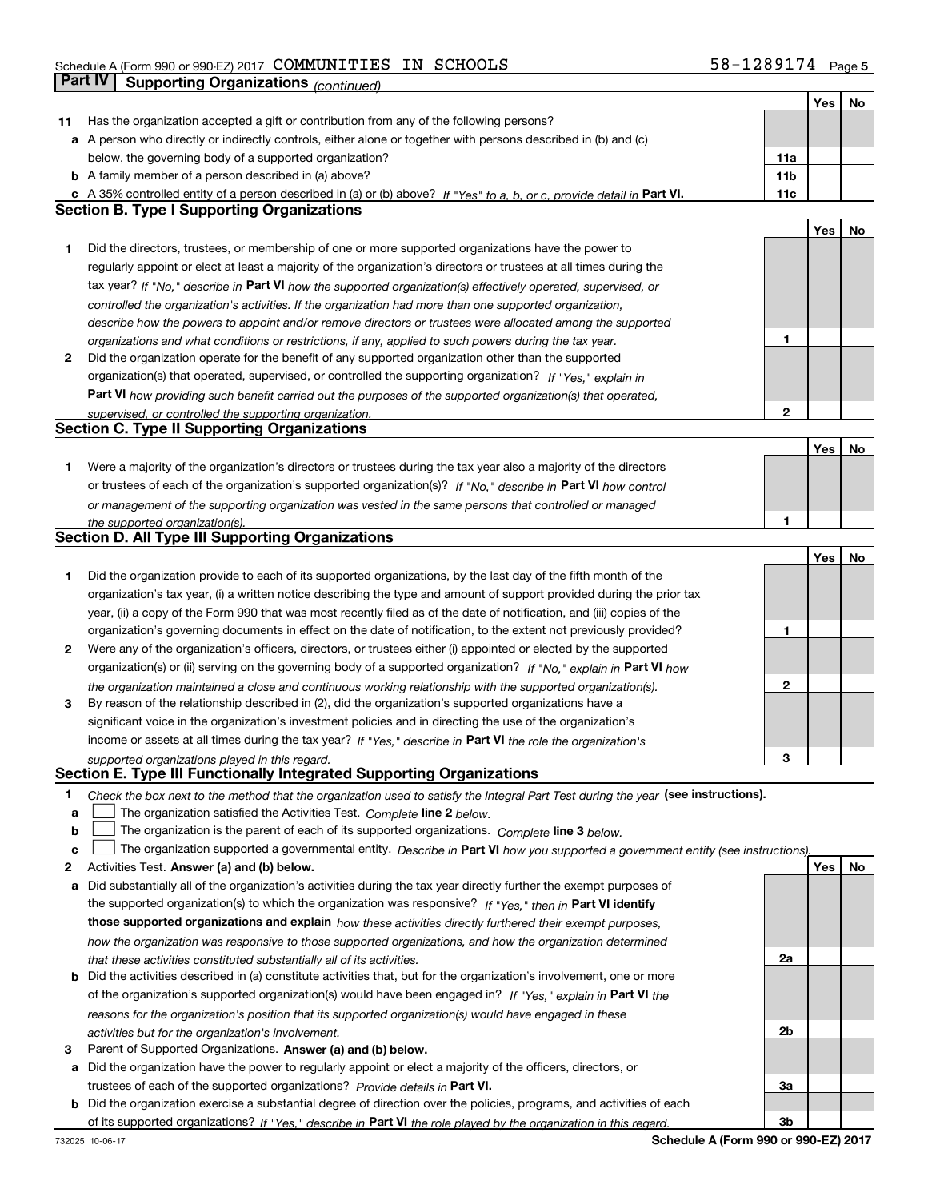Schedule A (Form 990 or 990-EZ) 2017 COMMUNITIES IN SCHOOLS 58-1289174 Page 5

## Part IV Supporting Organizations *(continued)*

| | | | Yes | No |
|---|---|---|---|---|
| **11** | Has the organization accepted a gift or contribution from any of the following persons? | | | |
| **a** | A person who directly or indirectly controls, either alone or together with persons described in (b) and (c) below, the governing body of a supported organization? | **11a** | | |
| **b** | A family member of a person described in (a) above? | **11b** | | |
| **c** | A 35% controlled entity of a person described in (a) or (b) above? *If "Yes" to a, b, or c, provide detail in* **Part VI.** | **11c** | | |

### Section B. Type I Supporting Organizations

| | | | Yes | No |
|---|---|---|---|---|
| **1** | Did the directors, trustees, or membership of one or more supported organizations have the power to regularly appoint or elect at least a majority of the organization's directors or trustees at all times during the tax year? *If "No," describe in* **Part VI** *how the supported organization(s) effectively operated, supervised, or controlled the organization's activities. If the organization had more than one supported organization, describe how the powers to appoint and/or remove directors or trustees were allocated among the supported organizations and what conditions or restrictions, if any, applied to such powers during the tax year.* | **1** | | |
| **2** | Did the organization operate for the benefit of any supported organization other than the supported organization(s) that operated, supervised, or controlled the supporting organization? *If "Yes," explain in* **Part VI** *how providing such benefit carried out the purposes of the supported organization(s) that operated, supervised, or controlled the supporting organization.* | **2** | | |

### Section C. Type II Supporting Organizations

| | | | Yes | No |
|---|---|---|---|---|
| **1** | Were a majority of the organization's directors or trustees during the tax year also a majority of the directors or trustees of each of the organization's supported organization(s)? *If "No," describe in* **Part VI** *how control or management of the supporting organization was vested in the same persons that controlled or managed the supported organization(s).* | **1** | | |

### Section D. All Type III Supporting Organizations

| | | | Yes | No |
|---|---|---|---|---|
| **1** | Did the organization provide to each of its supported organizations, by the last day of the fifth month of the organization's tax year, (i) a written notice describing the type and amount of support provided during the prior tax year, (ii) a copy of the Form 990 that was most recently filed as of the date of notification, and (iii) copies of the organization's governing documents in effect on the date of notification, to the extent not previously provided? | **1** | | |
| **2** | Were any of the organization's officers, directors, or trustees either (i) appointed or elected by the supported organization(s) or (ii) serving on the governing body of a supported organization? *If "No," explain in* **Part VI** *how the organization maintained a close and continuous working relationship with the supported organization(s).* | **2** | | |
| **3** | By reason of the relationship described in (2), did the organization's supported organizations have a significant voice in the organization's investment policies and in directing the use of the organization's income or assets at all times during the tax year? *If "Yes," describe in* **Part VI** *the role the organization's supported organizations played in this regard.* | **3** | | |

### Section E. Type III Functionally Integrated Supporting Organizations

**1** *Check the box next to the method that the organization used to satisfy the Integral Part Test during the year* **(see instructions).**

- **a** ☐ The organization satisfied the Activities Test. *Complete* **line 2** *below.*
- **b** ☐ The organization is the parent of each of its supported organizations. *Complete* **line 3** *below.*
- **c** ☐ The organization supported a governmental entity. *Describe in* **Part VI** *how you supported a government entity (see instructions).*

| | | | Yes | No |
|---|---|---|---|---|
| **2** | Activities Test. **Answer (a) and (b) below.** | | | |
| **a** | Did substantially all of the organization's activities during the tax year directly further the exempt purposes of the supported organization(s) to which the organization was responsive? *If "Yes," then in* **Part VI identify those supported organizations and explain** *how these activities directly furthered their exempt purposes, how the organization was responsive to those supported organizations, and how the organization determined that these activities constituted substantially all of its activities.* | **2a** | | |
| **b** | Did the activities described in (a) constitute activities that, but for the organization's involvement, one or more of the organization's supported organization(s) would have been engaged in? *If "Yes," explain in* **Part VI** *the reasons for the organization's position that its supported organization(s) would have engaged in these activities but for the organization's involvement.* | **2b** | | |
| **3** | Parent of Supported Organizations. **Answer (a) and (b) below.** | | | |
| **a** | Did the organization have the power to regularly appoint or elect a majority of the officers, directors, or trustees of each of the supported organizations? *Provide details in* **Part VI.** | **3a** | | |
| **b** | Did the organization exercise a substantial degree of direction over the policies, programs, and activities of each of its supported organizations? *If "Yes," describe in* **Part VI** *the role played by the organization in this regard.* | **3b** | | |

732025 10-06-17 **Schedule A (Form 990 or 990-EZ) 2017**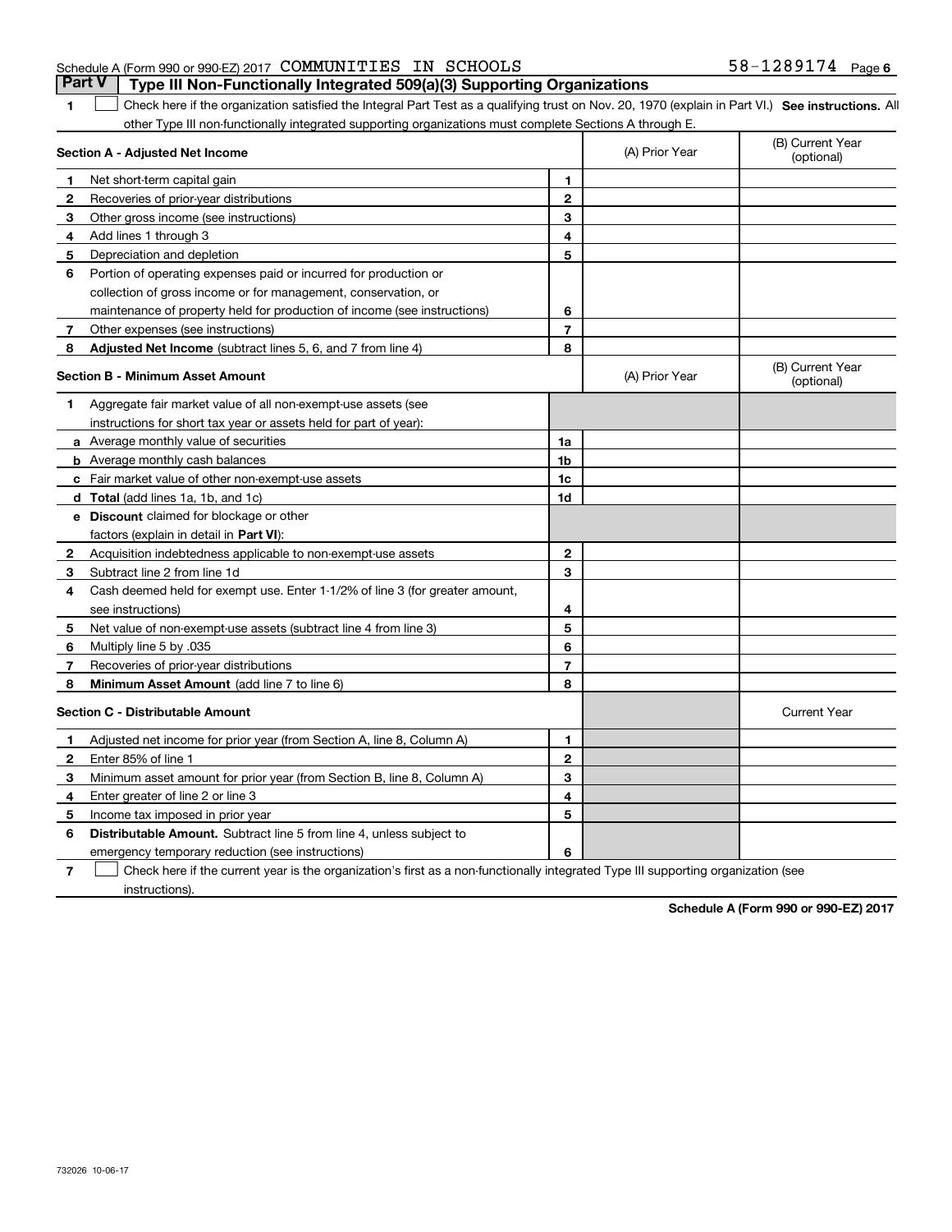## Part V Type III Non-Functionally Integrated 509(a)(3) Supporting Organizations

1 ☐ Check here if the organization satisfied the Integral Part Test as a qualifying trust on Nov. 20, 1970 (explain in Part VI.) **See instructions.** All other Type III non-functionally integrated supporting organizations must complete Sections A through E.

| **Section A - Adjusted Net Income** | | (A) Prior Year | (B) Current Year (optional) |
|---|---|---|---|
| 1 Net short-term capital gain | 1 | | |
| 2 Recoveries of prior-year distributions | 2 | | |
| 3 Other gross income (see instructions) | 3 | | |
| 4 Add lines 1 through 3 | 4 | | |
| 5 Depreciation and depletion | 5 | | |
| 6 Portion of operating expenses paid or incurred for production or collection of gross income or for management, conservation, or maintenance of property held for production of income (see instructions) | 6 | | |
| 7 Other expenses (see instructions) | 7 | | |
| 8 **Adjusted Net Income** (subtract lines 5, 6, and 7 from line 4) | 8 | | |

| **Section B - Minimum Asset Amount** | | (A) Prior Year | (B) Current Year (optional) |
|---|---|---|---|
| 1 Aggregate fair market value of all non-exempt-use assets (see instructions for short tax year or assets held for part of year): | | | |
| a Average monthly value of securities | 1a | | |
| b Average monthly cash balances | 1b | | |
| c Fair market value of other non-exempt-use assets | 1c | | |
| d **Total** (add lines 1a, 1b, and 1c) | 1d | | |
| e **Discount** claimed for blockage or other factors (explain in detail in **Part VI**): | | | |
| 2 Acquisition indebtedness applicable to non-exempt-use assets | 2 | | |
| 3 Subtract line 2 from line 1d | 3 | | |
| 4 Cash deemed held for exempt use. Enter 1-1/2% of line 3 (for greater amount, see instructions) | 4 | | |
| 5 Net value of non-exempt-use assets (subtract line 4 from line 3) | 5 | | |
| 6 Multiply line 5 by .035 | 6 | | |
| 7 Recoveries of prior-year distributions | 7 | | |
| 8 **Minimum Asset Amount** (add line 7 to line 6) | 8 | | |

| **Section C - Distributable Amount** | | | Current Year |
|---|---|---|---|
| 1 Adjusted net income for prior year (from Section A, line 8, Column A) | 1 | | |
| 2 Enter 85% of line 1 | 2 | | |
| 3 Minimum asset amount for prior year (from Section B, line 8, Column A) | 3 | | |
| 4 Enter greater of line 2 or line 3 | 4 | | |
| 5 Income tax imposed in prior year | 5 | | |
| 6 **Distributable Amount.** Subtract line 5 from line 4, unless subject to emergency temporary reduction (see instructions) | 6 | | |

7 ☐ Check here if the current year is the organization's first as a non-functionally integrated Type III supporting organization (see instructions).

**Schedule A (Form 990 or 990-EZ) 2017**

732026 10-06-17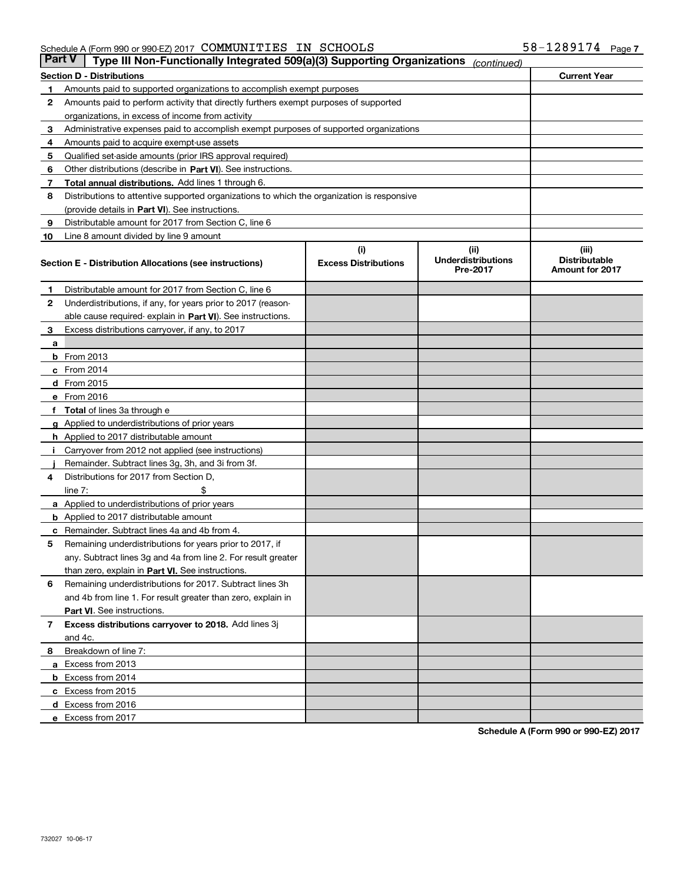Schedule A (Form 990 or 990-EZ) 2017 COMMUNITIES IN SCHOOLS 58-1289174 Page 7

## Part V — Type III Non-Functionally Integrated 509(a)(3) Supporting Organizations *(continued)*

| **Section D - Distributions** | | **Current Year** |
|---|---|---|
| 1 | Amounts paid to supported organizations to accomplish exempt purposes | |
| 2 | Amounts paid to perform activity that directly furthers exempt purposes of supported organizations, in excess of income from activity | |
| 3 | Administrative expenses paid to accomplish exempt purposes of supported organizations | |
| 4 | Amounts paid to acquire exempt-use assets | |
| 5 | Qualified set-aside amounts (prior IRS approval required) | |
| 6 | Other distributions (describe in **Part VI**). See instructions. | |
| 7 | **Total annual distributions.** Add lines 1 through 6. | |
| 8 | Distributions to attentive supported organizations to which the organization is responsive (provide details in **Part VI**). See instructions. | |
| 9 | Distributable amount for 2017 from Section C, line 6 | |
| 10 | Line 8 amount divided by line 9 amount | |

| **Section E - Distribution Allocations (see instructions)** | | **(i) Excess Distributions** | **(ii) Underdistributions Pre-2017** | **(iii) Distributable Amount for 2017** |
|---|---|---|---|---|
| 1 | Distributable amount for 2017 from Section C, line 6 | | | |
| 2 | Underdistributions, if any, for years prior to 2017 (reasonable cause required- explain in **Part VI**). See instructions. | | | |
| 3 | Excess distributions carryover, if any, to 2017 | | | |
| a | | | | |
| b | From 2013 | | | |
| c | From 2014 | | | |
| d | From 2015 | | | |
| e | From 2016 | | | |
| f | **Total** of lines 3a through e | | | |
| g | Applied to underdistributions of prior years | | | |
| h | Applied to 2017 distributable amount | | | |
| i | Carryover from 2012 not applied (see instructions) | | | |
| j | Remainder. Subtract lines 3g, 3h, and 3i from 3f. | | | |
| 4 | Distributions for 2017 from Section D, line 7: $ | | | |
| a | Applied to underdistributions of prior years | | | |
| b | Applied to 2017 distributable amount | | | |
| c | Remainder. Subtract lines 4a and 4b from 4. | | | |
| 5 | Remaining underdistributions for years prior to 2017, if any. Subtract lines 3g and 4a from line 2. For result greater than zero, explain in **Part VI.** See instructions. | | | |
| 6 | Remaining underdistributions for 2017. Subtract lines 3h and 4b from line 1. For result greater than zero, explain in **Part VI**. See instructions. | | | |
| 7 | **Excess distributions carryover to 2018.** Add lines 3j and 4c. | | | |
| 8 | Breakdown of line 7: | | | |
| a | Excess from 2013 | | | |
| b | Excess from 2014 | | | |
| c | Excess from 2015 | | | |
| d | Excess from 2016 | | | |
| e | Excess from 2017 | | | |

**Schedule A (Form 990 or 990-EZ) 2017**

732027 10-06-17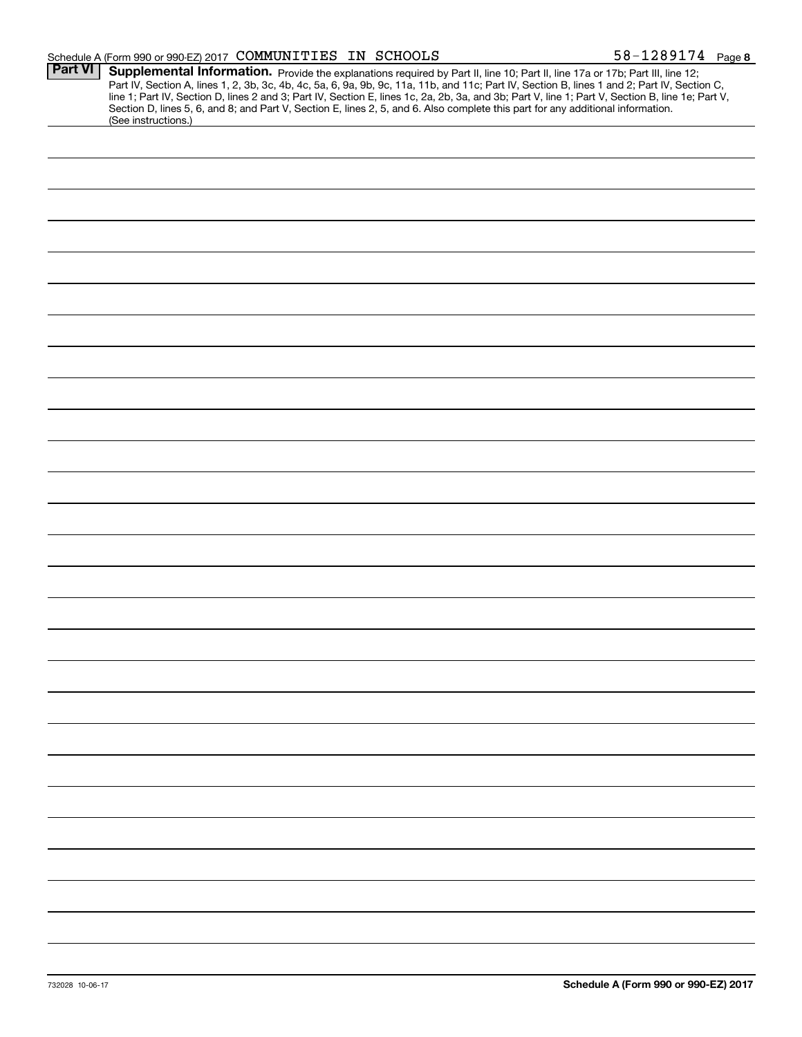Schedule A (Form 990 or 990-EZ) 2017 COMMUNITIES IN SCHOOLS 58-1289174 Page 8

**Part VI** **Supplemental Information.** Provide the explanations required by Part II, line 10; Part II, line 17a or 17b; Part III, line 12; Part IV, Section A, lines 1, 2, 3b, 3c, 4b, 4c, 5a, 6, 9a, 9b, 9c, 11a, 11b, and 11c; Part IV, Section B, lines 1 and 2; Part IV, Section C, line 1; Part IV, Section D, lines 2 and 3; Part IV, Section E, lines 1c, 2a, 2b, 3a, and 3b; Part V, line 1; Part V, Section B, line 1e; Part V, Section D, lines 5, 6, and 8; and Part V, Section E, lines 2, 5, and 6. Also complete this part for any additional information. (See instructions.)

732028 10-06-17 **Schedule A (Form 990 or 990-EZ) 2017**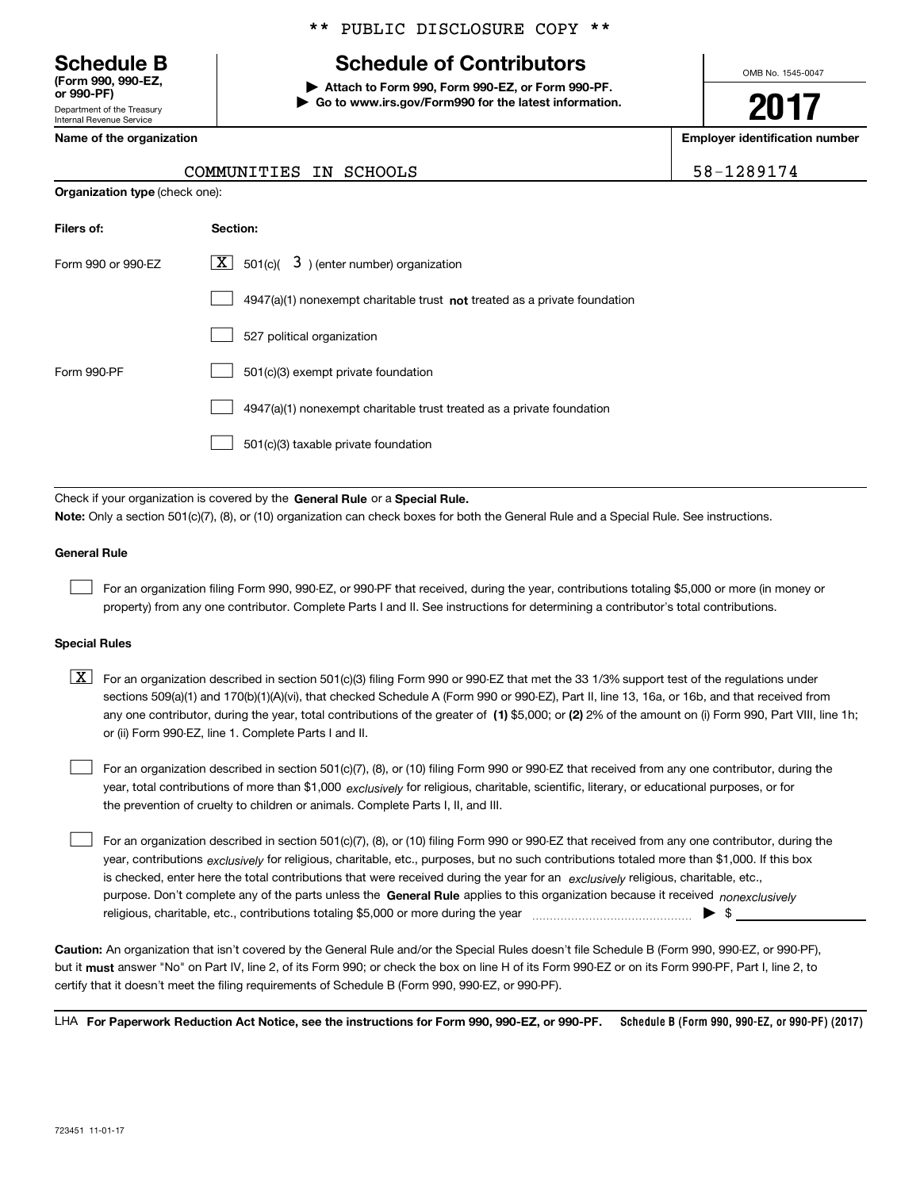** PUBLIC DISCLOSURE COPY **

**Schedule B**
**(Form 990, 990-EZ, or 990-PF)**
Department of the Treasury
Internal Revenue Service

# Schedule of Contributors

▶ **Attach to Form 990, Form 990-EZ, or Form 990-PF.**
▶ **Go to www.irs.gov/Form990 for the latest information.**

OMB No. 1545-0047

**2017**

**Name of the organization**: COMMUNITIES IN SCHOOLS

**Employer identification number**: 58-1289174

**Organization type** (check one):

| Filers of: | Section: |
|---|---|
| Form 990 or 990-EZ | [X] 501(c)( 3 ) (enter number) organization |
| | [ ] 4947(a)(1) nonexempt charitable trust **not** treated as a private foundation |
| | [ ] 527 political organization |
| Form 990-PF | [ ] 501(c)(3) exempt private foundation |
| | [ ] 4947(a)(1) nonexempt charitable trust treated as a private foundation |
| | [ ] 501(c)(3) taxable private foundation |

Check if your organization is covered by the **General Rule** or a **Special Rule.**

**Note:** Only a section 501(c)(7), (8), or (10) organization can check boxes for both the General Rule and a Special Rule. See instructions.

**General Rule**

[ ] For an organization filing Form 990, 990-EZ, or 990-PF that received, during the year, contributions totaling $5,000 or more (in money or property) from any one contributor. Complete Parts I and II. See instructions for determining a contributor's total contributions.

**Special Rules**

[X] For an organization described in section 501(c)(3) filing Form 990 or 990-EZ that met the 33 1/3% support test of the regulations under sections 509(a)(1) and 170(b)(1)(A)(vi), that checked Schedule A (Form 990 or 990-EZ), Part II, line 13, 16a, or 16b, and that received from any one contributor, during the year, total contributions of the greater of **(1)** $5,000; or **(2)** 2% of the amount on (i) Form 990, Part VIII, line 1h; or (ii) Form 990-EZ, line 1. Complete Parts I and II.

[ ] For an organization described in section 501(c)(7), (8), or (10) filing Form 990 or 990-EZ that received from any one contributor, during the year, total contributions of more than $1,000 *exclusively* for religious, charitable, scientific, literary, or educational purposes, or for the prevention of cruelty to children or animals. Complete Parts I, II, and III.

[ ] For an organization described in section 501(c)(7), (8), or (10) filing Form 990 or 990-EZ that received from any one contributor, during the year, contributions *exclusively* for religious, charitable, etc., purposes, but no such contributions totaled more than $1,000. If this box is checked, enter here the total contributions that were received during the year for an *exclusively* religious, charitable, etc., purpose. Don't complete any of the parts unless the **General Rule** applies to this organization because it received *nonexclusively* religious, charitable, etc., contributions totaling $5,000 or more during the year ▶ $ ____________

**Caution:** An organization that isn't covered by the General Rule and/or the Special Rules doesn't file Schedule B (Form 990, 990-EZ, or 990-PF), but it **must** answer "No" on Part IV, line 2, of its Form 990; or check the box on line H of its Form 990-EZ or on its Form 990-PF, Part I, line 2, to certify that it doesn't meet the filing requirements of Schedule B (Form 990, 990-EZ, or 990-PF).

LHA **For Paperwork Reduction Act Notice, see the instructions for Form 990, 990-EZ, or 990-PF.** **Schedule B (Form 990, 990-EZ, or 990-PF) (2017)**

723451 11-01-17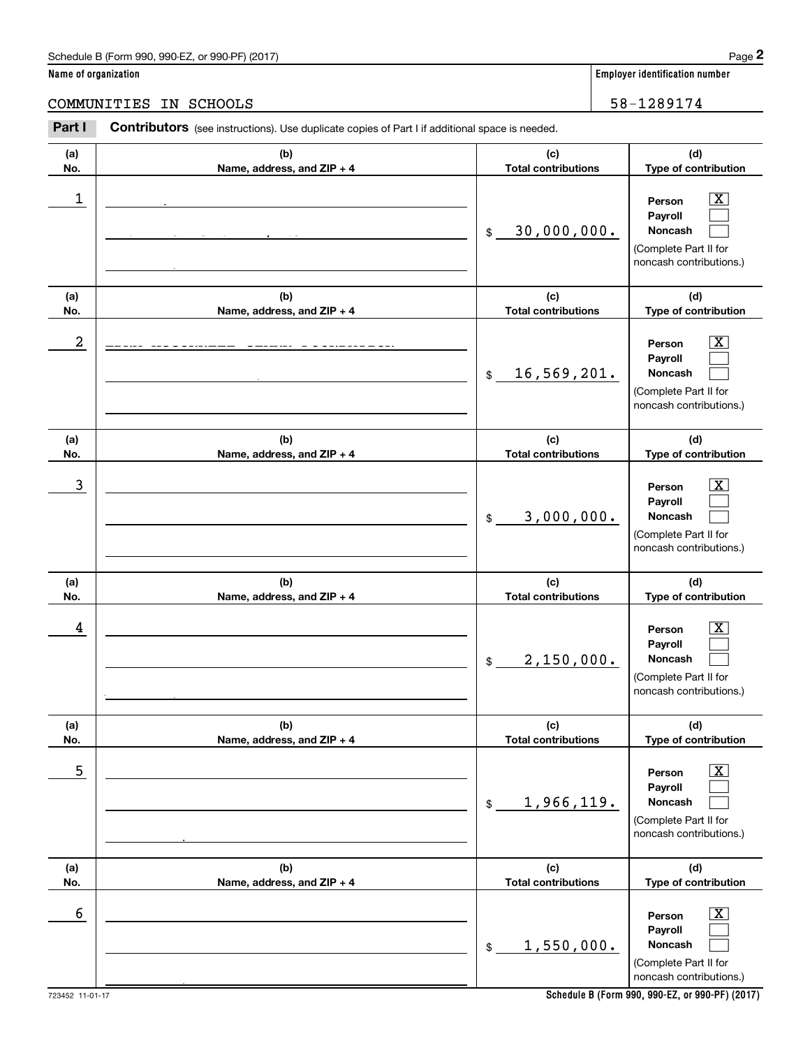Schedule B (Form 990, 990-EZ, or 990-PF) (2017) Page **2**

**Name of organization** | **Employer identification number**

COMMUNITIES IN SCHOOLS | 58-1289174

**Part I** **Contributors** (see instructions). Use duplicate copies of Part I if additional space is needed.

| (a) No. | (b) Name, address, and ZIP + 4 | (c) Total contributions | (d) Type of contribution |
|---|---|---|---|
| 1 | | $ 30,000,000. | Person [X] Payroll [ ] Noncash [ ] (Complete Part II for noncash contributions.) |
| 2 | | $ 16,569,201. | Person [X] Payroll [ ] Noncash [ ] (Complete Part II for noncash contributions.) |
| 3 | | $ 3,000,000. | Person [X] Payroll [ ] Noncash [ ] (Complete Part II for noncash contributions.) |
| 4 | | $ 2,150,000. | Person [X] Payroll [ ] Noncash [ ] (Complete Part II for noncash contributions.) |
| 5 | | $ 1,966,119. | Person [X] Payroll [ ] Noncash [ ] (Complete Part II for noncash contributions.) |
| 6 | | $ 1,550,000. | Person [X] Payroll [ ] Noncash [ ] (Complete Part II for noncash contributions.) |

723452 11-01-17 **Schedule B (Form 990, 990-EZ, or 990-PF) (2017)**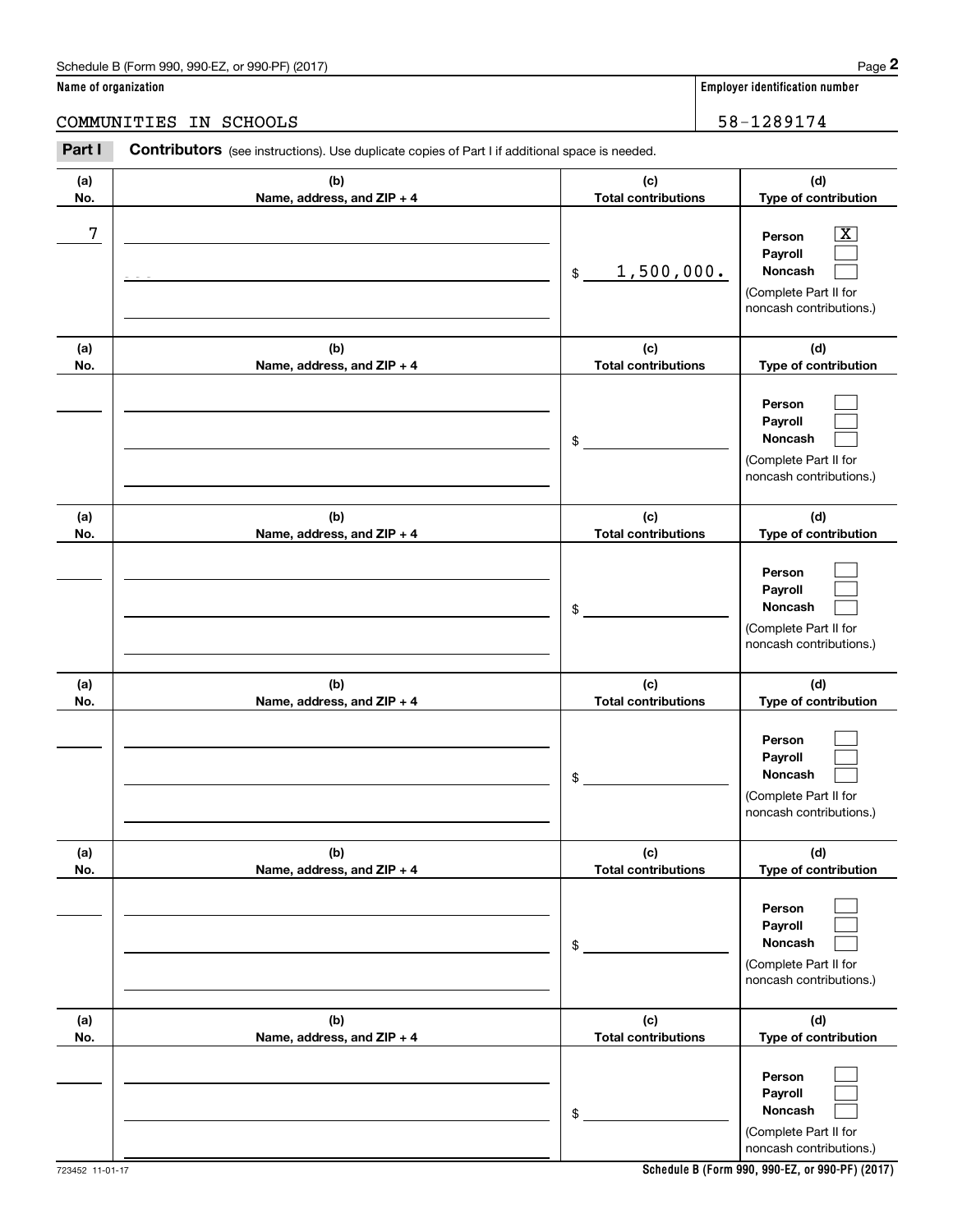Schedule B (Form 990, 990-EZ, or 990-PF) (2017)

**Name of organization**

COMMUNITIES IN SCHOOLS

**Employer identification number**

58-1289174

**Part I** **Contributors** (see instructions). Use duplicate copies of Part I if additional space is needed.

| (a) No. | (b) Name, address, and ZIP + 4 | (c) Total contributions | (d) Type of contribution |
|---|---|---|---|
| 7 | | $ 1,500,000. | Person [X] Payroll [ ] Noncash [ ] (Complete Part II for noncash contributions.) |
| | | $ | Person [ ] Payroll [ ] Noncash [ ] (Complete Part II for noncash contributions.) |
| | | $ | Person [ ] Payroll [ ] Noncash [ ] (Complete Part II for noncash contributions.) |
| | | $ | Person [ ] Payroll [ ] Noncash [ ] (Complete Part II for noncash contributions.) |
| | | $ | Person [ ] Payroll [ ] Noncash [ ] (Complete Part II for noncash contributions.) |
| | | $ | Person [ ] Payroll [ ] Noncash [ ] (Complete Part II for noncash contributions.) |

723452 11-01-17

**Schedule B (Form 990, 990-EZ, or 990-PF) (2017)**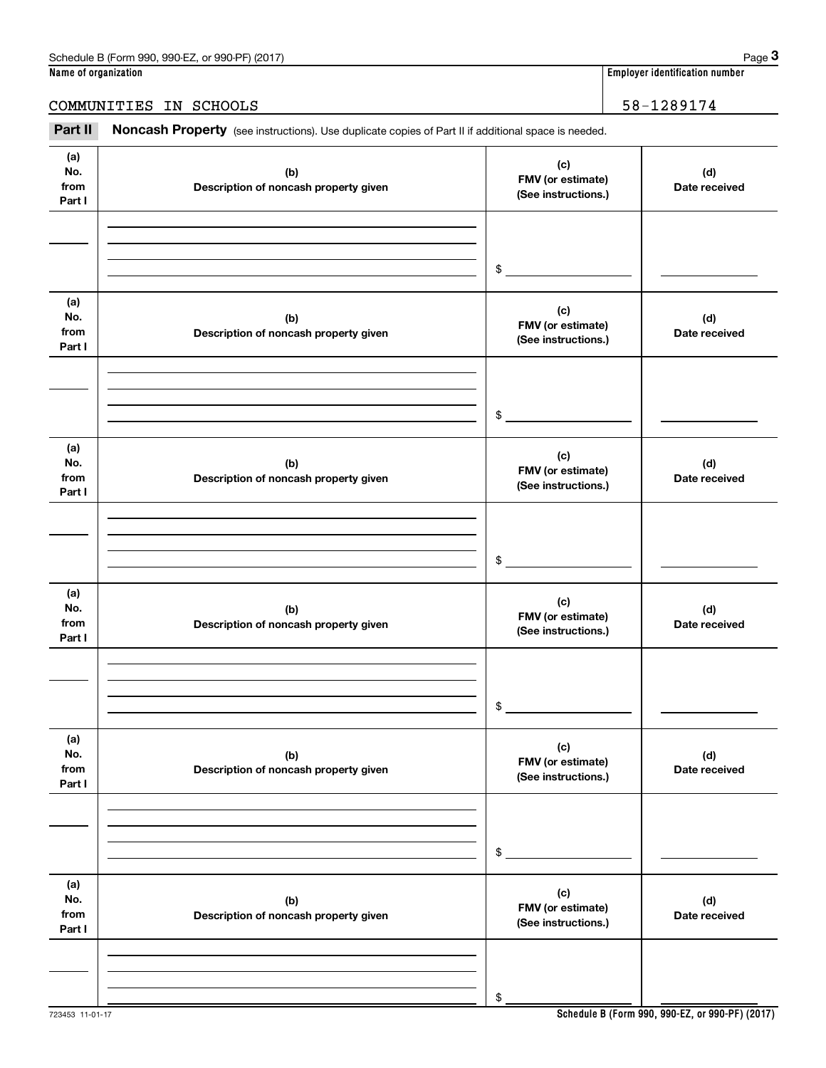Schedule B (Form 990, 990-EZ, or 990-PF) (2017)

**Name of organization**

COMMUNITIES IN SCHOOLS

**Employer identification number**

58-1289174

**Part II** **Noncash Property** (see instructions). Use duplicate copies of Part II if additional space is needed.

| (a) No. from Part I | (b) Description of noncash property given | (c) FMV (or estimate) (See instructions.) | (d) Date received |
|---|---|---|---|
| | | $ | |

| (a) No. from Part I | (b) Description of noncash property given | (c) FMV (or estimate) (See instructions.) | (d) Date received |
|---|---|---|---|
| | | $ | |

| (a) No. from Part I | (b) Description of noncash property given | (c) FMV (or estimate) (See instructions.) | (d) Date received |
|---|---|---|---|
| | | $ | |

| (a) No. from Part I | (b) Description of noncash property given | (c) FMV (or estimate) (See instructions.) | (d) Date received |
|---|---|---|---|
| | | $ | |

| (a) No. from Part I | (b) Description of noncash property given | (c) FMV (or estimate) (See instructions.) | (d) Date received |
|---|---|---|---|
| | | $ | |

| (a) No. from Part I | (b) Description of noncash property given | (c) FMV (or estimate) (See instructions.) | (d) Date received |
|---|---|---|---|
| | | $ | |

723453 11-01-17

**Schedule B (Form 990, 990-EZ, or 990-PF) (2017)**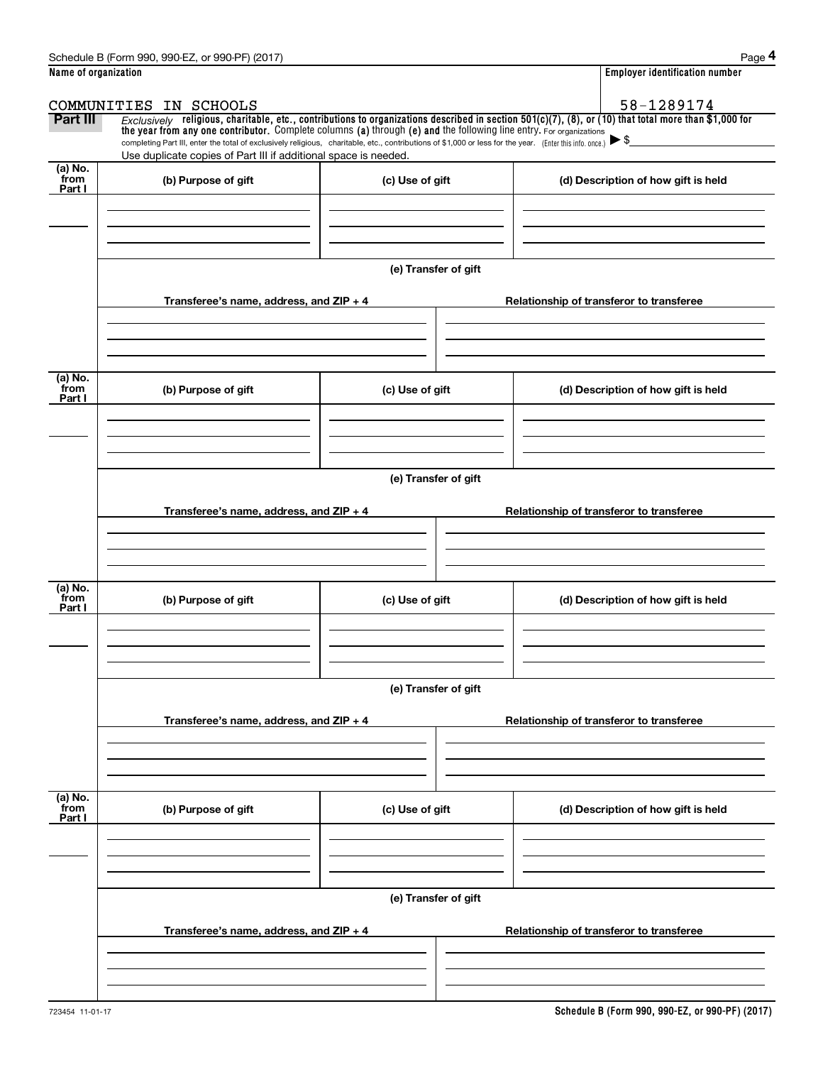Schedule B (Form 990, 990-EZ, or 990-PF) (2017) Page **4**

**Name of organization**

COMMUNITIES IN SCHOOLS

**Employer identification number**

58-1289174

**Part III** *Exclusively* **religious, charitable, etc., contributions to organizations described in section 501(c)(7), (8), or (10) that total more than $1,000 for the year from any one contributor.** Complete columns **(a)** through **(e)** and the following line entry. For organizations completing Part III, enter the total of exclusively religious, charitable, etc., contributions of $1,000 or less for the year. (Enter this info. once.) ▶ $

Use duplicate copies of Part III if additional space is needed.

| (a) No. from Part I | (b) Purpose of gift | (c) Use of gift | (d) Description of how gift is held |
|---|---|---|---|
| | | | |

(e) Transfer of gift

| Transferee's name, address, and ZIP + 4 | Relationship of transferor to transferee |
|---|---|
| | |

| (a) No. from Part I | (b) Purpose of gift | (c) Use of gift | (d) Description of how gift is held |
|---|---|---|---|
| | | | |

(e) Transfer of gift

| Transferee's name, address, and ZIP + 4 | Relationship of transferor to transferee |
|---|---|
| | |

| (a) No. from Part I | (b) Purpose of gift | (c) Use of gift | (d) Description of how gift is held |
|---|---|---|---|
| | | | |

(e) Transfer of gift

| Transferee's name, address, and ZIP + 4 | Relationship of transferor to transferee |
|---|---|
| | |

| (a) No. from Part I | (b) Purpose of gift | (c) Use of gift | (d) Description of how gift is held |
|---|---|---|---|
| | | | |

(e) Transfer of gift

| Transferee's name, address, and ZIP + 4 | Relationship of transferor to transferee |
|---|---|
| | |

723454 11-01-17 **Schedule B (Form 990, 990-EZ, or 990-PF) (2017)**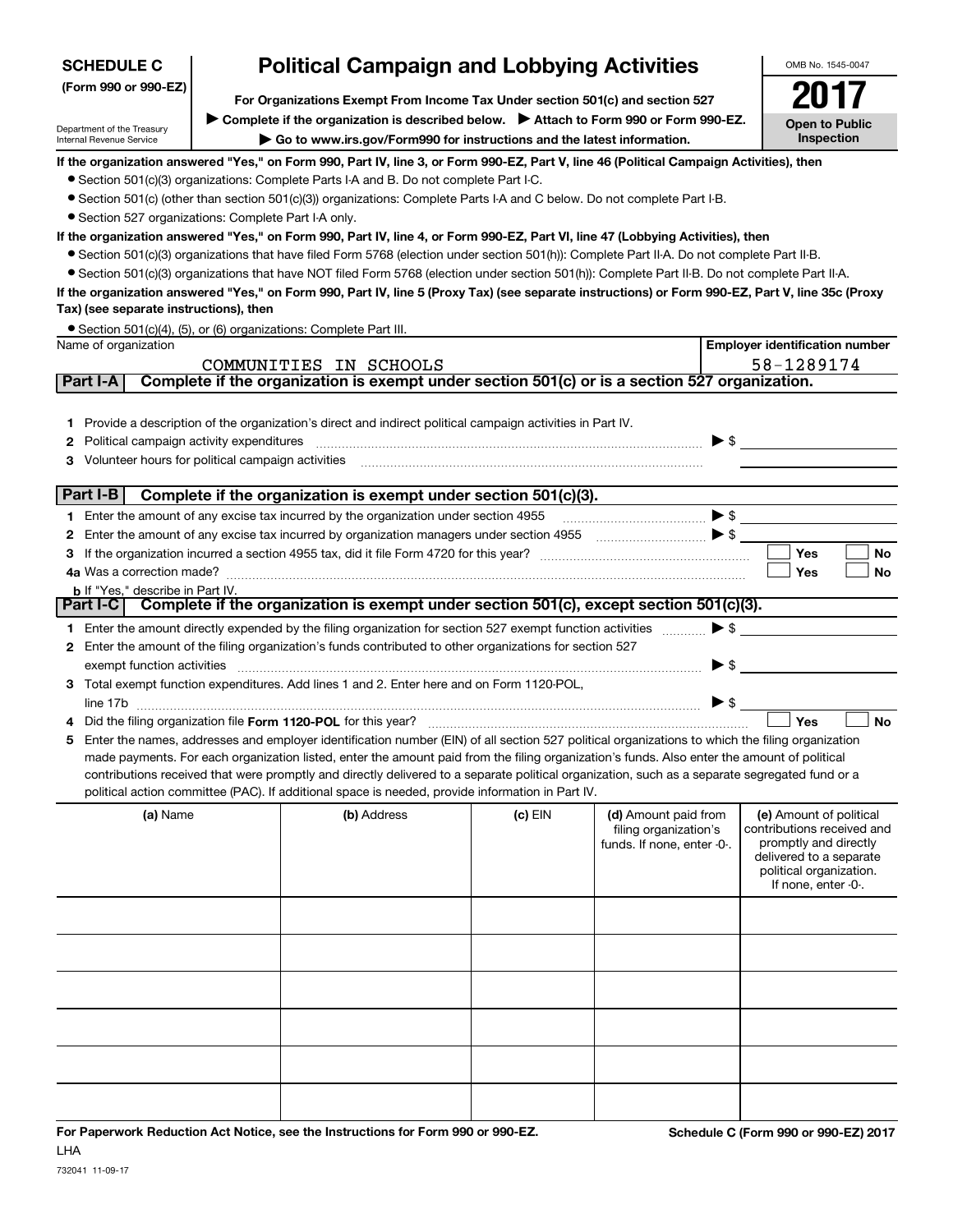**SCHEDULE C**
**(Form 990 or 990-EZ)**

Department of the Treasury
Internal Revenue Service

# Political Campaign and Lobbying Activities

**For Organizations Exempt From Income Tax Under section 501(c) and section 527**

▶ **Complete if the organization is described below.** ▶ **Attach to Form 990 or Form 990-EZ.**

▶ **Go to www.irs.gov/Form990 for instructions and the latest information.**

OMB No. 1545-0047

**2017**

**Open to Public Inspection**

**If the organization answered "Yes," on Form 990, Part IV, line 3, or Form 990-EZ, Part V, line 46 (Political Campaign Activities), then**

- Section 501(c)(3) organizations: Complete Parts I-A and B. Do not complete Part I-C.
- Section 501(c) (other than section 501(c)(3)) organizations: Complete Parts I-A and C below. Do not complete Part I-B.
- Section 527 organizations: Complete Part I-A only.

**If the organization answered "Yes," on Form 990, Part IV, line 4, or Form 990-EZ, Part VI, line 47 (Lobbying Activities), then**

- Section 501(c)(3) organizations that have filed Form 5768 (election under section 501(h)): Complete Part II-A. Do not complete Part II-B.
- Section 501(c)(3) organizations that have NOT filed Form 5768 (election under section 501(h)): Complete Part II-B. Do not complete Part II-A.

**If the organization answered "Yes," on Form 990, Part IV, line 5 (Proxy Tax) (see separate instructions) or Form 990-EZ, Part V, line 35c (Proxy Tax) (see separate instructions), then**

- Section 501(c)(4), (5), or (6) organizations: Complete Part III.

| Name of organization | Employer identification number |
|---|---|
| COMMUNITIES IN SCHOOLS | 58-1289174 |

**Part I-A** **Complete if the organization is exempt under section 501(c) or is a section 527 organization.**

1. Provide a description of the organization's direct and indirect political campaign activities in Part IV.
2. Political campaign activity expenditures ▶ $
3. Volunteer hours for political campaign activities

**Part I-B** **Complete if the organization is exempt under section 501(c)(3).**

1. Enter the amount of any excise tax incurred by the organization under section 4955 ▶ $
2. Enter the amount of any excise tax incurred by organization managers under section 4955 ▶ $
3. If the organization incurred a section 4955 tax, did it file Form 4720 for this year? ☐ Yes ☐ No

4a. Was a correction made? ☐ Yes ☐ No

b. If "Yes," describe in Part IV.

**Part I-C** **Complete if the organization is exempt under section 501(c), except section 501(c)(3).**

1. Enter the amount directly expended by the filing organization for section 527 exempt function activities ▶ $
2. Enter the amount of the filing organization's funds contributed to other organizations for section 527 exempt function activities ▶ $
3. Total exempt function expenditures. Add lines 1 and 2. Enter here and on Form 1120-POL, line 17b ▶ $
4. Did the filing organization file **Form 1120-POL** for this year? ☐ Yes ☐ No
5. Enter the names, addresses and employer identification number (EIN) of all section 527 political organizations to which the filing organization made payments. For each organization listed, enter the amount paid from the filing organization's funds. Also enter the amount of political contributions received that were promptly and directly delivered to a separate political organization, such as a separate segregated fund or a political action committee (PAC). If additional space is needed, provide information in Part IV.

| (a) Name | (b) Address | (c) EIN | (d) Amount paid from filing organization's funds. If none, enter -0-. | (e) Amount of political contributions received and promptly and directly delivered to a separate political organization. If none, enter -0-. |
|---|---|---|---|---|
| | | | | |
| | | | | |
| | | | | |
| | | | | |
| | | | | |
| | | | | |

**For Paperwork Reduction Act Notice, see the Instructions for Form 990 or 990-EZ.**
LHA
732041 11-09-17

**Schedule C (Form 990 or 990-EZ) 2017**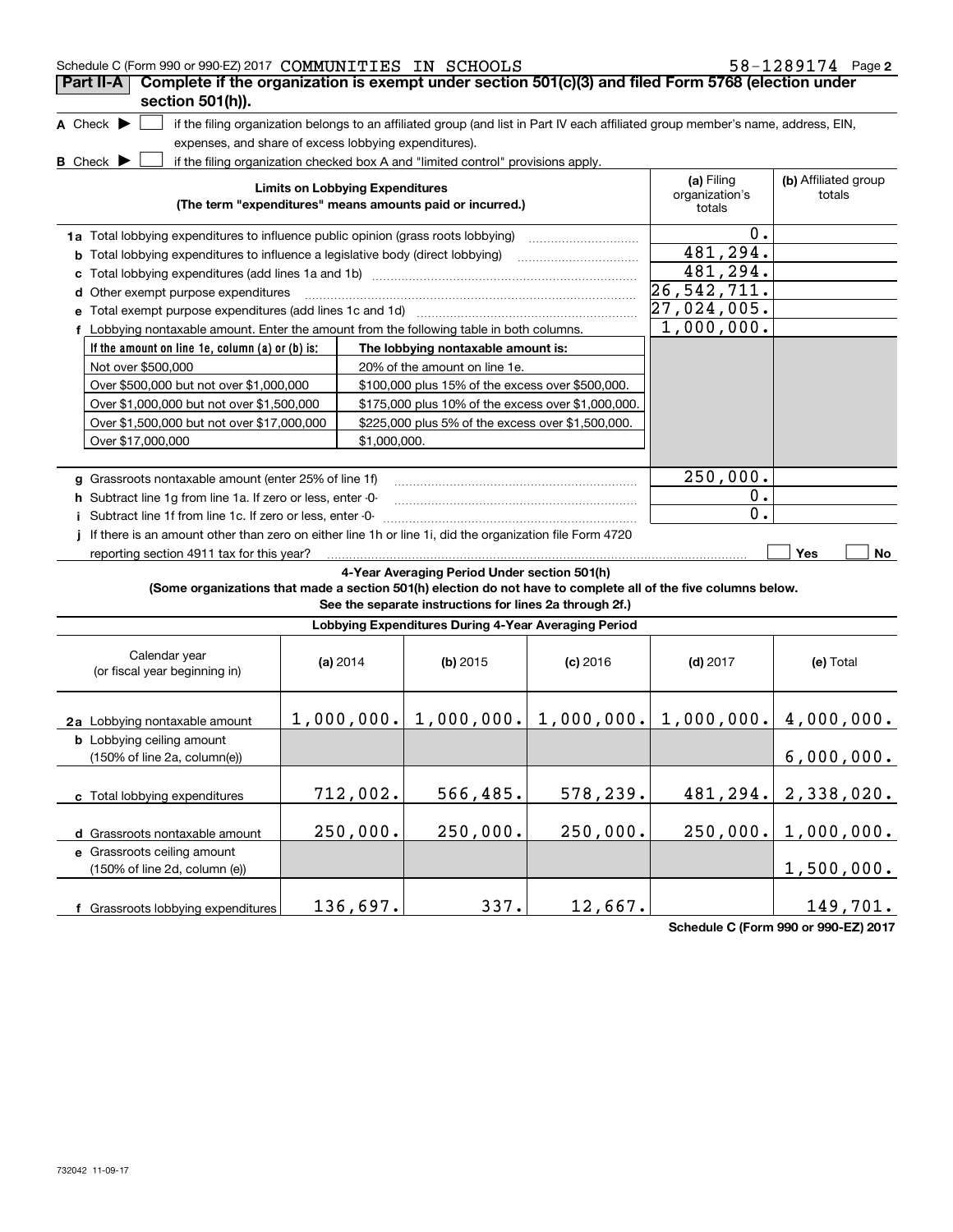Schedule C (Form 990 or 990-EZ) 2017 COMMUNITIES IN SCHOOLS 58-1289174 Page 2

**Part II-A** **Complete if the organization is exempt under section 501(c)(3) and filed Form 5768 (election under section 501(h)).**

**A** Check ▶ ☐ if the filing organization belongs to an affiliated group (and list in Part IV each affiliated group member's name, address, EIN, expenses, and share of excess lobbying expenditures).

**B** Check ▶ ☐ if the filing organization checked box A and "limited control" provisions apply.

| Limits on Lobbying Expenditures (The term "expenditures" means amounts paid or incurred.) | (a) Filing organization's totals | (b) Affiliated group totals |
|---|---|---|
| **1a** Total lobbying expenditures to influence public opinion (grass roots lobbying) | 0. | |
| **b** Total lobbying expenditures to influence a legislative body (direct lobbying) | 481,294. | |
| **c** Total lobbying expenditures (add lines 1a and 1b) | 481,294. | |
| **d** Other exempt purpose expenditures | 26,542,711. | |
| **e** Total exempt purpose expenditures (add lines 1c and 1d) | 27,024,005. | |
| **f** Lobbying nontaxable amount. Enter the amount from the following table in both columns. | 1,000,000. | |

| If the amount on line 1e, column (a) or (b) is: | The lobbying nontaxable amount is: |
|---|---|
| Not over $500,000 | 20% of the amount on line 1e. |
| Over $500,000 but not over $1,000,000 | $100,000 plus 15% of the excess over $500,000. |
| Over $1,000,000 but not over $1,500,000 | $175,000 plus 10% of the excess over $1,000,000. |
| Over $1,500,000 but not over $17,000,000 | $225,000 plus 5% of the excess over $1,500,000. |
| Over $17,000,000 | $1,000,000. |

| | (a) Filing organization's totals | (b) Affiliated group totals |
|---|---|---|
| **g** Grassroots nontaxable amount (enter 25% of line 1f) | 250,000. | |
| **h** Subtract line 1g from line 1a. If zero or less, enter -0- | 0. | |
| **i** Subtract line 1f from line 1c. If zero or less, enter -0- | 0. | |
| **j** If there is an amount other than zero on either line 1h or line 1i, did the organization file Form 4720 reporting section 4911 tax for this year? | ☐ Yes | ☐ No |

**4-Year Averaging Period Under section 501(h)**

**(Some organizations that made a section 501(h) election do not have to complete all of the five columns below. See the separate instructions for lines 2a through 2f.)**

**Lobbying Expenditures During 4-Year Averaging Period**

| Calendar year (or fiscal year beginning in) | (a) 2014 | (b) 2015 | (c) 2016 | (d) 2017 | (e) Total |
|---|---|---|---|---|---|
| **2a** Lobbying nontaxable amount | 1,000,000. | 1,000,000. | 1,000,000. | 1,000,000. | 4,000,000. |
| **b** Lobbying ceiling amount (150% of line 2a, column(e)) | | | | | 6,000,000. |
| **c** Total lobbying expenditures | 712,002. | 566,485. | 578,239. | 481,294. | 2,338,020. |
| **d** Grassroots nontaxable amount | 250,000. | 250,000. | 250,000. | 250,000. | 1,000,000. |
| **e** Grassroots ceiling amount (150% of line 2d, column (e)) | | | | | 1,500,000. |
| **f** Grassroots lobbying expenditures | 136,697. | 337. | 12,667. | | 149,701. |

**Schedule C (Form 990 or 990-EZ) 2017**

732042 11-09-17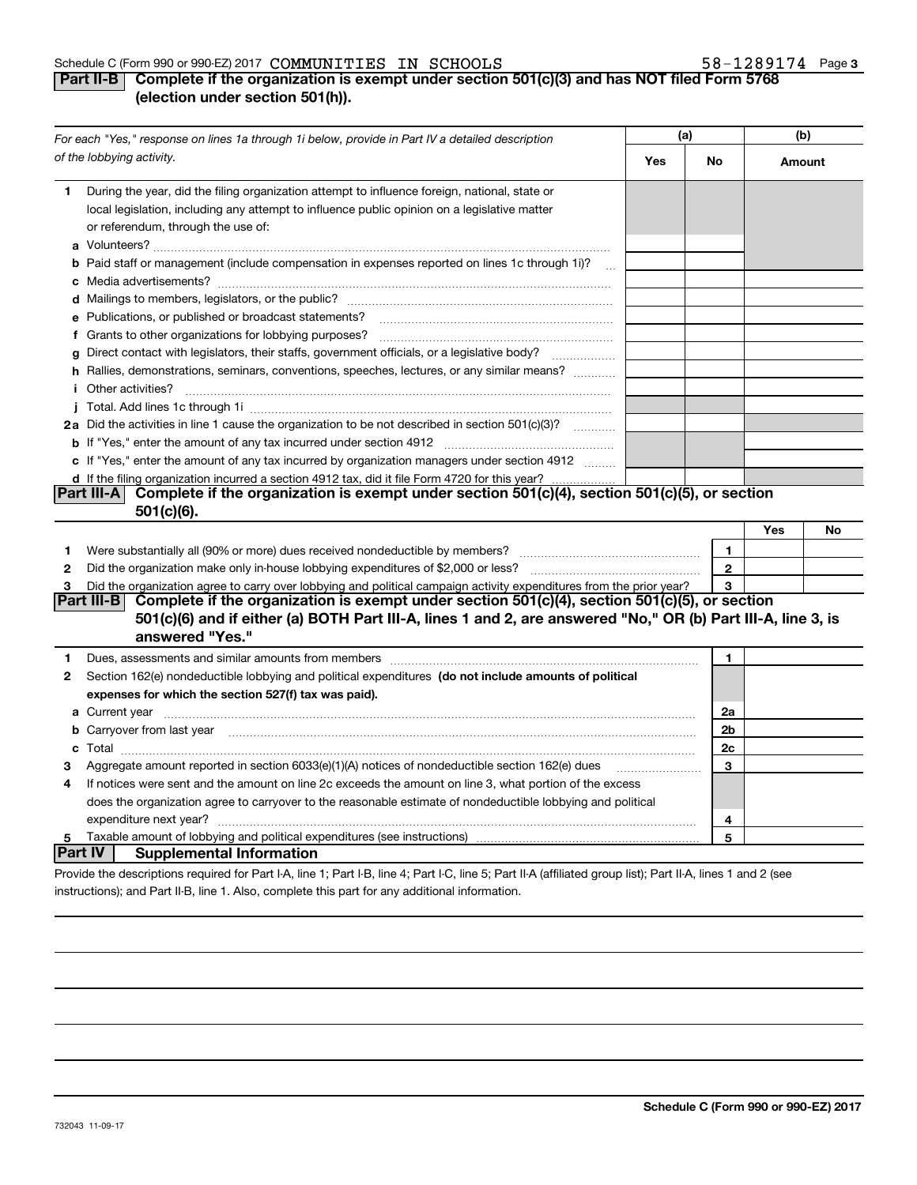Schedule C (Form 990 or 990-EZ) 2017 COMMUNITIES IN SCHOOLS 58-1289174 Page 3

## Part II-B Complete if the organization is exempt under section 501(c)(3) and has NOT filed Form 5768 (election under section 501(h)).

| For each "Yes," response on lines 1a through 1i below, provide in Part IV a detailed description of the lobbying activity. | (a) Yes | (a) No | (b) Amount |
|---|---|---|---|
| **1** During the year, did the filing organization attempt to influence foreign, national, state or local legislation, including any attempt to influence public opinion on a legislative matter or referendum, through the use of: | | | |
| **a** Volunteers? | | | |
| **b** Paid staff or management (include compensation in expenses reported on lines 1c through 1i)? | | | |
| **c** Media advertisements? | | | |
| **d** Mailings to members, legislators, or the public? | | | |
| **e** Publications, or published or broadcast statements? | | | |
| **f** Grants to other organizations for lobbying purposes? | | | |
| **g** Direct contact with legislators, their staffs, government officials, or a legislative body? | | | |
| **h** Rallies, demonstrations, seminars, conventions, speeches, lectures, or any similar means? | | | |
| **i** Other activities? | | | |
| **j** Total. Add lines 1c through 1i | | | |
| **2a** Did the activities in line 1 cause the organization to be not described in section 501(c)(3)? | | | |
| **b** If "Yes," enter the amount of any tax incurred under section 4912 | | | |
| **c** If "Yes," enter the amount of any tax incurred by organization managers under section 4912 | | | |
| **d** If the filing organization incurred a section 4912 tax, did it file Form 4720 for this year? | | | |

## Part III-A Complete if the organization is exempt under section 501(c)(4), section 501(c)(5), or section 501(c)(6).

| | | | Yes | No |
|---|---|---|---|---|
| **1** | Were substantially all (90% or more) dues received nondeductible by members? | 1 | | |
| **2** | Did the organization make only in-house lobbying expenditures of $2,000 or less? | 2 | | |
| **3** | Did the organization agree to carry over lobbying and political campaign activity expenditures from the prior year? | 3 | | |

## Part III-B Complete if the organization is exempt under section 501(c)(4), section 501(c)(5), or section 501(c)(6) and if either (a) BOTH Part III-A, lines 1 and 2, are answered "No," OR (b) Part III-A, line 3, is answered "Yes."

| | | | |
|---|---|---|---|
| **1** | Dues, assessments and similar amounts from members | 1 | |
| **2** | Section 162(e) nondeductible lobbying and political expenditures **(do not include amounts of political expenses for which the section 527(f) tax was paid).** | | |
| **a** | Current year | 2a | |
| **b** | Carryover from last year | 2b | |
| **c** | Total | 2c | |
| **3** | Aggregate amount reported in section 6033(e)(1)(A) notices of nondeductible section 162(e) dues | 3 | |
| **4** | If notices were sent and the amount on line 2c exceeds the amount on line 3, what portion of the excess does the organization agree to carryover to the reasonable estimate of nondeductible lobbying and political expenditure next year? | 4 | |
| **5** | Taxable amount of lobbying and political expenditures (see instructions) | 5 | |

## Part IV Supplemental Information

Provide the descriptions required for Part I-A, line 1; Part I-B, line 4; Part I-C, line 5; Part II-A (affiliated group list); Part II-A, lines 1 and 2 (see instructions); and Part II-B, line 1. Also, complete this part for any additional information.

732043 11-09-17

**Schedule C (Form 990 or 990-EZ) 2017**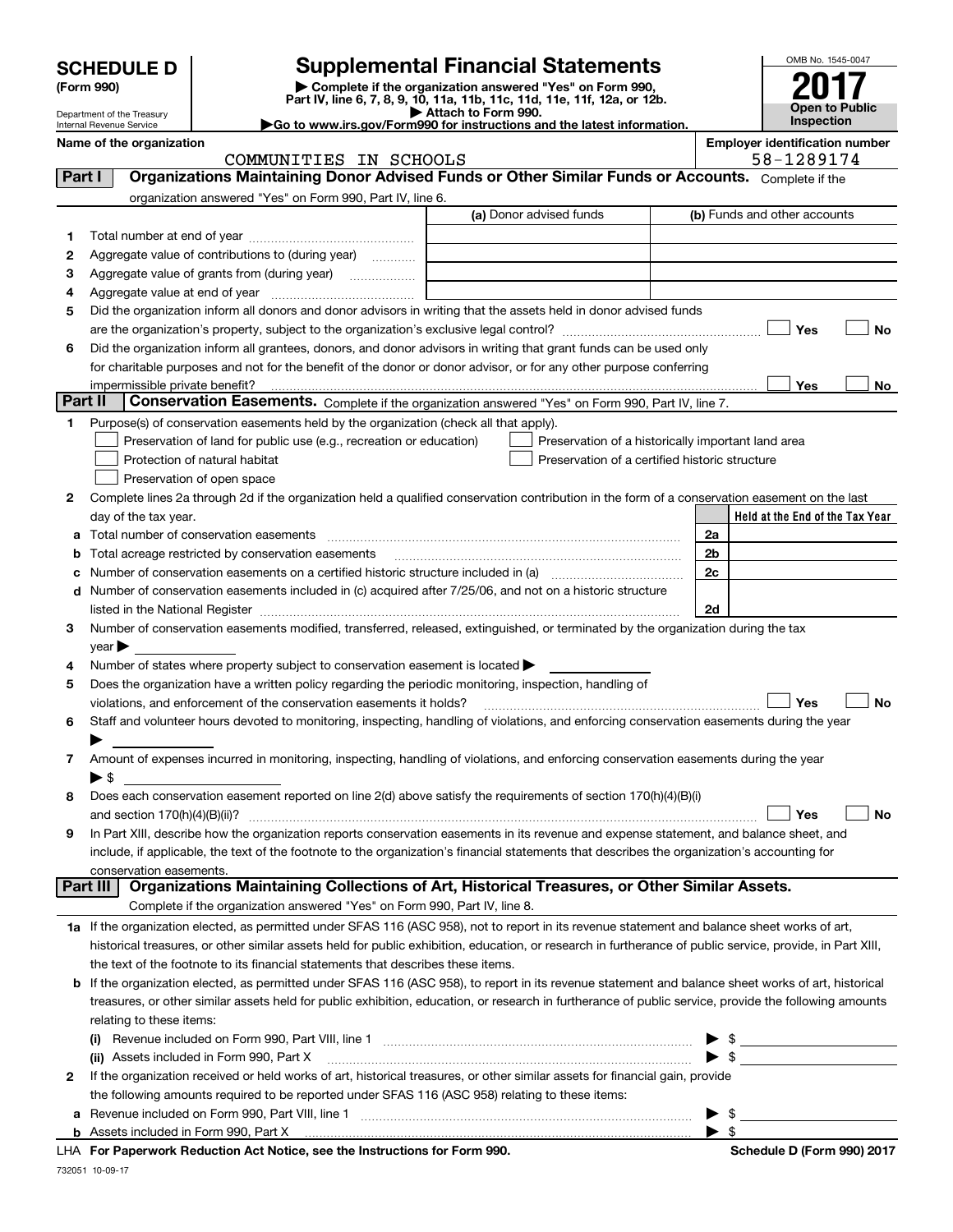# SCHEDULE D (Form 990)

Department of the Treasury
Internal Revenue Service

## Supplemental Financial Statements

▶ Complete if the organization answered "Yes" on Form 990, Part IV, line 6, 7, 8, 9, 10, 11a, 11b, 11c, 11d, 11e, 11f, 12a, or 12b.
▶ Attach to Form 990.
▶Go to www.irs.gov/Form990 for instructions and the latest information.

OMB No. 1545-0047

**2017**

**Open to Public Inspection**

**Name of the organization**
COMMUNITIES IN SCHOOLS

**Employer identification number**
58-1289174

**Part I** **Organizations Maintaining Donor Advised Funds or Other Similar Funds or Accounts.** Complete if the organization answered "Yes" on Form 990, Part IV, line 6.

| | | (a) Donor advised funds | (b) Funds and other accounts |
|---|---|---|---|
| 1 | Total number at end of year | | |
| 2 | Aggregate value of contributions to (during year) | | |
| 3 | Aggregate value of grants from (during year) | | |
| 4 | Aggregate value at end of year | | |

5 Did the organization inform all donors and donor advisors in writing that the assets held in donor advised funds are the organization's property, subject to the organization's exclusive legal control? ☐ Yes ☐ No

6 Did the organization inform all grantees, donors, and donor advisors in writing that grant funds can be used only for charitable purposes and not for the benefit of the donor or donor advisor, or for any other purpose conferring impermissible private benefit? ☐ Yes ☐ No

**Part II** **Conservation Easements.** Complete if the organization answered "Yes" on Form 990, Part IV, line 7.

1 Purpose(s) of conservation easements held by the organization (check all that apply).
- ☐ Preservation of land for public use (e.g., recreation or education)
- ☐ Preservation of a historically important land area
- ☐ Protection of natural habitat
- ☐ Preservation of a certified historic structure
- ☐ Preservation of open space

2 Complete lines 2a through 2d if the organization held a qualified conservation contribution in the form of a conservation easement on the last day of the tax year.

| | | | Held at the End of the Tax Year |
|---|---|---|---|
| a | Total number of conservation easements | 2a | |
| b | Total acreage restricted by conservation easements | 2b | |
| c | Number of conservation easements on a certified historic structure included in (a) | 2c | |
| d | Number of conservation easements included in (c) acquired after 7/25/06, and not on a historic structure listed in the National Register | 2d | |

3 Number of conservation easements modified, transferred, released, extinguished, or terminated by the organization during the tax year ▶

4 Number of states where property subject to conservation easement is located ▶

5 Does the organization have a written policy regarding the periodic monitoring, inspection, handling of violations, and enforcement of the conservation easements it holds? ☐ Yes ☐ No

6 Staff and volunteer hours devoted to monitoring, inspecting, handling of violations, and enforcing conservation easements during the year ▶

7 Amount of expenses incurred in monitoring, inspecting, handling of violations, and enforcing conservation easements during the year ▶ $

8 Does each conservation easement reported on line 2(d) above satisfy the requirements of section 170(h)(4)(B)(i) and section 170(h)(4)(B)(ii)? ☐ Yes ☐ No

9 In Part XIII, describe how the organization reports conservation easements in its revenue and expense statement, and balance sheet, and include, if applicable, the text of the footnote to the organization's financial statements that describes the organization's accounting for conservation easements.

**Part III** **Organizations Maintaining Collections of Art, Historical Treasures, or Other Similar Assets.** Complete if the organization answered "Yes" on Form 990, Part IV, line 8.

1a If the organization elected, as permitted under SFAS 116 (ASC 958), not to report in its revenue statement and balance sheet works of art, historical treasures, or other similar assets held for public exhibition, education, or research in furtherance of public service, provide, in Part XIII, the text of the footnote to its financial statements that describes these items.

b If the organization elected, as permitted under SFAS 116 (ASC 958), to report in its revenue statement and balance sheet works of art, historical treasures, or other similar assets held for public exhibition, education, or research in furtherance of public service, provide the following amounts relating to these items:

(i) Revenue included on Form 990, Part VIII, line 1 ▶ $

(ii) Assets included in Form 990, Part X ▶ $

2 If the organization received or held works of art, historical treasures, or other similar assets for financial gain, provide the following amounts required to be reported under SFAS 116 (ASC 958) relating to these items:

a Revenue included on Form 990, Part VIII, line 1 ▶ $

b Assets included in Form 990, Part X ▶ $

LHA **For Paperwork Reduction Act Notice, see the Instructions for Form 990.** **Schedule D (Form 990) 2017**

732051 10-09-17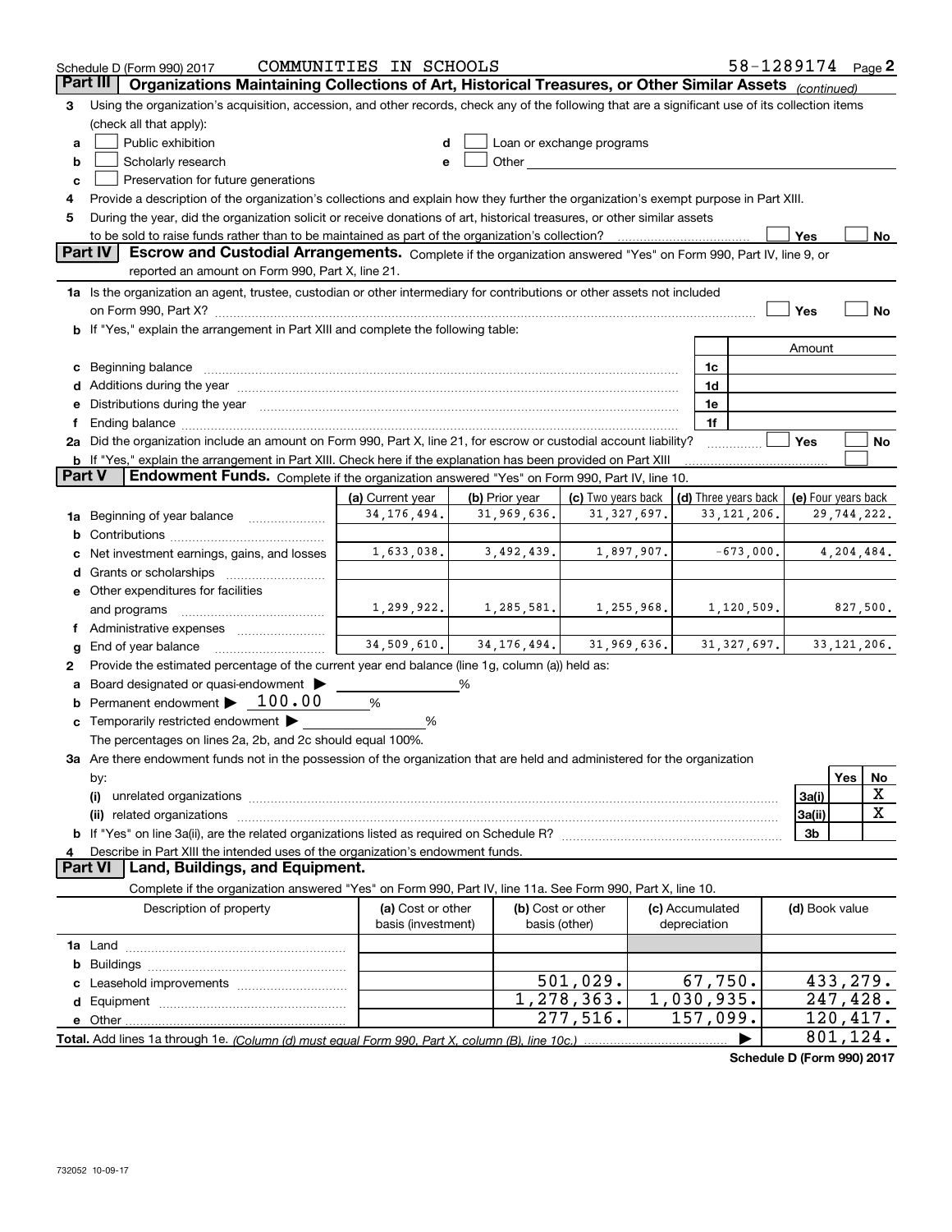Schedule D (Form 990) 2017 COMMUNITIES IN SCHOOLS 58-1289174 Page 2

## Part III Organizations Maintaining Collections of Art, Historical Treasures, or Other Similar Assets *(continued)*

3 Using the organization's acquisition, accession, and other records, check any of the following that are a significant use of its collection items (check all that apply):

- a ☐ Public exhibition
- b ☐ Scholarly research
- c ☐ Preservation for future generations
- d ☐ Loan or exchange programs
- e ☐ Other

4 Provide a description of the organization's collections and explain how they further the organization's exempt purpose in Part XIII.

5 During the year, did the organization solicit or receive donations of art, historical treasures, or other similar assets to be sold to raise funds rather than to be maintained as part of the organization's collection? ☐ Yes ☐ No

## Part IV Escrow and Custodial Arrangements.

Complete if the organization answered "Yes" on Form 990, Part IV, line 9, or reported an amount on Form 990, Part X, line 21.

1a Is the organization an agent, trustee, custodian or other intermediary for contributions or other assets not included on Form 990, Part X? ☐ Yes ☐ No

b If "Yes," explain the arrangement in Part XIII and complete the following table:

| | | Amount |
|---|---|---|
| c Beginning balance | 1c | |
| d Additions during the year | 1d | |
| e Distributions during the year | 1e | |
| f Ending balance | 1f | |

2a Did the organization include an amount on Form 990, Part X, line 21, for escrow or custodial account liability? ☐ Yes ☐ No

b If "Yes," explain the arrangement in Part XIII. Check here if the explanation has been provided on Part XIII ☐

## Part V Endowment Funds.

Complete if the organization answered "Yes" on Form 990, Part IV, line 10.

| | (a) Current year | (b) Prior year | (c) Two years back | (d) Three years back | (e) Four years back |
|---|---|---|---|---|---|
| 1a Beginning of year balance | 34,176,494. | 31,969,636. | 31,327,697. | 33,121,206. | 29,744,222. |
| b Contributions | | | | | |
| c Net investment earnings, gains, and losses | 1,633,038. | 3,492,439. | 1,897,907. | -673,000. | 4,204,484. |
| d Grants or scholarships | | | | | |
| e Other expenditures for facilities and programs | 1,299,922. | 1,285,581. | 1,255,968. | 1,120,509. | 827,500. |
| f Administrative expenses | | | | | |
| g End of year balance | 34,509,610. | 34,176,494. | 31,969,636. | 31,327,697. | 33,121,206. |

2 Provide the estimated percentage of the current year end balance (line 1g, column (a)) held as:

- a Board designated or quasi-endowment ▶ %
- b Permanent endowment ▶ 100.00 %
- c Temporarily restricted endowment ▶ %

The percentages on lines 2a, 2b, and 2c should equal 100%.

3a Are there endowment funds not in the possession of the organization that are held and administered for the organization by:

| | | Yes | No |
|---|---|---|---|
| (i) unrelated organizations | 3a(i) | | X |
| (ii) related organizations | 3a(ii) | | X |
| b If "Yes" on line 3a(ii), are the related organizations listed as required on Schedule R? | 3b | | |

4 Describe in Part XIII the intended uses of the organization's endowment funds.

## Part VI Land, Buildings, and Equipment.

Complete if the organization answered "Yes" on Form 990, Part IV, line 11a. See Form 990, Part X, line 10.

| Description of property | (a) Cost or other basis (investment) | (b) Cost or other basis (other) | (c) Accumulated depreciation | (d) Book value |
|---|---|---|---|---|
| 1a Land | | | | |
| b Buildings | | | | |
| c Leasehold improvements | | 501,029. | 67,750. | 433,279. |
| d Equipment | | 1,278,363. | 1,030,935. | 247,428. |
| e Other | | 277,516. | 157,099. | 120,417. |
| **Total.** Add lines 1a through 1e. *(Column (d) must equal Form 990, Part X, column (B), line 10c.)* | | | ▶ | 801,124. |

**Schedule D (Form 990) 2017**

732052 10-09-17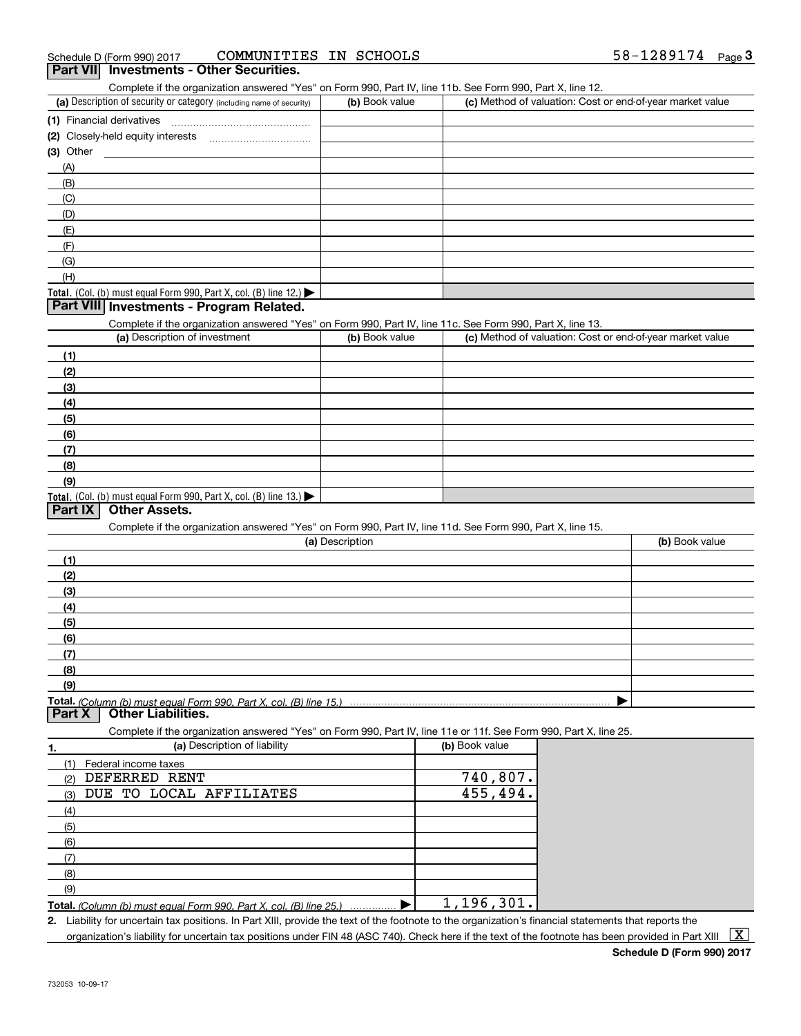Schedule D (Form 990) 2017 COMMUNITIES IN SCHOOLS 58-1289174 Page 3

## Part VII Investments - Other Securities.

Complete if the organization answered "Yes" on Form 990, Part IV, line 11b. See Form 990, Part X, line 12.

| (a) Description of security or category (including name of security) | (b) Book value | (c) Method of valuation: Cost or end-of-year market value |
|---|---|---|
| (1) Financial derivatives | | |
| (2) Closely-held equity interests | | |
| (3) Other | | |
| (A) | | |
| (B) | | |
| (C) | | |
| (D) | | |
| (E) | | |
| (F) | | |
| (G) | | |
| (H) | | |
| **Total.** (Col. (b) must equal Form 990, Part X, col. (B) line 12.) ▶ | | |

## Part VIII Investments - Program Related.

Complete if the organization answered "Yes" on Form 990, Part IV, line 11c. See Form 990, Part X, line 13.

| (a) Description of investment | (b) Book value | (c) Method of valuation: Cost or end-of-year market value |
|---|---|---|
| (1) | | |
| (2) | | |
| (3) | | |
| (4) | | |
| (5) | | |
| (6) | | |
| (7) | | |
| (8) | | |
| (9) | | |
| **Total.** (Col. (b) must equal Form 990, Part X, col. (B) line 13.) ▶ | | |

## Part IX Other Assets.

Complete if the organization answered "Yes" on Form 990, Part IV, line 11d. See Form 990, Part X, line 15.

| (a) Description | (b) Book value |
|---|---|
| (1) | |
| (2) | |
| (3) | |
| (4) | |
| (5) | |
| (6) | |
| (7) | |
| (8) | |
| (9) | |
| **Total.** *(Column (b) must equal Form 990, Part X, col. (B) line 15.)* ▶ | |

## Part X Other Liabilities.

Complete if the organization answered "Yes" on Form 990, Part IV, line 11e or 11f. See Form 990, Part X, line 25.

| 1. (a) Description of liability | (b) Book value |
|---|---|
| (1) Federal income taxes | |
| (2) DEFERRED RENT | 740,807. |
| (3) DUE TO LOCAL AFFILIATES | 455,494. |
| (4) | |
| (5) | |
| (6) | |
| (7) | |
| (8) | |
| (9) | |
| **Total.** *(Column (b) must equal Form 990, Part X, col. (B) line 25.)* ▶ | 1,196,301. |

2. Liability for uncertain tax positions. In Part XIII, provide the text of the footnote to the organization's financial statements that reports the organization's liability for uncertain tax positions under FIN 48 (ASC 740). Check here if the text of the footnote has been provided in Part XIII [X]

**Schedule D (Form 990) 2017**

732053 10-09-17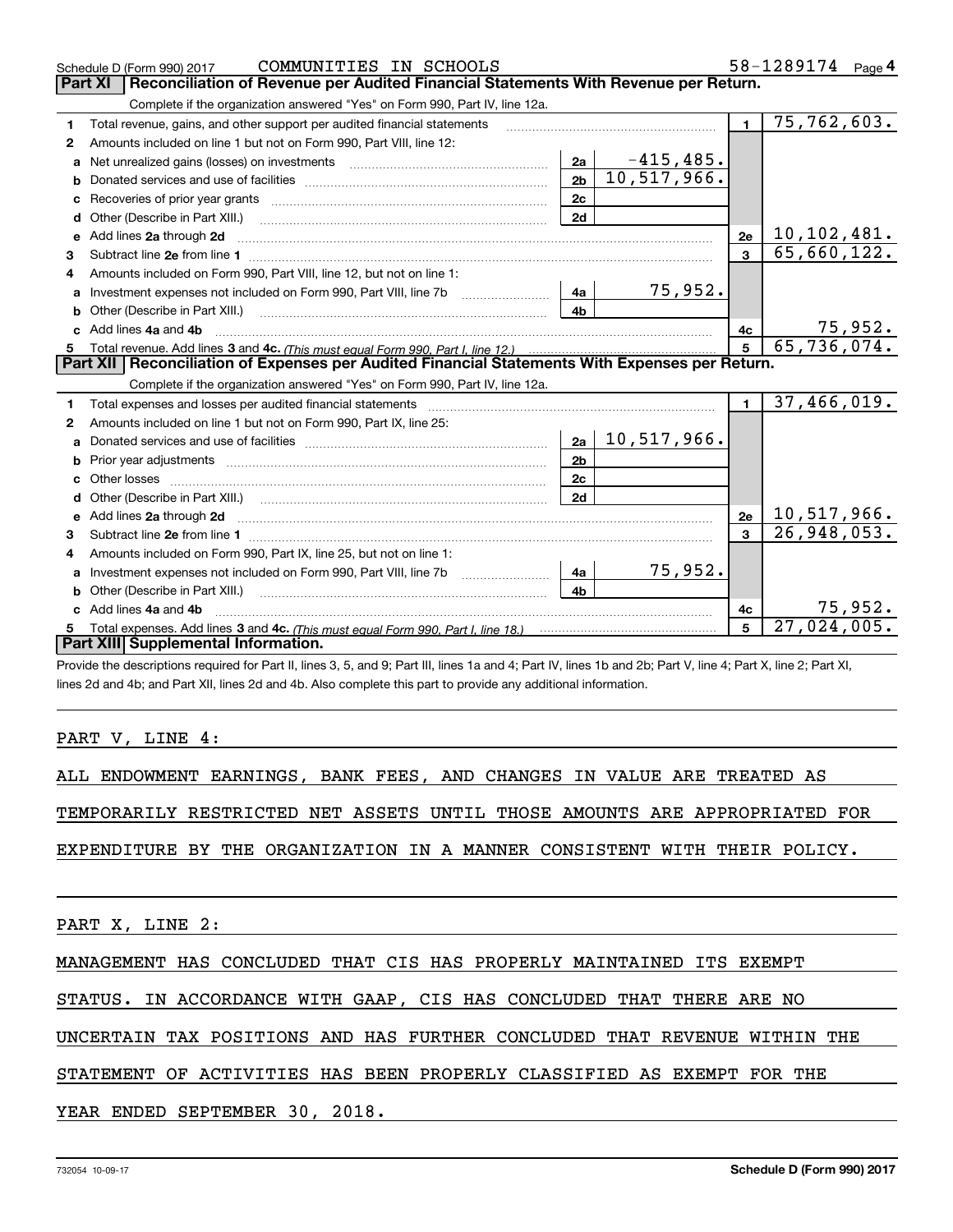Schedule D (Form 990) 2017 COMMUNITIES IN SCHOOLS 58-1289174 Page 4

## Part XI Reconciliation of Revenue per Audited Financial Statements With Revenue per Return.

Complete if the organization answered "Yes" on Form 990, Part IV, line 12a.

| | | | | | |
|---|---|---|---|---|---|
| 1 | Total revenue, gains, and other support per audited financial statements | | | 1 | 75,762,603. |
| 2 | Amounts included on line 1 but not on Form 990, Part VIII, line 12: | | | | |
| a | Net unrealized gains (losses) on investments | 2a | -415,485. | | |
| b | Donated services and use of facilities | 2b | 10,517,966. | | |
| c | Recoveries of prior year grants | 2c | | | |
| d | Other (Describe in Part XIII.) | 2d | | | |
| e | Add lines 2a through 2d | | | 2e | 10,102,481. |
| 3 | Subtract line 2e from line 1 | | | 3 | 65,660,122. |
| 4 | Amounts included on Form 990, Part VIII, line 12, but not on line 1: | | | | |
| a | Investment expenses not included on Form 990, Part VIII, line 7b | 4a | 75,952. | | |
| b | Other (Describe in Part XIII.) | 4b | | | |
| c | Add lines 4a and 4b | | | 4c | 75,952. |
| 5 | Total revenue. Add lines 3 and 4c. *(This must equal Form 990, Part I, line 12.)* | | | 5 | 65,736,074. |

## Part XII Reconciliation of Expenses per Audited Financial Statements With Expenses per Return.

Complete if the organization answered "Yes" on Form 990, Part IV, line 12a.

| | | | | | |
|---|---|---|---|---|---|
| 1 | Total expenses and losses per audited financial statements | | | 1 | 37,466,019. |
| 2 | Amounts included on line 1 but not on Form 990, Part IX, line 25: | | | | |
| a | Donated services and use of facilities | 2a | 10,517,966. | | |
| b | Prior year adjustments | 2b | | | |
| c | Other losses | 2c | | | |
| d | Other (Describe in Part XIII.) | 2d | | | |
| e | Add lines 2a through 2d | | | 2e | 10,517,966. |
| 3 | Subtract line 2e from line 1 | | | 3 | 26,948,053. |
| 4 | Amounts included on Form 990, Part IX, line 25, but not on line 1: | | | | |
| a | Investment expenses not included on Form 990, Part VIII, line 7b | 4a | 75,952. | | |
| b | Other (Describe in Part XIII.) | 4b | | | |
| c | Add lines 4a and 4b | | | 4c | 75,952. |
| 5 | Total expenses. Add lines 3 and 4c. *(This must equal Form 990, Part I, line 18.)* | | | 5 | 27,024,005. |

## Part XIII Supplemental Information.

Provide the descriptions required for Part II, lines 3, 5, and 9; Part III, lines 1a and 4; Part IV, lines 1b and 2b; Part V, line 4; Part X, line 2; Part XI, lines 2d and 4b; and Part XII, lines 2d and 4b. Also complete this part to provide any additional information.

PART V, LINE 4:

ALL ENDOWMENT EARNINGS, BANK FEES, AND CHANGES IN VALUE ARE TREATED AS TEMPORARILY RESTRICTED NET ASSETS UNTIL THOSE AMOUNTS ARE APPROPRIATED FOR EXPENDITURE BY THE ORGANIZATION IN A MANNER CONSISTENT WITH THEIR POLICY.

PART X, LINE 2:

MANAGEMENT HAS CONCLUDED THAT CIS HAS PROPERLY MAINTAINED ITS EXEMPT STATUS. IN ACCORDANCE WITH GAAP, CIS HAS CONCLUDED THAT THERE ARE NO UNCERTAIN TAX POSITIONS AND HAS FURTHER CONCLUDED THAT REVENUE WITHIN THE STATEMENT OF ACTIVITIES HAS BEEN PROPERLY CLASSIFIED AS EXEMPT FOR THE YEAR ENDED SEPTEMBER 30, 2018.

732054 10-09-17 **Schedule D (Form 990) 2017**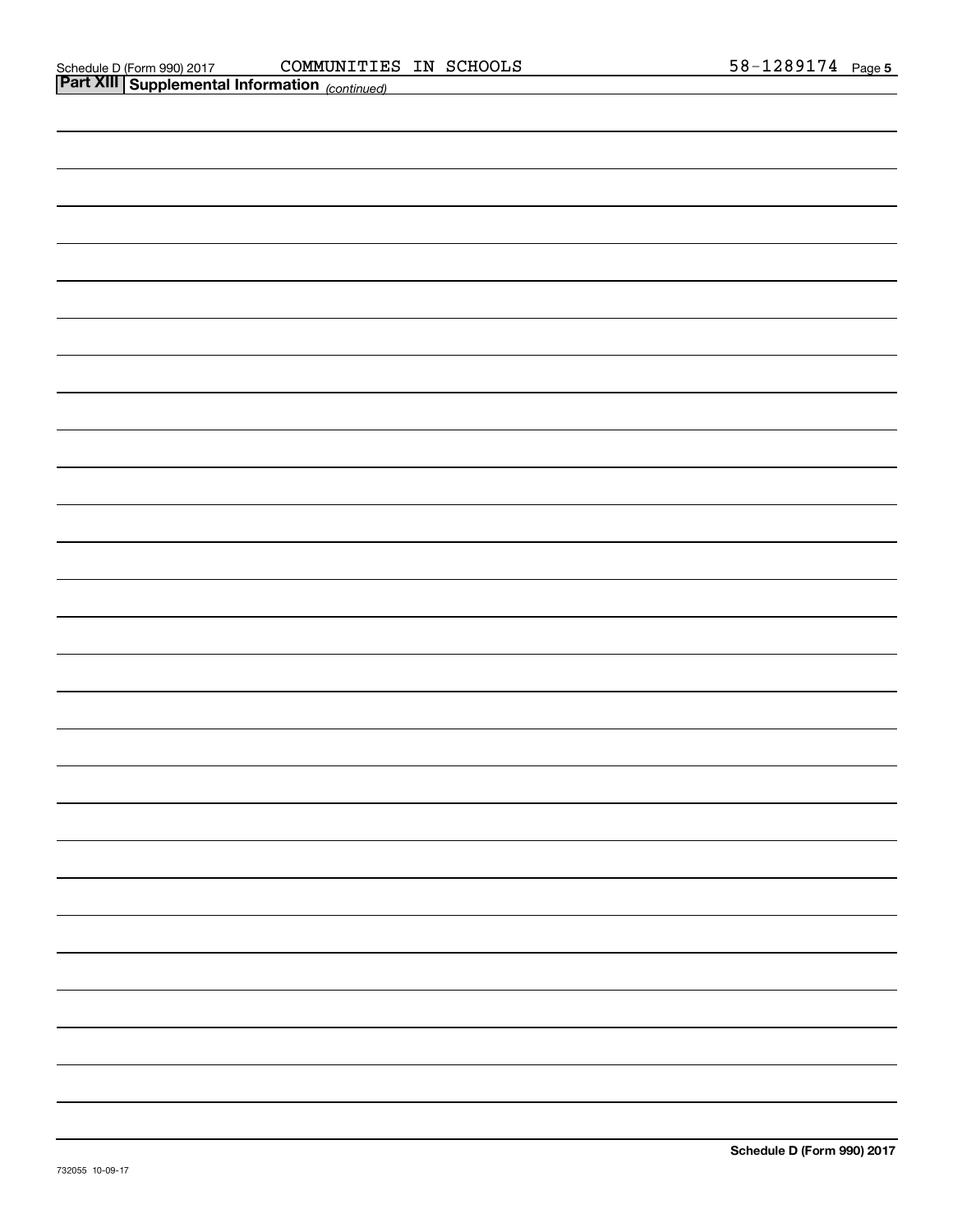## Part XIII Supplemental Information *(continued)*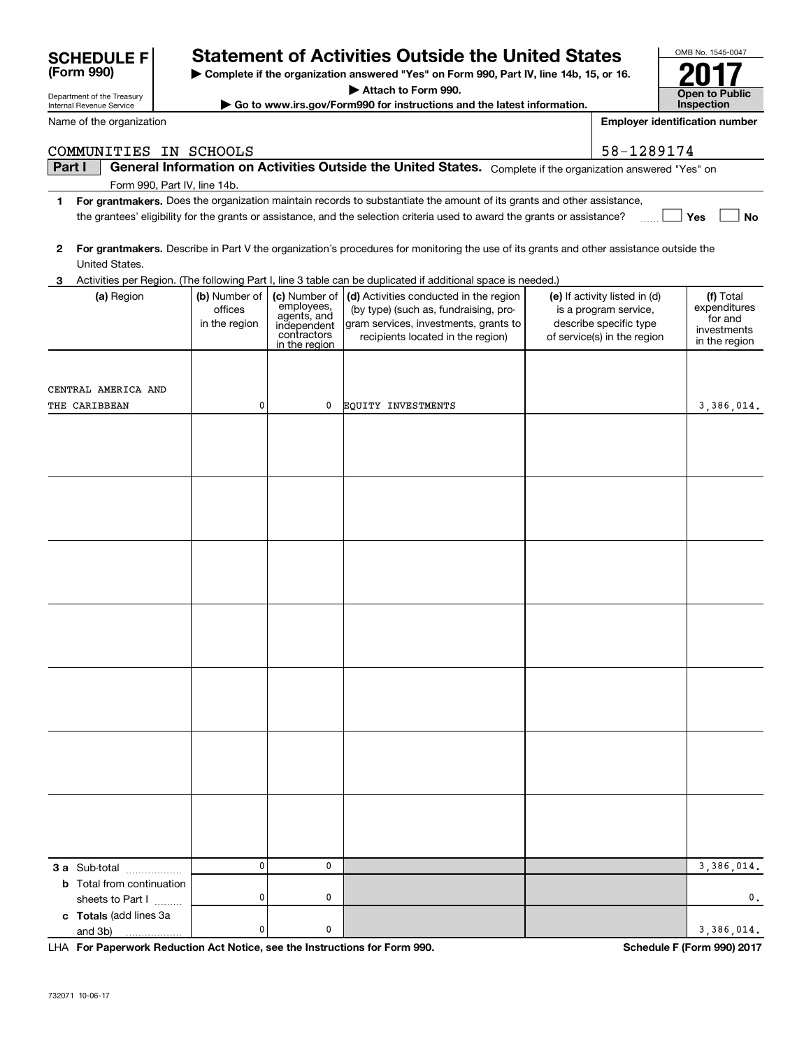# SCHEDULE F (Form 990)

Department of the Treasury
Internal Revenue Service

## Statement of Activities Outside the United States

▶ **Complete if the organization answered "Yes" on Form 990, Part IV, line 14b, 15, or 16.**
▶ **Attach to Form 990.**
▶ **Go to www.irs.gov/Form990 for instructions and the latest information.**

OMB No. 1545-0047

**2017**

**Open to Public Inspection**

Name of the organization: COMMUNITIES IN SCHOOLS

**Employer identification number:** 58-1289174

**Part I** **General Information on Activities Outside the United States.** Complete if the organization answered "Yes" on Form 990, Part IV, line 14b.

**1** **For grantmakers.** Does the organization maintain records to substantiate the amount of its grants and other assistance, the grantees' eligibility for the grants or assistance, and the selection criteria used to award the grants or assistance? ☐ Yes ☐ No

**2** **For grantmakers.** Describe in Part V the organization's procedures for monitoring the use of its grants and other assistance outside the United States.

**3** Activities per Region. (The following Part I, line 3 table can be duplicated if additional space is needed.)

| (a) Region | (b) Number of offices in the region | (c) Number of employees, agents, and independent contractors in the region | (d) Activities conducted in the region (by type) (such as, fundraising, program services, investments, grants to recipients located in the region) | (e) If activity listed in (d) is a program service, describe specific type of service(s) in the region | (f) Total expenditures for and investments in the region |
|---|---|---|---|---|---|
| CENTRAL AMERICA AND THE CARIBBEAN | 0 | 0 | EQUITY INVESTMENTS | | 3,386,014. |
| | | | | | |
| | | | | | |
| | | | | | |
| | | | | | |
| | | | | | |
| | | | | | |
| | | | | | |
| **3 a** Sub-total | 0 | 0 | | | 3,386,014. |
| **b** Total from continuation sheets to Part I | 0 | 0 | | | 0. |
| **c** **Totals** (add lines 3a and 3b) | 0 | 0 | | | 3,386,014. |

LHA **For Paperwork Reduction Act Notice, see the Instructions for Form 990.** **Schedule F (Form 990) 2017**

732071 10-06-17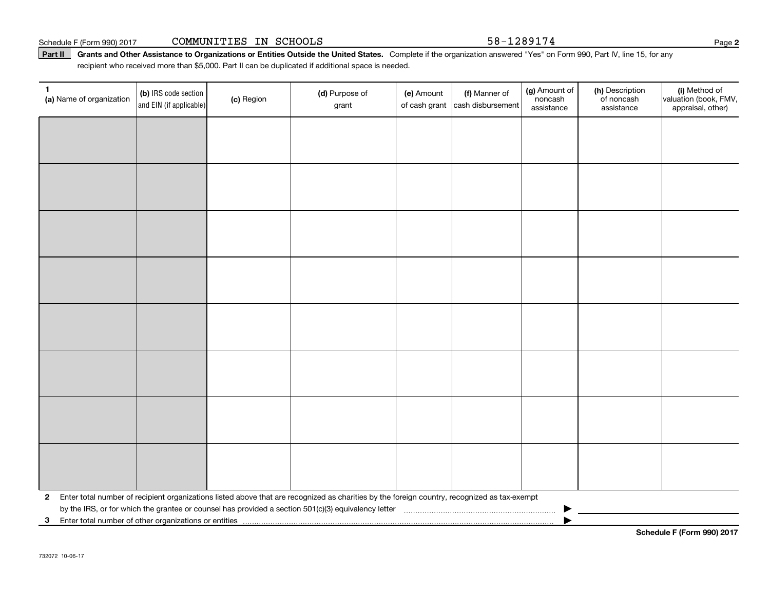Schedule F (Form 990) 2017 COMMUNITIES IN SCHOOLS 58-1289174

**Part II** **Grants and Other Assistance to Organizations or Entities Outside the United States.** Complete if the organization answered "Yes" on Form 990, Part IV, line 15, for any recipient who received more than $5,000. Part II can be duplicated if additional space is needed.

| 1 (a) Name of organization | (b) IRS code section and EIN (if applicable) | (c) Region | (d) Purpose of grant | (e) Amount of cash grant | (f) Manner of cash disbursement | (g) Amount of noncash assistance | (h) Description of noncash assistance | (i) Method of valuation (book, FMV, appraisal, other) |
|---|---|---|---|---|---|---|---|---|
| | | | | | | | | |
| | | | | | | | | |
| | | | | | | | | |
| | | | | | | | | |
| | | | | | | | | |
| | | | | | | | | |
| | | | | | | | | |
| | | | | | | | | |

**2** Enter total number of recipient organizations listed above that are recognized as charities by the foreign country, recognized as tax-exempt by the IRS, or for which the grantee or counsel has provided a section 501(c)(3) equivalency letter ▶

**3** Enter total number of other organizations or entities ▶

**Schedule F (Form 990) 2017**

732072 10-06-17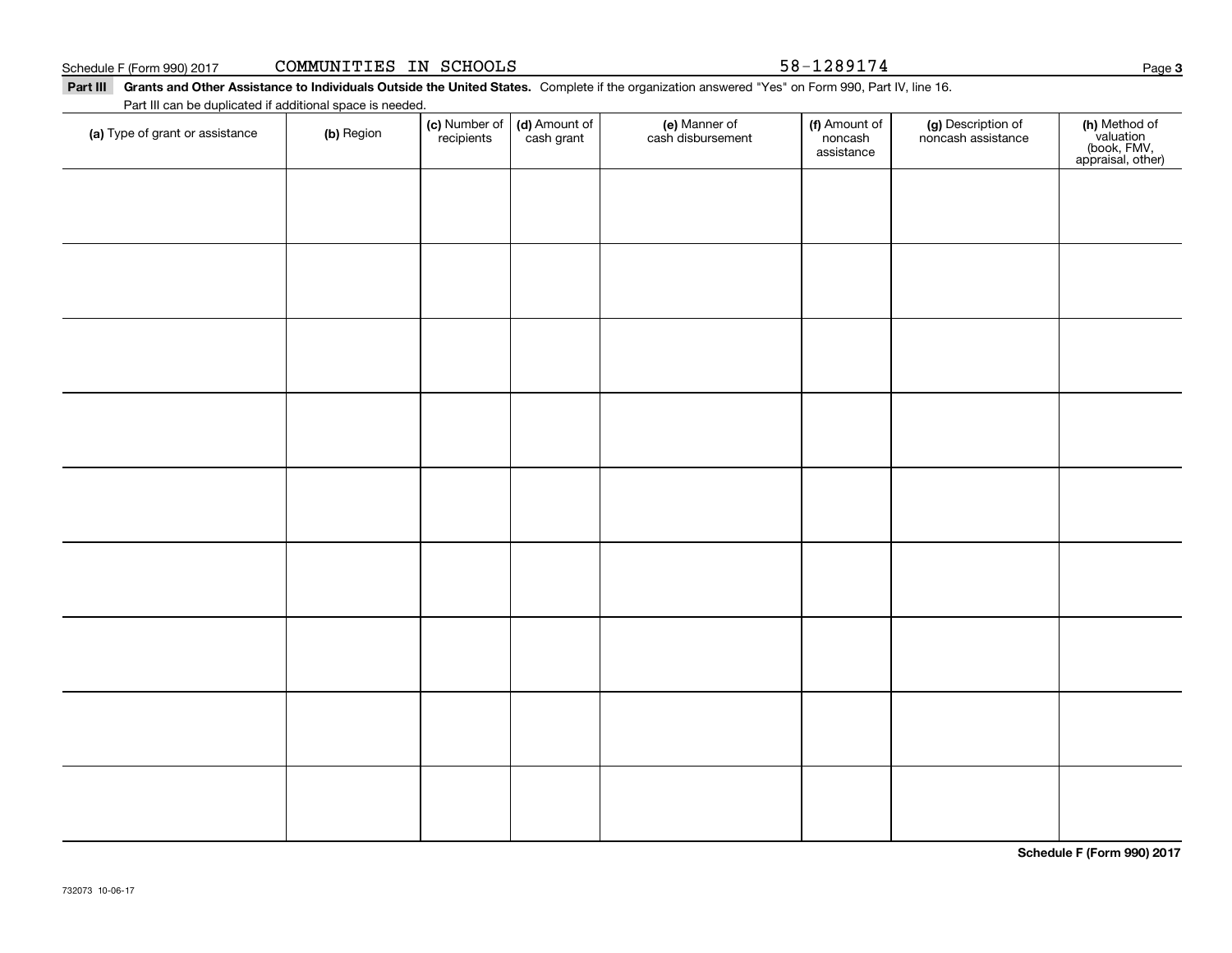Schedule F (Form 990) 2017 COMMUNITIES IN SCHOOLS 58-1289174

**Part III Grants and Other Assistance to Individuals Outside the United States.** Complete if the organization answered "Yes" on Form 990, Part IV, line 16.

Part III can be duplicated if additional space is needed.

| (a) Type of grant or assistance | (b) Region | (c) Number of recipients | (d) Amount of cash grant | (e) Manner of cash disbursement | (f) Amount of noncash assistance | (g) Description of noncash assistance | (h) Method of valuation (book, FMV, appraisal, other) |
|---|---|---|---|---|---|---|---|
| | | | | | | | |
| | | | | | | | |
| | | | | | | | |
| | | | | | | | |
| | | | | | | | |
| | | | | | | | |
| | | | | | | | |
| | | | | | | | |
| | | | | | | | |

**Schedule F (Form 990) 2017**

732073 10-06-17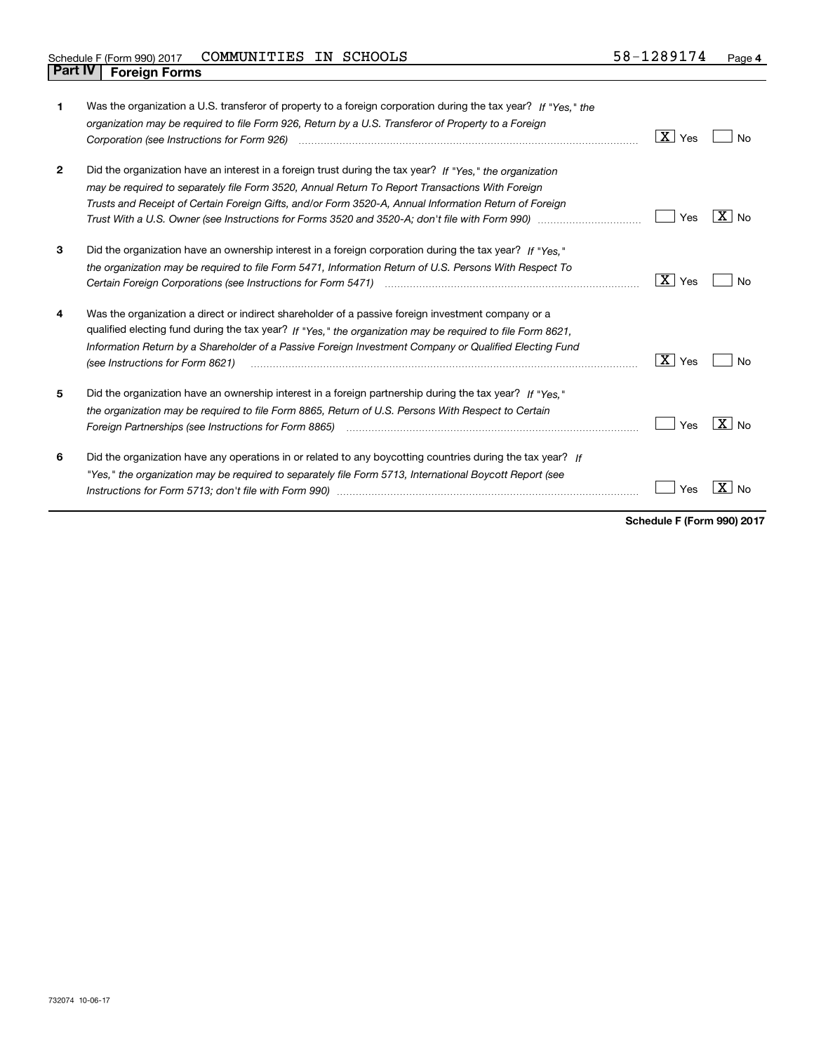Schedule F (Form 990) 2017 COMMUNITIES IN SCHOOLS 58-1289174

## Part IV Foreign Forms

| | | | |
|---|---|---|---|
| **1** | Was the organization a U.S. transferor of property to a foreign corporation during the tax year? *If "Yes," the organization may be required to file Form 926, Return by a U.S. Transferor of Property to a Foreign Corporation (see Instructions for Form 926)* | [X] Yes | [ ] No |
| **2** | Did the organization have an interest in a foreign trust during the tax year? *If "Yes," the organization may be required to separately file Form 3520, Annual Return To Report Transactions With Foreign Trusts and Receipt of Certain Foreign Gifts, and/or Form 3520-A, Annual Information Return of Foreign Trust With a U.S. Owner (see Instructions for Forms 3520 and 3520-A; don't file with Form 990)* | [ ] Yes | [X] No |
| **3** | Did the organization have an ownership interest in a foreign corporation during the tax year? *If "Yes," the organization may be required to file Form 5471, Information Return of U.S. Persons With Respect To Certain Foreign Corporations (see Instructions for Form 5471)* | [X] Yes | [ ] No |
| **4** | Was the organization a direct or indirect shareholder of a passive foreign investment company or a qualified electing fund during the tax year? *If "Yes," the organization may be required to file Form 8621, Information Return by a Shareholder of a Passive Foreign Investment Company or Qualified Electing Fund (see Instructions for Form 8621)* | [X] Yes | [ ] No |
| **5** | Did the organization have an ownership interest in a foreign partnership during the tax year? *If "Yes," the organization may be required to file Form 8865, Return of U.S. Persons With Respect to Certain Foreign Partnerships (see Instructions for Form 8865)* | [ ] Yes | [X] No |
| **6** | Did the organization have any operations in or related to any boycotting countries during the tax year? *If "Yes," the organization may be required to separately file Form 5713, International Boycott Report (see Instructions for Form 5713; don't file with Form 990)* | [ ] Yes | [X] No |

**Schedule F (Form 990) 2017**

732074 10-06-17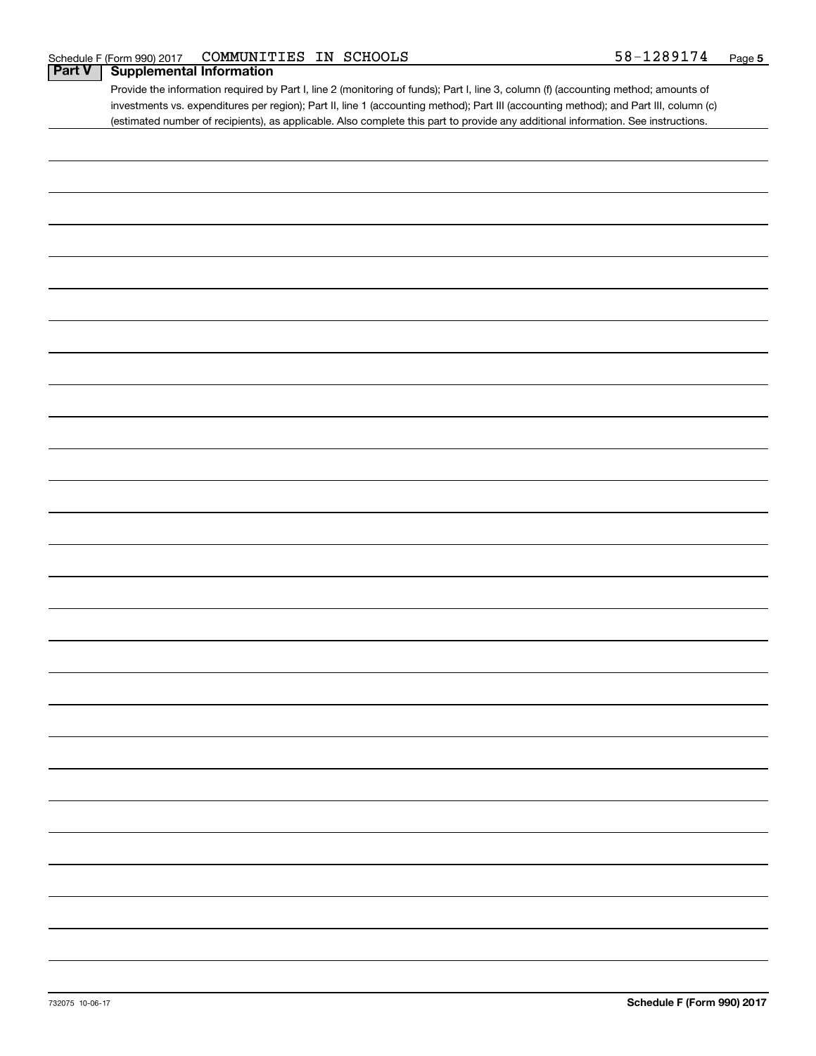Schedule F (Form 990) 2017 COMMUNITIES IN SCHOOLS 58-1289174

## Part V Supplemental Information

Provide the information required by Part I, line 2 (monitoring of funds); Part I, line 3, column (f) (accounting method; amounts of investments vs. expenditures per region); Part II, line 1 (accounting method); Part III (accounting method); and Part III, column (c) (estimated number of recipients), as applicable. Also complete this part to provide any additional information. See instructions.

732075 10-06-17

Schedule F (Form 990) 2017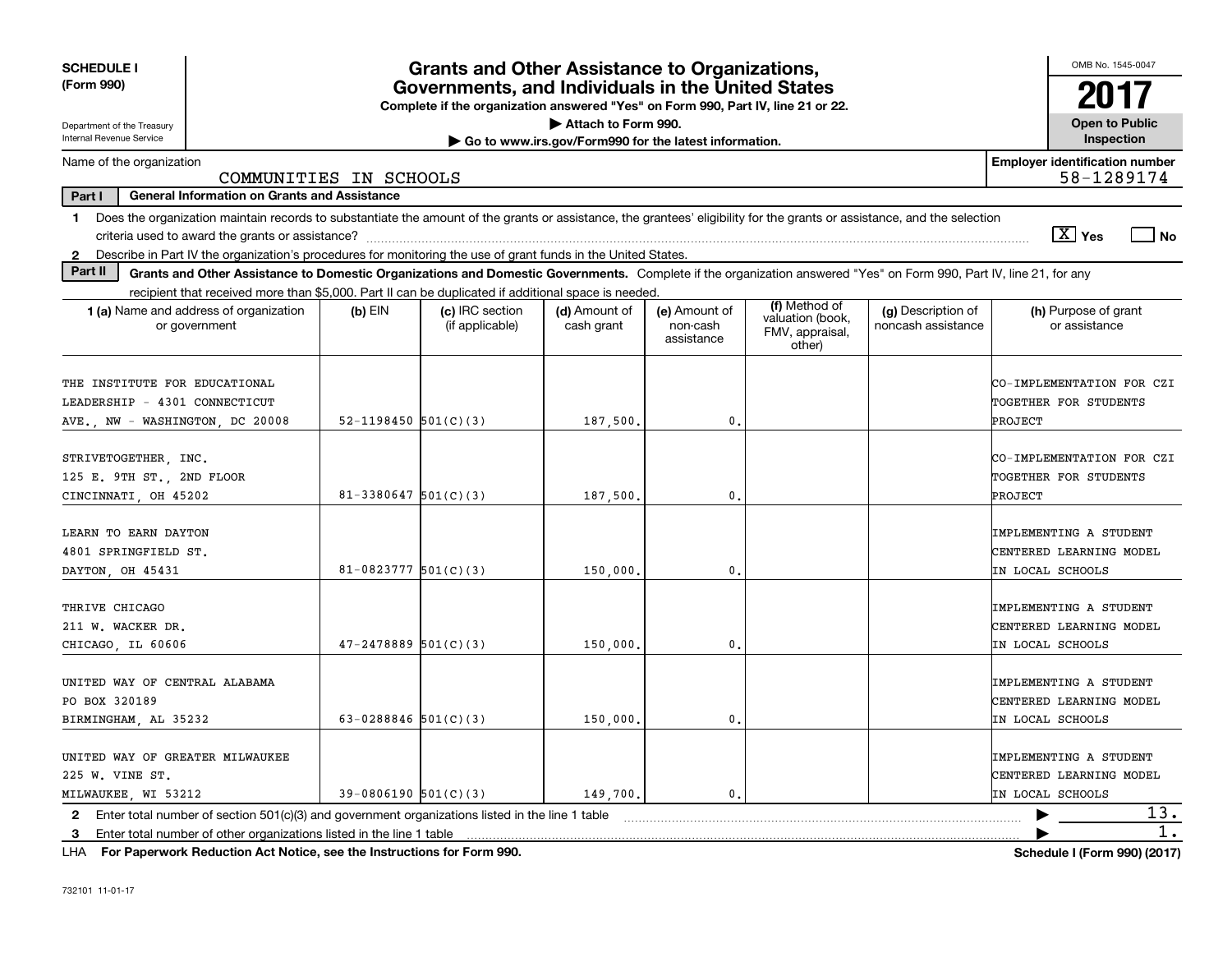**SCHEDULE I (Form 990)**

Department of the Treasury
Internal Revenue Service

# Grants and Other Assistance to Organizations, Governments, and Individuals in the United States

**Complete if the organization answered "Yes" on Form 990, Part IV, line 21 or 22.**

**▶ Attach to Form 990.**

**▶ Go to www.irs.gov/Form990 for the latest information.**

OMB No. 1545-0047

**2017**

**Open to Public Inspection**

Name of the organization: COMMUNITIES IN SCHOOLS

Employer identification number: 58-1289174

**Part I — General Information on Grants and Assistance**

1. Does the organization maintain records to substantiate the amount of the grants or assistance, the grantees' eligibility for the grants or assistance, and the selection criteria used to award the grants or assistance? [X] Yes [ ] No
2. Describe in Part IV the organization's procedures for monitoring the use of grant funds in the United States.

**Part II — Grants and Other Assistance to Domestic Organizations and Domestic Governments.** Complete if the organization answered "Yes" on Form 990, Part IV, line 21, for any recipient that received more than $5,000. Part II can be duplicated if additional space is needed.

| 1 (a) Name and address of organization or government | (b) EIN | (c) IRC section (if applicable) | (d) Amount of cash grant | (e) Amount of non-cash assistance | (f) Method of valuation (book, FMV, appraisal, other) | (g) Description of noncash assistance | (h) Purpose of grant or assistance |
|---|---|---|---|---|---|---|---|
| THE INSTITUTE FOR EDUCATIONAL LEADERSHIP - 4301 CONNECTICUT AVE., NW - WASHINGTON, DC 20008 | 52-1198450 | 501(C)(3) | 187,500. | 0. | | | CO-IMPLEMENTATION FOR CZI TOGETHER FOR STUDENTS PROJECT |
| STRIVETOGETHER, INC. 125 E. 9TH ST., 2ND FLOOR CINCINNATI, OH 45202 | 81-3380647 | 501(C)(3) | 187,500. | 0. | | | CO-IMPLEMENTATION FOR CZI TOGETHER FOR STUDENTS PROJECT |
| LEARN TO EARN DAYTON 4801 SPRINGFIELD ST. DAYTON, OH 45431 | 81-0823777 | 501(C)(3) | 150,000. | 0. | | | IMPLEMENTING A STUDENT CENTERED LEARNING MODEL IN LOCAL SCHOOLS |
| THRIVE CHICAGO 211 W. WACKER DR. CHICAGO, IL 60606 | 47-2478889 | 501(C)(3) | 150,000. | 0. | | | IMPLEMENTING A STUDENT CENTERED LEARNING MODEL IN LOCAL SCHOOLS |
| UNITED WAY OF CENTRAL ALABAMA PO BOX 320189 BIRMINGHAM, AL 35232 | 63-0288846 | 501(C)(3) | 150,000. | 0. | | | IMPLEMENTING A STUDENT CENTERED LEARNING MODEL IN LOCAL SCHOOLS |
| UNITED WAY OF GREATER MILWAUKEE 225 W. VINE ST. MILWAUKEE, WI 53212 | 39-0806190 | 501(C)(3) | 149,700. | 0. | | | IMPLEMENTING A STUDENT CENTERED LEARNING MODEL IN LOCAL SCHOOLS |

2. Enter total number of section 501(c)(3) and government organizations listed in the line 1 table ▶ 13.
3. Enter total number of other organizations listed in the line 1 table ▶ 1.

LHA **For Paperwork Reduction Act Notice, see the Instructions for Form 990.** **Schedule I (Form 990) (2017)**

732101 11-01-17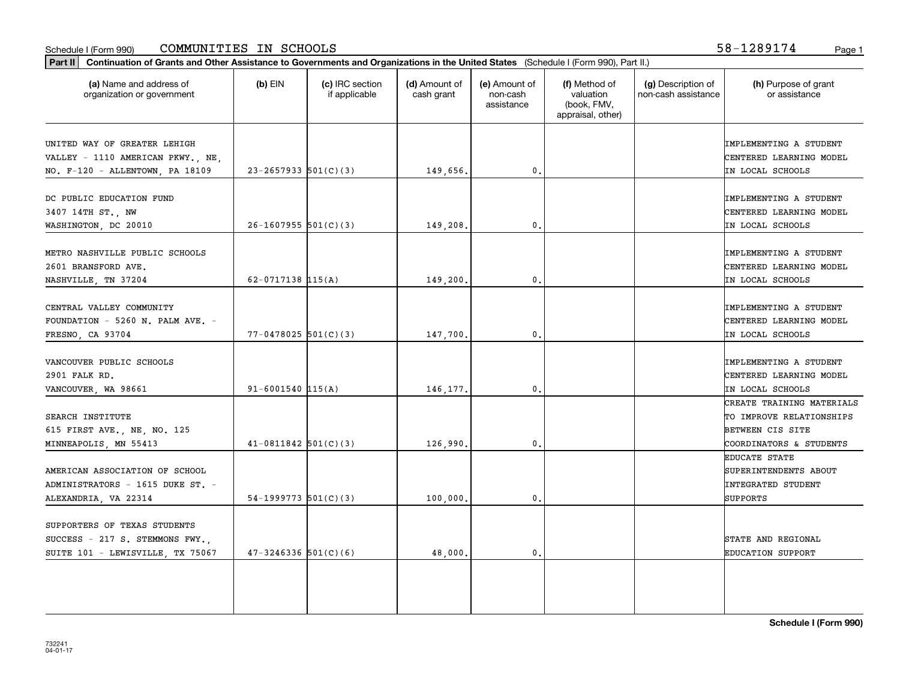Schedule I (Form 990) COMMUNITIES IN SCHOOLS 58-1289174

**Part II** **Continuation of Grants and Other Assistance to Governments and Organizations in the United States** (Schedule I (Form 990), Part II.)

| (a) Name and address of organization or government | (b) EIN | (c) IRC section if applicable | (d) Amount of cash grant | (e) Amount of non-cash assistance | (f) Method of valuation (book, FMV, appraisal, other) | (g) Description of non-cash assistance | (h) Purpose of grant or assistance |
|---|---|---|---|---|---|---|---|
| UNITED WAY OF GREATER LEHIGH VALLEY - 1110 AMERICAN PKWY., NE, NO. F-120 - ALLENTOWN, PA 18109 | 23-2657933 | 501(C)(3) | 149,656. | 0. | | | IMPLEMENTING A STUDENT CENTERED LEARNING MODEL IN LOCAL SCHOOLS |
| DC PUBLIC EDUCATION FUND 3407 14TH ST., NW WASHINGTON, DC 20010 | 26-1607955 | 501(C)(3) | 149,208. | 0. | | | IMPLEMENTING A STUDENT CENTERED LEARNING MODEL IN LOCAL SCHOOLS |
| METRO NASHVILLE PUBLIC SCHOOLS 2601 BRANSFORD AVE. NASHVILLE, TN 37204 | 62-0717138 | 115(A) | 149,200. | 0. | | | IMPLEMENTING A STUDENT CENTERED LEARNING MODEL IN LOCAL SCHOOLS |
| CENTRAL VALLEY COMMUNITY FOUNDATION - 5260 N. PALM AVE. - FRESNO, CA 93704 | 77-0478025 | 501(C)(3) | 147,700. | 0. | | | IMPLEMENTING A STUDENT CENTERED LEARNING MODEL IN LOCAL SCHOOLS |
| VANCOUVER PUBLIC SCHOOLS 2901 FALK RD. VANCOUVER, WA 98661 | 91-6001540 | 115(A) | 146,177. | 0. | | | IMPLEMENTING A STUDENT CENTERED LEARNING MODEL IN LOCAL SCHOOLS |
| SEARCH INSTITUTE 615 FIRST AVE., NE, NO. 125 MINNEAPOLIS, MN 55413 | 41-0811842 | 501(C)(3) | 126,990. | 0. | | | CREATE TRAINING MATERIALS TO IMPROVE RELATIONSHIPS BETWEEN CIS SITE COORDINATORS & STUDENTS |
| AMERICAN ASSOCIATION OF SCHOOL ADMINISTRATORS - 1615 DUKE ST. - ALEXANDRIA, VA 22314 | 54-1999773 | 501(C)(3) | 100,000. | 0. | | | EDUCATE STATE SUPERINTENDENTS ABOUT INTEGRATED STUDENT SUPPORTS |
| SUPPORTERS OF TEXAS STUDENTS SUCCESS - 217 S. STEMMONS FWY., SUITE 101 - LEWISVILLE, TX 75067 | 47-3246336 | 501(C)(6) | 48,000. | 0. | | | STATE AND REGIONAL EDUCATION SUPPORT |

**Schedule I (Form 990)**

732241
04-01-17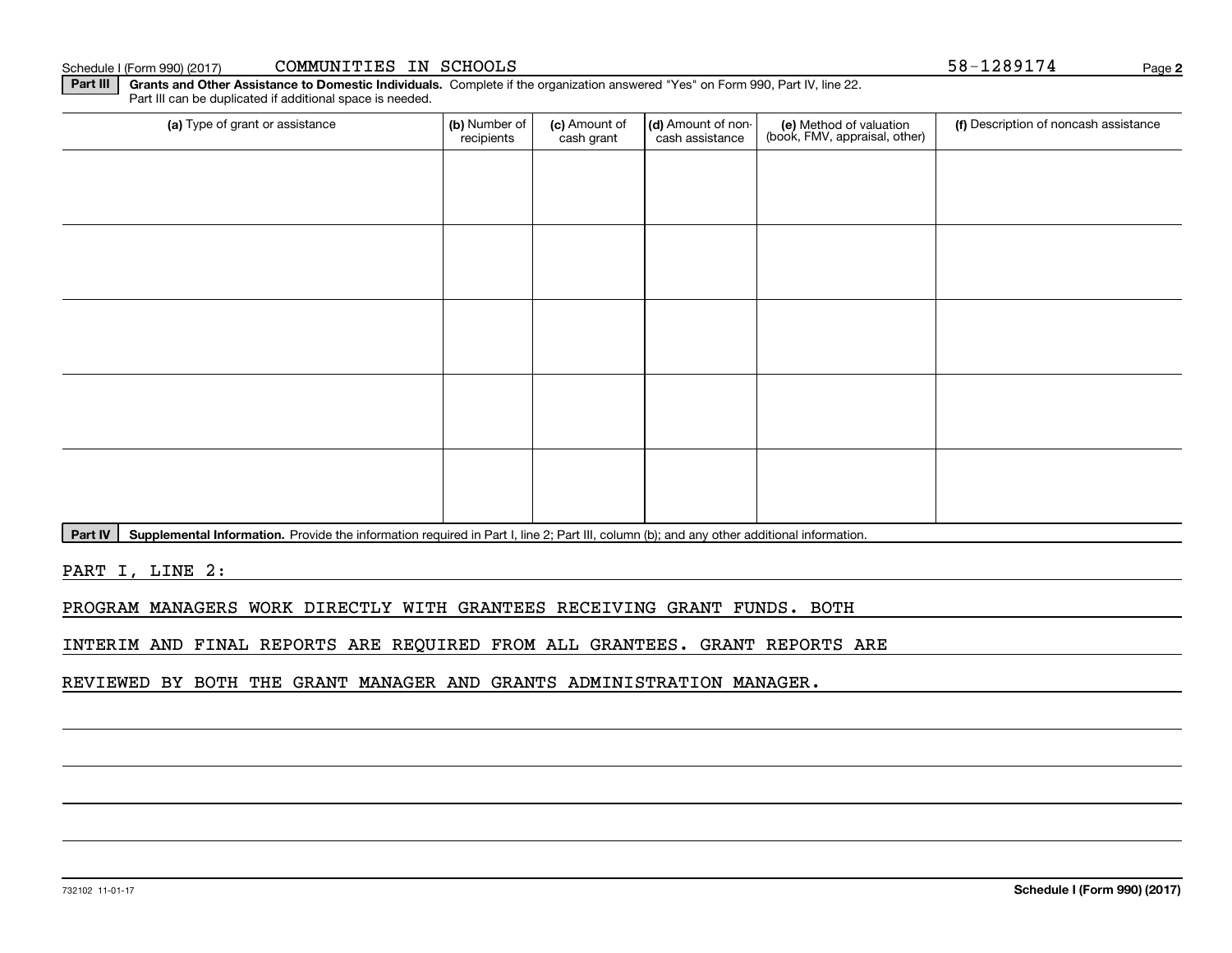Schedule I (Form 990) (2017) COMMUNITIES IN SCHOOLS 58-1289174

**Part III** **Grants and Other Assistance to Domestic Individuals.** Complete if the organization answered "Yes" on Form 990, Part IV, line 22. Part III can be duplicated if additional space is needed.

| (a) Type of grant or assistance | (b) Number of recipients | (c) Amount of cash grant | (d) Amount of non-cash assistance | (e) Method of valuation (book, FMV, appraisal, other) | (f) Description of noncash assistance |
|---|---|---|---|---|---|
| | | | | | |
| | | | | | |
| | | | | | |
| | | | | | |
| | | | | | |

**Part IV** **Supplemental Information.** Provide the information required in Part I, line 2; Part III, column (b); and any other additional information.

PART I, LINE 2:

PROGRAM MANAGERS WORK DIRECTLY WITH GRANTEES RECEIVING GRANT FUNDS. BOTH INTERIM AND FINAL REPORTS ARE REQUIRED FROM ALL GRANTEES. GRANT REPORTS ARE REVIEWED BY BOTH THE GRANT MANAGER AND GRANTS ADMINISTRATION MANAGER.

732102 11-01-17 **Schedule I (Form 990) (2017)**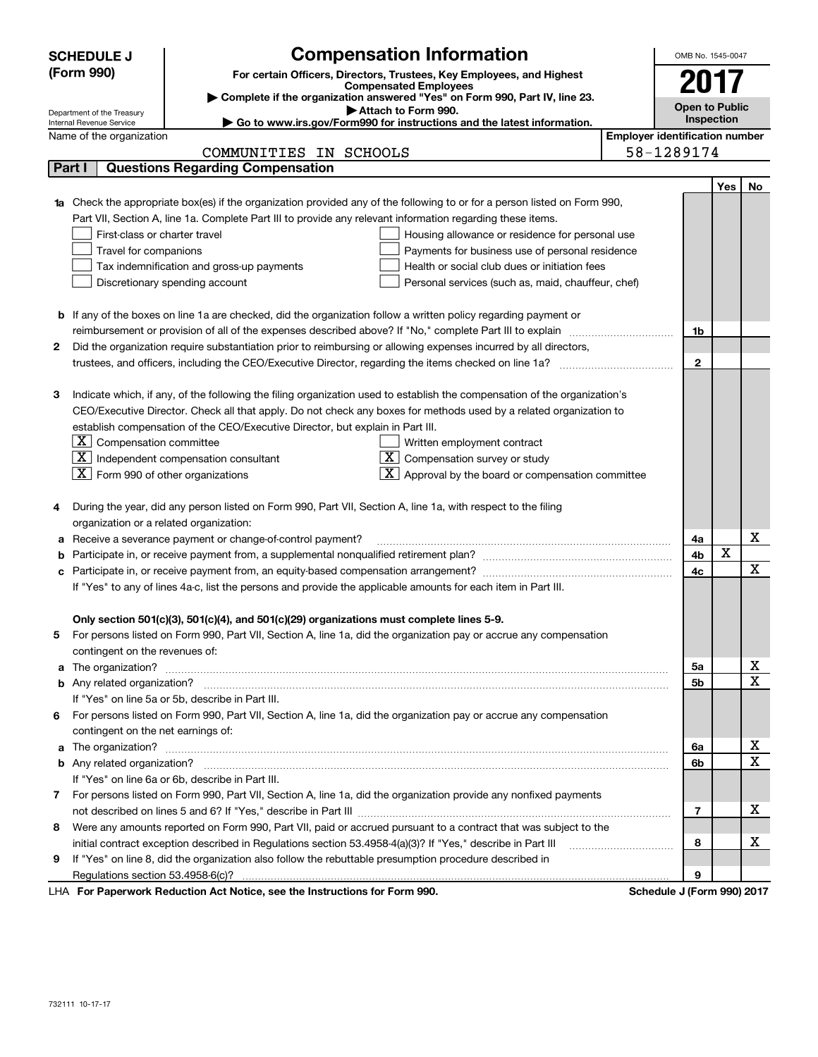**SCHEDULE J (Form 990)**

Department of the Treasury
Internal Revenue Service

# Compensation Information

**For certain Officers, Directors, Trustees, Key Employees, and Highest Compensated Employees**

▶ **Complete if the organization answered "Yes" on Form 990, Part IV, line 23.**

▶ **Attach to Form 990.**

▶ **Go to www.irs.gov/Form990 for instructions and the latest information.**

OMB No. 1545-0047

**2017**

**Open to Public Inspection**

Name of the organization: COMMUNITIES IN SCHOOLS

**Employer identification number:** 58-1289174

## Part I Questions Regarding Compensation

| | | | Yes | No |
|---|---|---|---|---|
| **1a** | Check the appropriate box(es) if the organization provided any of the following to or for a person listed on Form 990, Part VII, Section A, line 1a. Complete Part III to provide any relevant information regarding these items.<br>☐ First-class or charter travel ☐ Housing allowance or residence for personal use<br>☐ Travel for companions ☐ Payments for business use of personal residence<br>☐ Tax indemnification and gross-up payments ☐ Health or social club dues or initiation fees<br>☐ Discretionary spending account ☐ Personal services (such as, maid, chauffeur, chef) | | | |
| **b** | If any of the boxes on line 1a are checked, did the organization follow a written policy regarding payment or reimbursement or provision of all of the expenses described above? If "No," complete Part III to explain | 1b | | |
| **2** | Did the organization require substantiation prior to reimbursing or allowing expenses incurred by all directors, trustees, and officers, including the CEO/Executive Director, regarding the items checked on line 1a? | 2 | | |
| **3** | Indicate which, if any, of the following the filing organization used to establish the compensation of the organization's CEO/Executive Director. Check all that apply. Do not check any boxes for methods used by a related organization to establish compensation of the CEO/Executive Director, but explain in Part III.<br>☒ Compensation committee ☐ Written employment contract<br>☒ Independent compensation consultant ☒ Compensation survey or study<br>☒ Form 990 of other organizations ☒ Approval by the board or compensation committee | | | |
| **4** | During the year, did any person listed on Form 990, Part VII, Section A, line 1a, with respect to the filing organization or a related organization: | | | |
| **a** | Receive a severance payment or change-of-control payment? | 4a | | X |
| **b** | Participate in, or receive payment from, a supplemental nonqualified retirement plan? | 4b | X | |
| **c** | Participate in, or receive payment from, an equity-based compensation arrangement? | 4c | | X |
| | If "Yes" to any of lines 4a-c, list the persons and provide the applicable amounts for each item in Part III. | | | |
| | **Only section 501(c)(3), 501(c)(4), and 501(c)(29) organizations must complete lines 5-9.** | | | |
| **5** | For persons listed on Form 990, Part VII, Section A, line 1a, did the organization pay or accrue any compensation contingent on the revenues of: | | | |
| **a** | The organization? | 5a | | X |
| **b** | Any related organization? | 5b | | X |
| | If "Yes" on line 5a or 5b, describe in Part III. | | | |
| **6** | For persons listed on Form 990, Part VII, Section A, line 1a, did the organization pay or accrue any compensation contingent on the net earnings of: | | | |
| **a** | The organization? | 6a | | X |
| **b** | Any related organization? | 6b | | X |
| | If "Yes" on line 6a or 6b, describe in Part III. | | | |
| **7** | For persons listed on Form 990, Part VII, Section A, line 1a, did the organization provide any nonfixed payments not described on lines 5 and 6? If "Yes," describe in Part III | 7 | | X |
| **8** | Were any amounts reported on Form 990, Part VII, paid or accrued pursuant to a contract that was subject to the initial contract exception described in Regulations section 53.4958-4(a)(3)? If "Yes," describe in Part III | 8 | | X |
| **9** | If "Yes" on line 8, did the organization also follow the rebuttable presumption procedure described in Regulations section 53.4958-6(c)? | 9 | | |

LHA **For Paperwork Reduction Act Notice, see the Instructions for Form 990.** **Schedule J (Form 990) 2017**

732111 10-17-17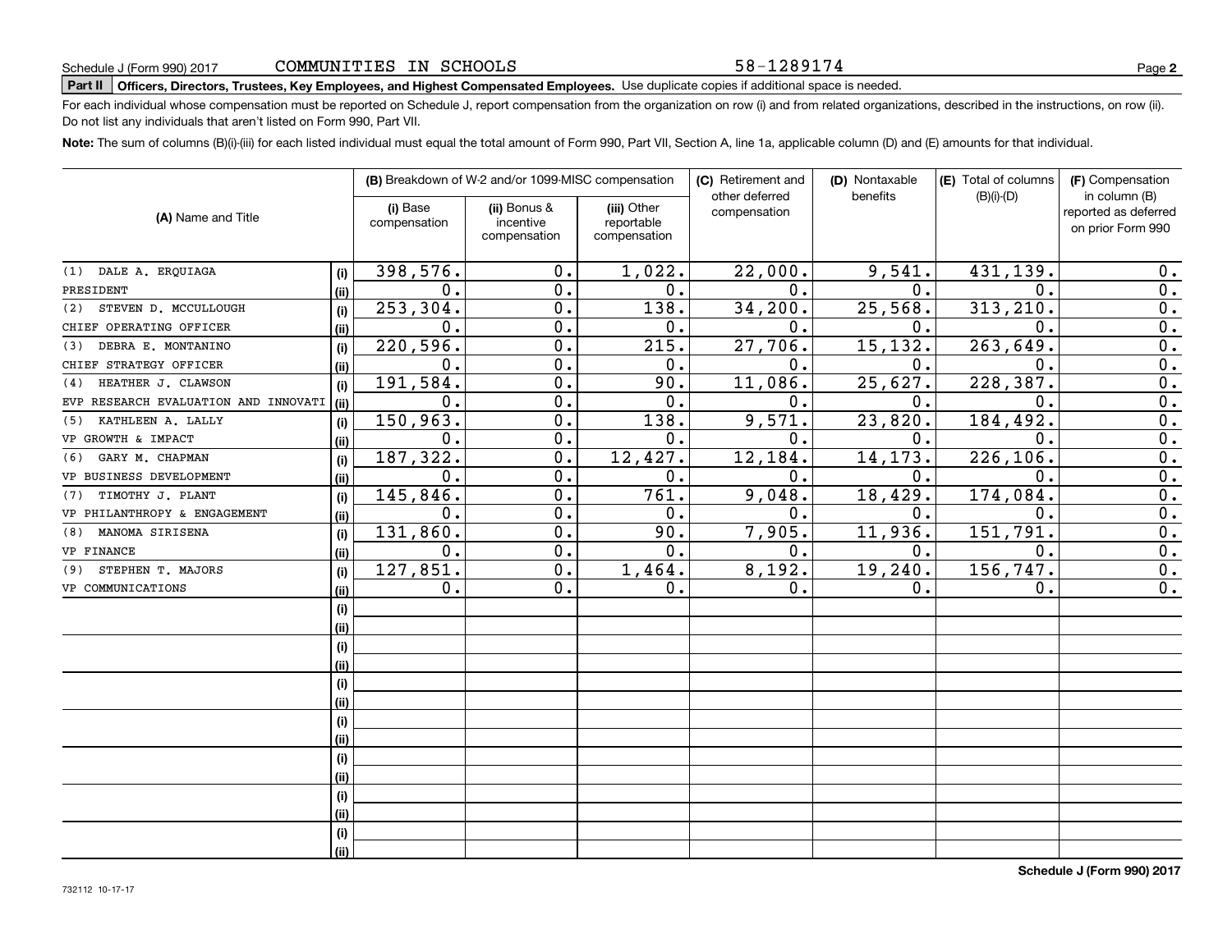Schedule J (Form 990) 2017 COMMUNITIES IN SCHOOLS 58-1289174

**Part II** **Officers, Directors, Trustees, Key Employees, and Highest Compensated Employees.** Use duplicate copies if additional space is needed.

For each individual whose compensation must be reported on Schedule J, report compensation from the organization on row (i) and from related organizations, described in the instructions, on row (ii). Do not list any individuals that aren't listed on Form 990, Part VII.

**Note:** The sum of columns (B)(i)-(iii) for each listed individual must equal the total amount of Form 990, Part VII, Section A, line 1a, applicable column (D) and (E) amounts for that individual.

| (A) Name and Title | | (B) Breakdown of W-2 and/or 1099-MISC compensation | | | (C) Retirement and other deferred compensation | (D) Nontaxable benefits | (E) Total of columns (B)(i)-(D) | (F) Compensation in column (B) reported as deferred on prior Form 990 |
|---|---|---|---|---|---|---|---|---|
| | | (i) Base compensation | (ii) Bonus & incentive compensation | (iii) Other reportable compensation | | | | |
| (1) DALE A. ERQUIAGA | (i) | 398,576. | 0. | 1,022. | 22,000. | 9,541. | 431,139. | 0. |
| PRESIDENT | (ii) | 0. | 0. | 0. | 0. | 0. | 0. | 0. |
| (2) STEVEN D. MCCULLOUGH | (i) | 253,304. | 0. | 138. | 34,200. | 25,568. | 313,210. | 0. |
| CHIEF OPERATING OFFICER | (ii) | 0. | 0. | 0. | 0. | 0. | 0. | 0. |
| (3) DEBRA E. MONTANINO | (i) | 220,596. | 0. | 215. | 27,706. | 15,132. | 263,649. | 0. |
| CHIEF STRATEGY OFFICER | (ii) | 0. | 0. | 0. | 0. | 0. | 0. | 0. |
| (4) HEATHER J. CLAWSON | (i) | 191,584. | 0. | 90. | 11,086. | 25,627. | 228,387. | 0. |
| EVP RESEARCH EVALUATION AND INNOVATI | (ii) | 0. | 0. | 0. | 0. | 0. | 0. | 0. |
| (5) KATHLEEN A. LALLY | (i) | 150,963. | 0. | 138. | 9,571. | 23,820. | 184,492. | 0. |
| VP GROWTH & IMPACT | (ii) | 0. | 0. | 0. | 0. | 0. | 0. | 0. |
| (6) GARY M. CHAPMAN | (i) | 187,322. | 0. | 12,427. | 12,184. | 14,173. | 226,106. | 0. |
| VP BUSINESS DEVELOPMENT | (ii) | 0. | 0. | 0. | 0. | 0. | 0. | 0. |
| (7) TIMOTHY J. PLANT | (i) | 145,846. | 0. | 761. | 9,048. | 18,429. | 174,084. | 0. |
| VP PHILANTHROPY & ENGAGEMENT | (ii) | 0. | 0. | 0. | 0. | 0. | 0. | 0. |
| (8) MANOMA SIRISENA | (i) | 131,860. | 0. | 90. | 7,905. | 11,936. | 151,791. | 0. |
| VP FINANCE | (ii) | 0. | 0. | 0. | 0. | 0. | 0. | 0. |
| (9) STEPHEN T. MAJORS | (i) | 127,851. | 0. | 1,464. | 8,192. | 19,240. | 156,747. | 0. |
| VP COMMUNICATIONS | (ii) | 0. | 0. | 0. | 0. | 0. | 0. | 0. |
| | (i) | | | | | | | |
| | (ii) | | | | | | | |
| | (i) | | | | | | | |
| | (ii) | | | | | | | |
| | (i) | | | | | | | |
| | (ii) | | | | | | | |
| | (i) | | | | | | | |
| | (ii) | | | | | | | |
| | (i) | | | | | | | |
| | (ii) | | | | | | | |
| | (i) | | | | | | | |
| | (ii) | | | | | | | |
| | (i) | | | | | | | |
| | (ii) | | | | | | | |

732112 10-17-17

**Schedule J (Form 990) 2017**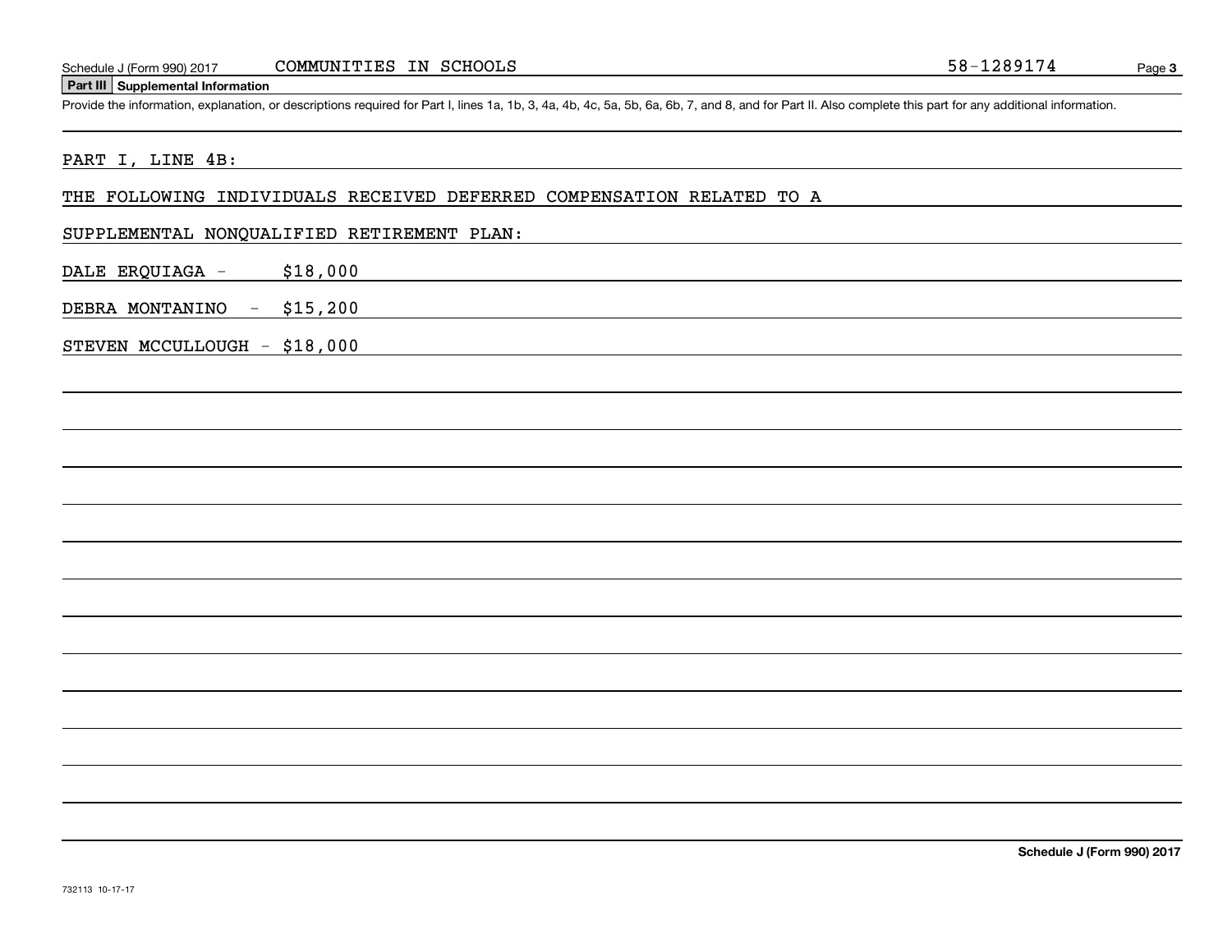Schedule J (Form 990) 2017 COMMUNITIES IN SCHOOLS 58-1289174

**Part III** **Supplemental Information**

Provide the information, explanation, or descriptions required for Part I, lines 1a, 1b, 3, 4a, 4b, 4c, 5a, 5b, 6a, 6b, 7, and 8, and for Part II. Also complete this part for any additional information.

PART I, LINE 4B:

THE FOLLOWING INDIVIDUALS RECEIVED DEFERRED COMPENSATION RELATED TO A

SUPPLEMENTAL NONQUALIFIED RETIREMENT PLAN:

DALE ERQUIAGA - $18,000

DEBRA MONTANINO - $15,200

STEVEN MCCULLOUGH - $18,000

**Schedule J (Form 990) 2017**

732113 10-17-17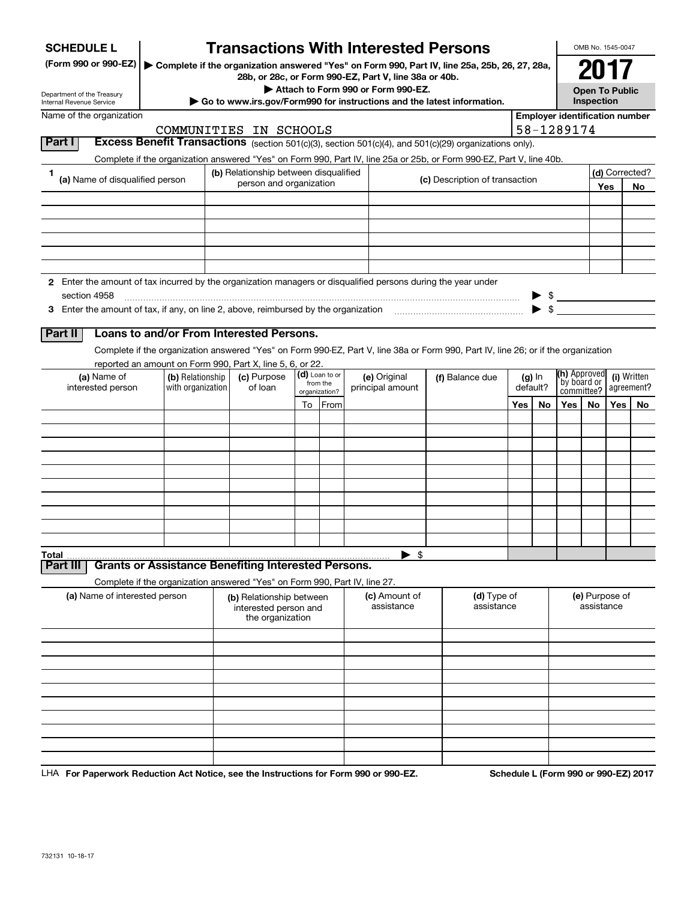**SCHEDULE L**
**(Form 990 or 990-EZ)**

Department of the Treasury
Internal Revenue Service

# Transactions With Interested Persons

▶ Complete if the organization answered "Yes" on Form 990, Part IV, line 25a, 25b, 26, 27, 28a, 28b, or 28c, or Form 990-EZ, Part V, line 38a or 40b.
▶ Attach to Form 990 or Form 990-EZ.
▶ Go to www.irs.gov/Form990 for instructions and the latest information.

OMB No. 1545-0047

**2017**

**Open To Public Inspection**

Name of the organization: COMMUNITIES IN SCHOOLS

Employer identification number: 58-1289174

## Part I Excess Benefit Transactions (section 501(c)(3), section 501(c)(4), and 501(c)(29) organizations only).

Complete if the organization answered "Yes" on Form 990, Part IV, line 25a or 25b, or Form 990-EZ, Part V, line 40b.

| 1 (a) Name of disqualified person | (b) Relationship between disqualified person and organization | (c) Description of transaction | (d) Corrected? Yes | No |
|---|---|---|---|---|
| | | | | |
| | | | | |
| | | | | |
| | | | | |
| | | | | |
| | | | | |

**2** Enter the amount of tax incurred by the organization managers or disqualified persons during the year under section 4958 ▶ $

**3** Enter the amount of tax, if any, on line 2, above, reimbursed by the organization ▶ $

## Part II Loans to and/or From Interested Persons.

Complete if the organization answered "Yes" on Form 990-EZ, Part V, line 38a or Form 990, Part IV, line 26; or if the organization reported an amount on Form 990, Part X, line 5, 6, or 22.

| (a) Name of interested person | (b) Relationship with organization | (c) Purpose of loan | (d) Loan to or from the organization? To | From | (e) Original principal amount | (f) Balance due | (g) In default? Yes | No | (h) Approved by board or committee? Yes | No | (i) Written agreement? Yes | No |
|---|---|---|---|---|---|---|---|---|---|---|---|---|
| | | | | | | | | | | | | |
| | | | | | | | | | | | | |
| | | | | | | | | | | | | |
| | | | | | | | | | | | | |
| | | | | | | | | | | | | |
| | | | | | | | | | | | | |
| | | | | | | | | | | | | |
| | | | | | | | | | | | | |
| | | | | | | | | | | | | |
| | | | | | | | | | | | | |
| **Total** | | | | | ▶ $ | | | | | | | |

## Part III Grants or Assistance Benefiting Interested Persons.

Complete if the organization answered "Yes" on Form 990, Part IV, line 27.

| (a) Name of interested person | (b) Relationship between interested person and the organization | (c) Amount of assistance | (d) Type of assistance | (e) Purpose of assistance |
|---|---|---|---|---|
| | | | | |
| | | | | |
| | | | | |
| | | | | |
| | | | | |
| | | | | |
| | | | | |
| | | | | |
| | | | | |
| | | | | |

LHA **For Paperwork Reduction Act Notice, see the Instructions for Form 990 or 990-EZ.** **Schedule L (Form 990 or 990-EZ) 2017**

732131 10-18-17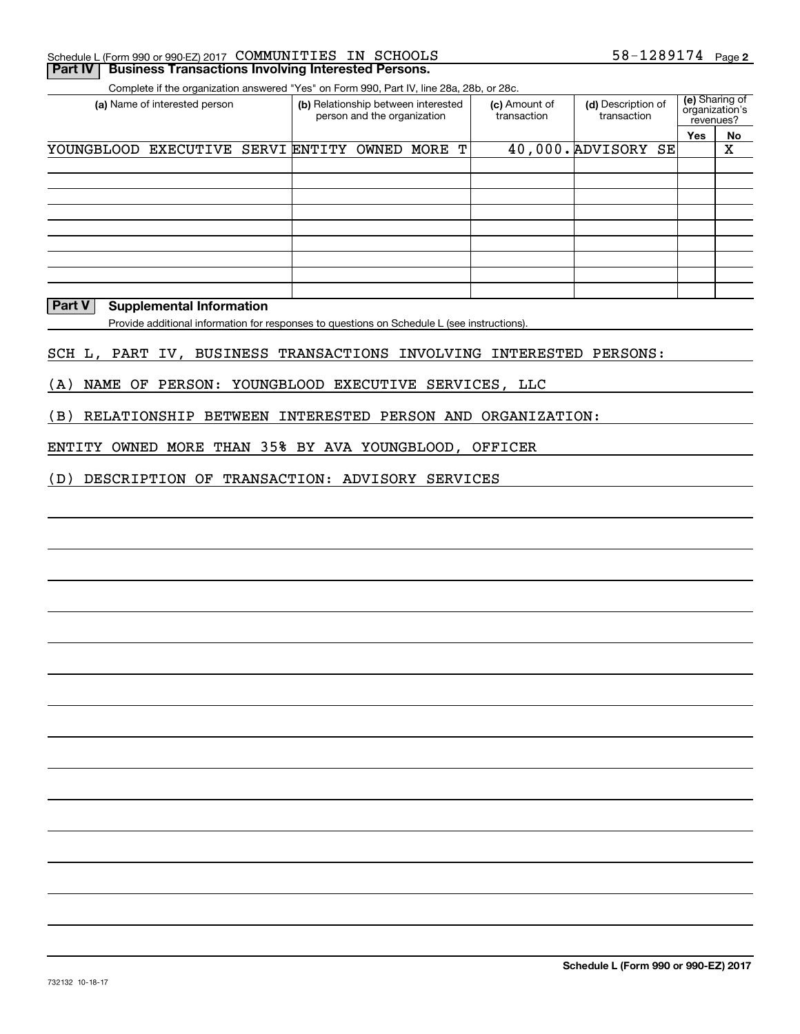Schedule L (Form 990 or 990-EZ) 2017 COMMUNITIES IN SCHOOLS 58-1289174 Page 2

**Part IV | Business Transactions Involving Interested Persons.**

Complete if the organization answered "Yes" on Form 990, Part IV, line 28a, 28b, or 28c.

| (a) Name of interested person | (b) Relationship between interested person and the organization | (c) Amount of transaction | (d) Description of transaction | (e) Sharing of organization's revenues? | |
|---|---|---|---|---|---|
| | | | | Yes | No |
| YOUNGBLOOD EXECUTIVE SERVI | ENTITY OWNED MORE T | 40,000. | ADVISORY SE | | X |
| | | | | | |
| | | | | | |
| | | | | | |
| | | | | | |
| | | | | | |
| | | | | | |
| | | | | | |
| | | | | | |

**Part V | Supplemental Information**

Provide additional information for responses to questions on Schedule L (see instructions).

SCH L, PART IV, BUSINESS TRANSACTIONS INVOLVING INTERESTED PERSONS:

(A) NAME OF PERSON: YOUNGBLOOD EXECUTIVE SERVICES, LLC

(B) RELATIONSHIP BETWEEN INTERESTED PERSON AND ORGANIZATION:

ENTITY OWNED MORE THAN 35% BY AVA YOUNGBLOOD, OFFICER

(D) DESCRIPTION OF TRANSACTION: ADVISORY SERVICES

732132 10-18-17

**Schedule L (Form 990 or 990-EZ) 2017**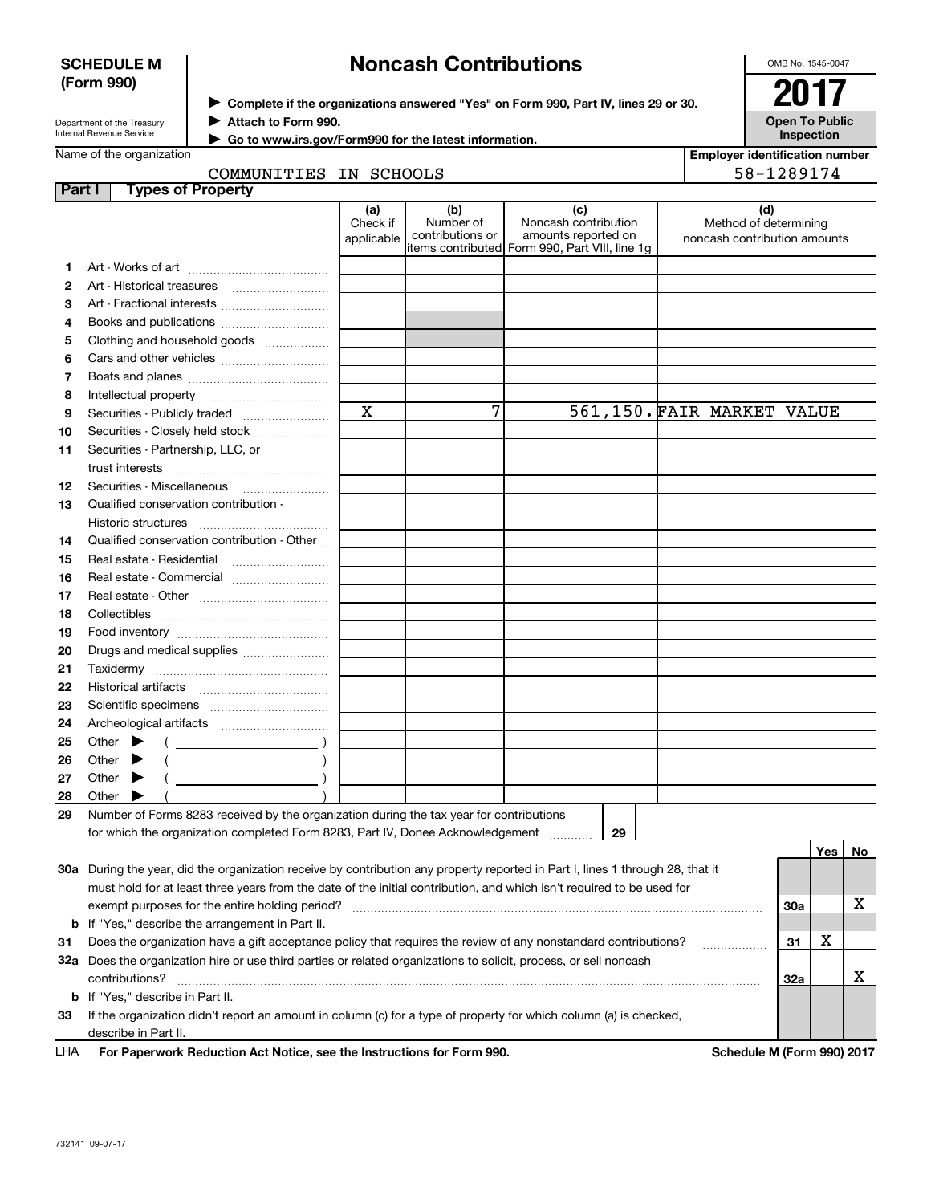**SCHEDULE M (Form 990)**

Department of the Treasury
Internal Revenue Service

# Noncash Contributions

▶ Complete if the organizations answered "Yes" on Form 990, Part IV, lines 29 or 30.
▶ Attach to Form 990.
▶ Go to www.irs.gov/Form990 for the latest information.

OMB No. 1545-0047

**2017**

**Open To Public Inspection**

Name of the organization: COMMUNITIES IN SCHOOLS

Employer identification number: 58-1289174

## Part I Types of Property

| | | (a) Check if applicable | (b) Number of contributions or items contributed | (c) Noncash contribution amounts reported on Form 990, Part VIII, line 1g | (d) Method of determining noncash contribution amounts |
|---|---|---|---|---|---|
| 1 | Art - Works of art | | | | |
| 2 | Art - Historical treasures | | | | |
| 3 | Art - Fractional interests | | | | |
| 4 | Books and publications | | | | |
| 5 | Clothing and household goods | | | | |
| 6 | Cars and other vehicles | | | | |
| 7 | Boats and planes | | | | |
| 8 | Intellectual property | | | | |
| 9 | Securities - Publicly traded | X | 7 | 561,150. | FAIR MARKET VALUE |
| 10 | Securities - Closely held stock | | | | |
| 11 | Securities - Partnership, LLC, or trust interests | | | | |
| 12 | Securities - Miscellaneous | | | | |
| 13 | Qualified conservation contribution - Historic structures | | | | |
| 14 | Qualified conservation contribution - Other | | | | |
| 15 | Real estate - Residential | | | | |
| 16 | Real estate - Commercial | | | | |
| 17 | Real estate - Other | | | | |
| 18 | Collectibles | | | | |
| 19 | Food inventory | | | | |
| 20 | Drugs and medical supplies | | | | |
| 21 | Taxidermy | | | | |
| 22 | Historical artifacts | | | | |
| 23 | Scientific specimens | | | | |
| 24 | Archeological artifacts | | | | |
| 25 | Other ▶ ( ) | | | | |
| 26 | Other ▶ ( ) | | | | |
| 27 | Other ▶ ( ) | | | | |
| 28 | Other ▶ ( ) | | | | |

**29** Number of Forms 8283 received by the organization during the tax year for contributions for which the organization completed Form 8283, Part IV, Donee Acknowledgement ..... **29**

| | | | Yes | No |
|---|---|---|---|---|
| 30a | During the year, did the organization receive by contribution any property reported in Part I, lines 1 through 28, that it must hold for at least three years from the date of the initial contribution, and which isn't required to be used for exempt purposes for the entire holding period? | 30a | | X |
| b | If "Yes," describe the arrangement in Part II. | | | |
| 31 | Does the organization have a gift acceptance policy that requires the review of any nonstandard contributions? | 31 | X | |
| 32a | Does the organization hire or use third parties or related organizations to solicit, process, or sell noncash contributions? | 32a | | X |
| b | If "Yes," describe in Part II. | | | |
| 33 | If the organization didn't report an amount in column (c) for a type of property for which column (a) is checked, describe in Part II. | | | |

LHA **For Paperwork Reduction Act Notice, see the Instructions for Form 990.** **Schedule M (Form 990) 2017**

732141 09-07-17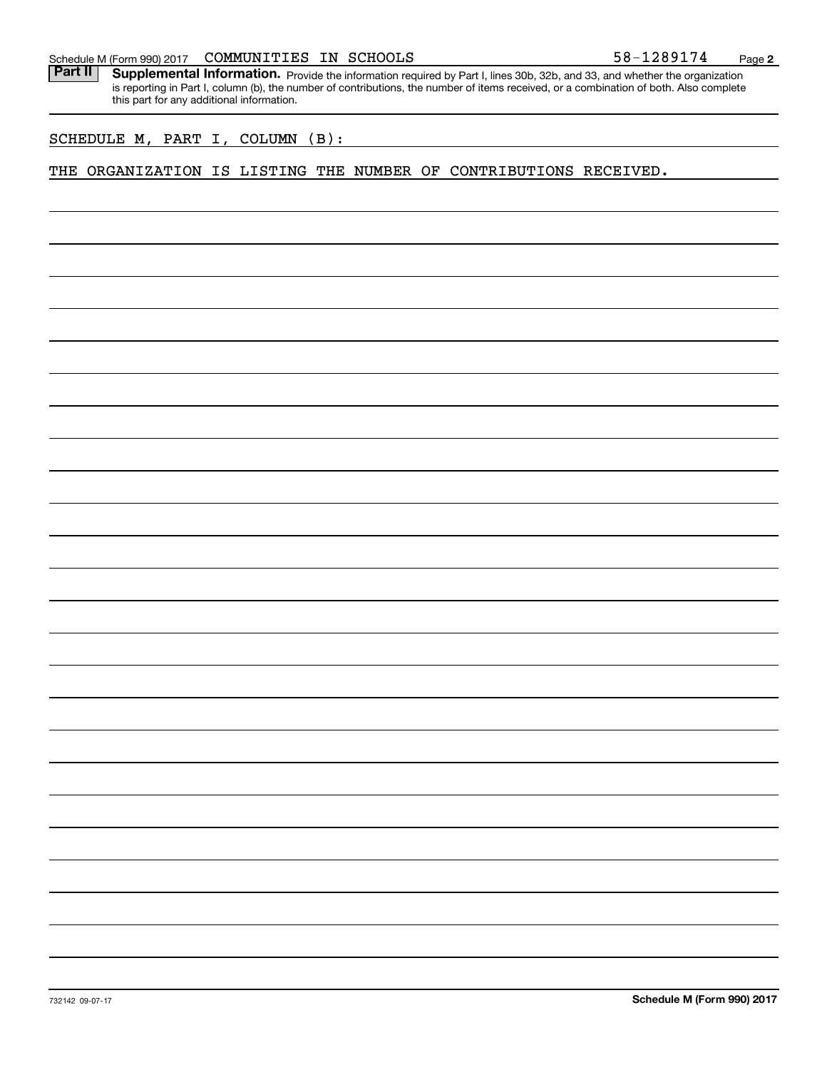Schedule M (Form 990) 2017 COMMUNITIES IN SCHOOLS 58-1289174

**Part II** **Supplemental Information.** Provide the information required by Part I, lines 30b, 32b, and 33, and whether the organization is reporting in Part I, column (b), the number of contributions, the number of items received, or a combination of both. Also complete this part for any additional information.

SCHEDULE M, PART I, COLUMN (B):

THE ORGANIZATION IS LISTING THE NUMBER OF CONTRIBUTIONS RECEIVED.

732142 09-07-17

**Schedule M (Form 990) 2017**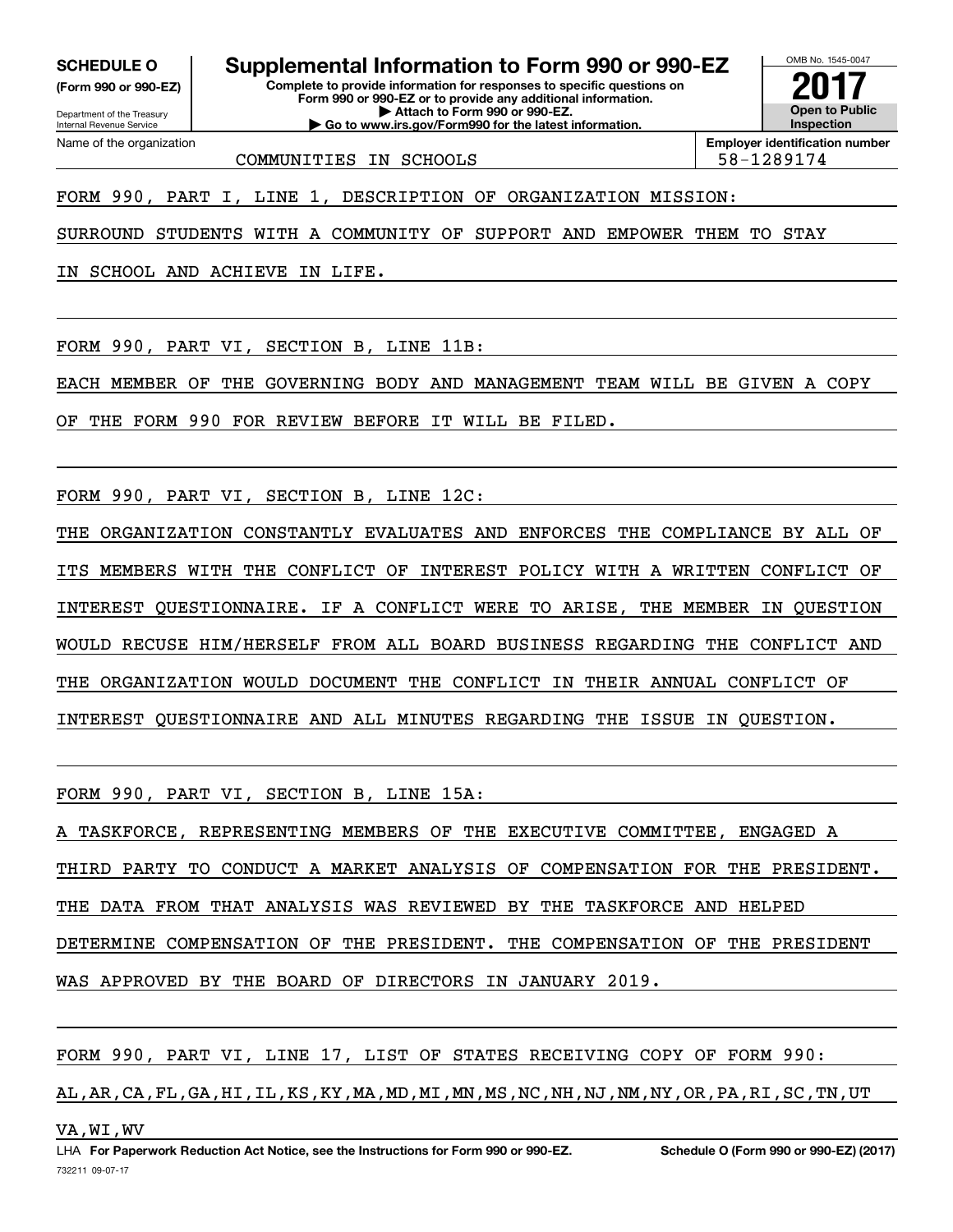**SCHEDULE O**
**(Form 990 or 990-EZ)**

Department of the Treasury
Internal Revenue Service

# Supplemental Information to Form 990 or 990-EZ

**Complete to provide information for responses to specific questions on Form 990 or 990-EZ or to provide any additional information.**
**▶ Attach to Form 990 or 990-EZ.**
**▶ Go to www.irs.gov/Form990 for the latest information.**

OMB No. 1545-0047
**2017**
**Open to Public Inspection**

| Name of the organization | Employer identification number |
|---|---|
| COMMUNITIES IN SCHOOLS | 58-1289174 |

FORM 990, PART I, LINE 1, DESCRIPTION OF ORGANIZATION MISSION:

SURROUND STUDENTS WITH A COMMUNITY OF SUPPORT AND EMPOWER THEM TO STAY IN SCHOOL AND ACHIEVE IN LIFE.

FORM 990, PART VI, SECTION B, LINE 11B:

EACH MEMBER OF THE GOVERNING BODY AND MANAGEMENT TEAM WILL BE GIVEN A COPY OF THE FORM 990 FOR REVIEW BEFORE IT WILL BE FILED.

FORM 990, PART VI, SECTION B, LINE 12C:

THE ORGANIZATION CONSTANTLY EVALUATES AND ENFORCES THE COMPLIANCE BY ALL OF ITS MEMBERS WITH THE CONFLICT OF INTEREST POLICY WITH A WRITTEN CONFLICT OF INTEREST QUESTIONNAIRE. IF A CONFLICT WERE TO ARISE, THE MEMBER IN QUESTION WOULD RECUSE HIM/HERSELF FROM ALL BOARD BUSINESS REGARDING THE CONFLICT AND THE ORGANIZATION WOULD DOCUMENT THE CONFLICT IN THEIR ANNUAL CONFLICT OF INTEREST QUESTIONNAIRE AND ALL MINUTES REGARDING THE ISSUE IN QUESTION.

FORM 990, PART VI, SECTION B, LINE 15A:

A TASKFORCE, REPRESENTING MEMBERS OF THE EXECUTIVE COMMITTEE, ENGAGED A THIRD PARTY TO CONDUCT A MARKET ANALYSIS OF COMPENSATION FOR THE PRESIDENT. THE DATA FROM THAT ANALYSIS WAS REVIEWED BY THE TASKFORCE AND HELPED DETERMINE COMPENSATION OF THE PRESIDENT. THE COMPENSATION OF THE PRESIDENT WAS APPROVED BY THE BOARD OF DIRECTORS IN JANUARY 2019.

FORM 990, PART VI, LINE 17, LIST OF STATES RECEIVING COPY OF FORM 990:

AL,AR,CA,FL,GA,HI,IL,KS,KY,MA,MD,MI,MN,MS,NC,NH,NJ,NM,NY,OR,PA,RI,SC,TN,UT VA,WI,WV

LHA **For Paperwork Reduction Act Notice, see the Instructions for Form 990 or 990-EZ.** **Schedule O (Form 990 or 990-EZ) (2017)**
732211 09-07-17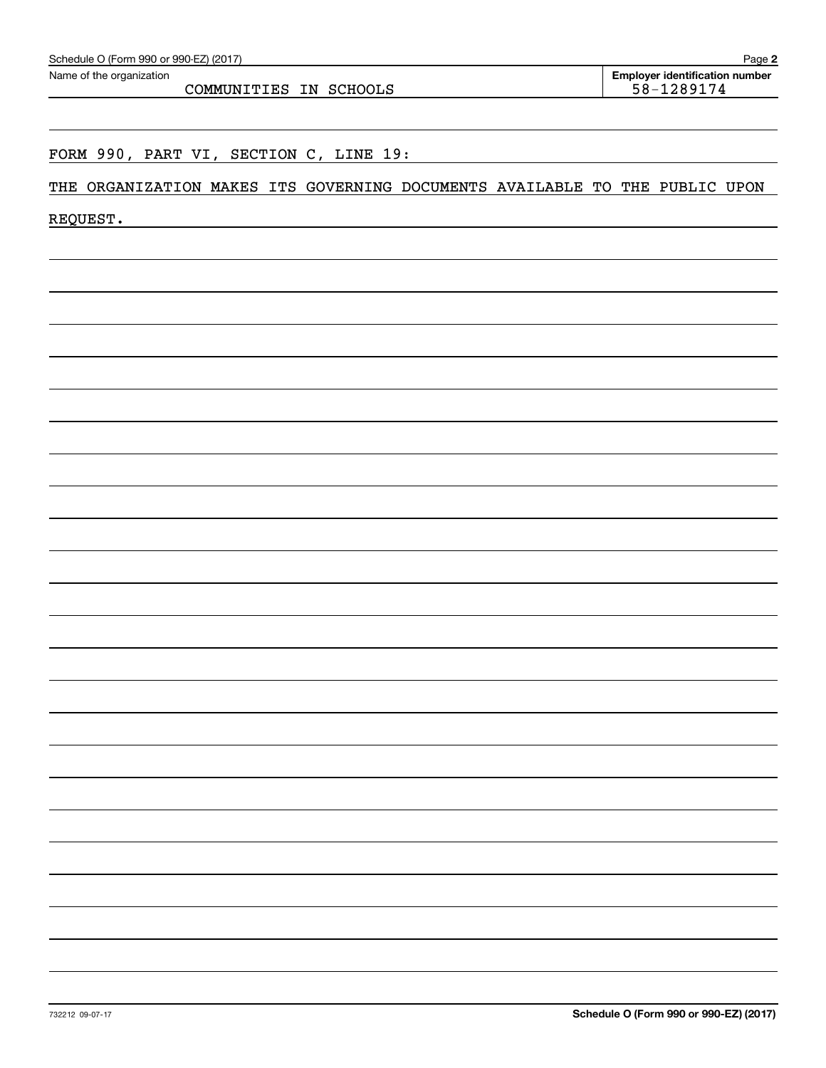Name of the organization: COMMUNITIES IN SCHOOLS

Employer identification number: 58-1289174

FORM 990, PART VI, SECTION C, LINE 19:

THE ORGANIZATION MAKES ITS GOVERNING DOCUMENTS AVAILABLE TO THE PUBLIC UPON REQUEST.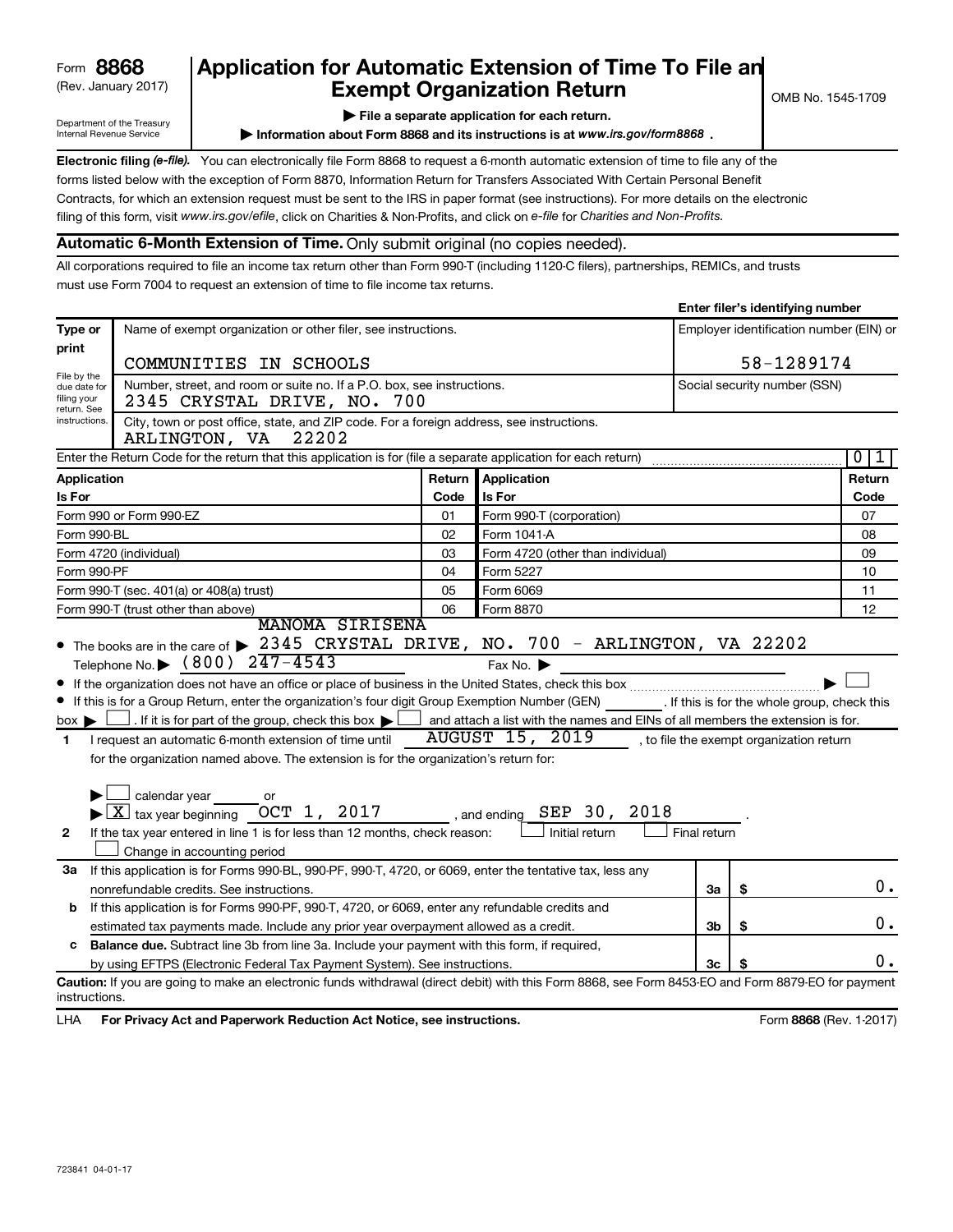Form **8868**
(Rev. January 2017)

Department of the Treasury
Internal Revenue Service

# Application for Automatic Extension of Time To File an Exempt Organization Return

▶ **File a separate application for each return.**

▶ **Information about Form 8868 and its instructions is at** ***www.irs.gov/form8868*** **.**

OMB No. 1545-1709

**Electronic filing** ***(e-file).*** You can electronically file Form 8868 to request a 6-month automatic extension of time to file any of the forms listed below with the exception of Form 8870, Information Return for Transfers Associated With Certain Personal Benefit Contracts, for which an extension request must be sent to the IRS in paper format (see instructions). For more details on the electronic filing of this form, visit *www.irs.gov/efile*, click on Charities & Non-Profits, and click on *e-file* for *Charities and Non-Profits.*

## Automatic 6-Month Extension of Time. Only submit original (no copies needed).

All corporations required to file an income tax return other than Form 990-T (including 1120-C filers), partnerships, REMICs, and trusts must use Form 7004 to request an extension of time to file income tax returns.

**Enter filer's identifying number**

| Type or print | | |
|---|---|---|
| File by the due date for filing your return. See instructions. | Name of exempt organization or other filer, see instructions.<br>COMMUNITIES IN SCHOOLS | Employer identification number (EIN) or<br>58-1289174 |
| | Number, street, and room or suite no. If a P.O. box, see instructions.<br>2345 CRYSTAL DRIVE, NO. 700 | Social security number (SSN) |
| | City, town or post office, state, and ZIP code. For a foreign address, see instructions.<br>ARLINGTON, VA 22202 | |

Enter the Return Code for the return that this application is for (file a separate application for each return) ........ 0 1

| Application Is For | Return Code | Application Is For | Return Code |
|---|---|---|---|
| Form 990 or Form 990-EZ | 01 | Form 990-T (corporation) | 07 |
| Form 990-BL | 02 | Form 1041-A | 08 |
| Form 4720 (individual) | 03 | Form 4720 (other than individual) | 09 |
| Form 990-PF | 04 | Form 5227 | 10 |
| Form 990-T (sec. 401(a) or 408(a) trust) | 05 | Form 6069 | 11 |
| Form 990-T (trust other than above) | 06 | Form 8870 | 12 |

- The books are in the care of ▶ MANOMA SIRISENA 2345 CRYSTAL DRIVE, NO. 700 - ARLINGTON, VA 22202
  Telephone No. ▶ (800) 247-4543 Fax No. ▶
- If the organization does not have an office or place of business in the United States, check this box ........ ▶ ☐
- If this is for a Group Return, enter the organization's four digit Group Exemption Number (GEN) ______. If this is for the whole group, check this box ▶ ☐ . If it is for part of the group, check this box ▶ ☐ and attach a list with the names and EINs of all members the extension is for.

**1** I request an automatic 6-month extension of time until AUGUST 15, 2019 , to file the exempt organization return for the organization named above. The extension is for the organization's return for:

▶ ☐ calendar year ______ or
▶ ☒ tax year beginning OCT 1, 2017 , and ending SEP 30, 2018 .

**2** If the tax year entered in line 1 is for less than 12 months, check reason: ☐ Initial return ☐ Final return
☐ Change in accounting period

| | | | |
|---|---|---|---|
| **3a** | If this application is for Forms 990-BL, 990-PF, 990-T, 4720, or 6069, enter the tentative tax, less any nonrefundable credits. See instructions. | 3a | $ 0. |
| **b** | If this application is for Forms 990-PF, 990-T, 4720, or 6069, enter any refundable credits and estimated tax payments made. Include any prior year overpayment allowed as a credit. | 3b | $ 0. |
| **c** | **Balance due.** Subtract line 3b from line 3a. Include your payment with this form, if required, by using EFTPS (Electronic Federal Tax Payment System). See instructions. | 3c | $ 0. |

**Caution:** If you are going to make an electronic funds withdrawal (direct debit) with this Form 8868, see Form 8453-EO and Form 8879-EO for payment instructions.

LHA **For Privacy Act and Paperwork Reduction Act Notice, see instructions.** Form **8868** (Rev. 1-2017)

723841 04-01-17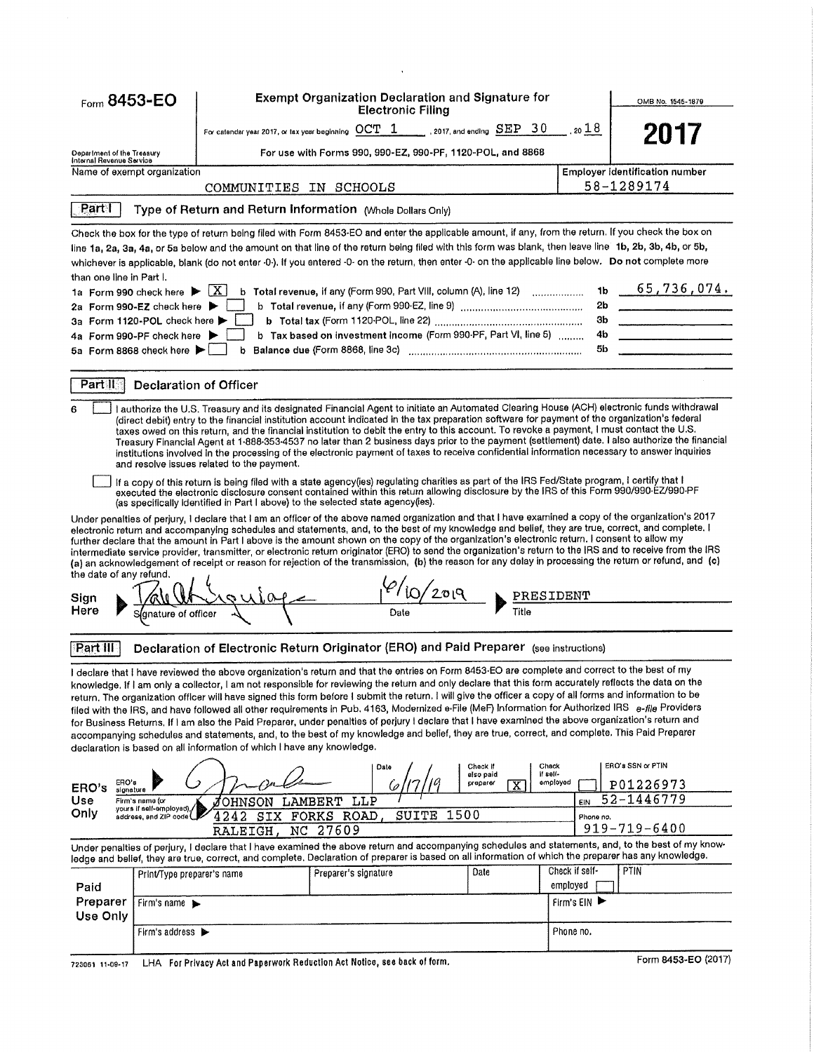# Form 8453-EO

## Exempt Organization Declaration and Signature for Electronic Filing

For calendar year 2017, or tax year beginning OCT 1, 2017, and ending SEP 30, 2018

For use with Forms 990, 990-EZ, 990-PF, 1120-POL, and 8868

Department of the Treasury
Internal Revenue Service

OMB No. 1545-1879

**2017**

| Name of exempt organization | Employer identification number |
|---|---|
| COMMUNITIES IN SCHOOLS | 58-1289174 |

**Part I** **Type of Return and Return Information** (Whole Dollars Only)

Check the box for the type of return being filed with Form 8453-EO and enter the applicable amount, if any, from the return. If you check the box on line 1a, 2a, 3a, 4a, or 5a below and the amount on that line of the return being filed with this form was blank, then leave line 1b, 2b, 3b, 4b, or 5b, whichever is applicable, blank (do not enter -0-). If you entered -0- on the return, then enter -0- on the applicable line below. **Do not** complete more than one line in Part I.

| | | | |
|---|---|---|---|
| 1a Form 990 check here ▶ [X] | b Total revenue, if any (Form 990, Part VIII, column (A), line 12) | 1b | 65,736,074. |
| 2a Form 990-EZ check here ▶ [ ] | b Total revenue, if any (Form 990-EZ, line 9) | 2b | |
| 3a Form 1120-POL check here ▶ [ ] | b Total tax (Form 1120-POL, line 22) | 3b | |
| 4a Form 990-PF check here ▶ [ ] | b Tax based on investment income (Form 990-PF, Part VI, line 5) | 4b | |
| 5a Form 8868 check here ▶ [ ] | b Balance due (Form 8868, line 3c) | 5b | |

**Part II** **Declaration of Officer**

6 [ ] I authorize the U.S. Treasury and its designated Financial Agent to initiate an Automated Clearing House (ACH) electronic funds withdrawal (direct debit) entry to the financial institution account indicated in the tax preparation software for payment of the organization's federal taxes owed on this return, and the financial institution to debit the entry to this account. To revoke a payment, I must contact the U.S. Treasury Financial Agent at 1-888-353-4537 no later than 2 business days prior to the payment (settlement) date. I also authorize the financial institutions involved in the processing of the electronic payment of taxes to receive confidential information necessary to answer inquiries and resolve issues related to the payment.

[ ] If a copy of this return is being filed with a state agency(ies) regulating charities as part of the IRS Fed/State program, I certify that I executed the electronic disclosure consent contained within this return allowing disclosure by the IRS of this Form 990/990-EZ/990-PF (as specifically identified in Part I above) to the selected state agency(ies).

Under penalties of perjury, I declare that I am an officer of the above named organization and that I have examined a copy of the organization's 2017 electronic return and accompanying schedules and statements, and, to the best of my knowledge and belief, they are true, correct, and complete. I further declare that the amount in Part I above is the amount shown on the copy of the organization's electronic return. I consent to allow my intermediate service provider, transmitter, or electronic return originator (ERO) to send the organization's return to the IRS and to receive from the IRS (a) an acknowledgement of receipt or reason for rejection of the transmission, (b) the reason for any delay in processing the return or refund, and (c) the date of any refund.

**Sign Here** ▶ [Signature] Signature of officer | 6/10/2019 Date | ▶ PRESIDENT Title

**Part III** **Declaration of Electronic Return Originator (ERO) and Paid Preparer** (see instructions)

I declare that I have reviewed the above organization's return and that the entries on Form 8453-EO are complete and correct to the best of my knowledge. If I am only a collector, I am not responsible for reviewing the return and only declare that this form accurately reflects the data on the return. The organization officer will have signed this form before I submit the return. I will give the officer a copy of all forms and information to be filed with the IRS, and have followed all other requirements in Pub. 4163, Modernized e-File (MeF) Information for Authorized IRS *e-file* Providers for Business Returns. If I am also the Paid Preparer, under penalties of perjury I declare that I have examined the above organization's return and accompanying schedules and statements, and, to the best of my knowledge and belief, they are true, correct, and complete. This Paid Preparer declaration is based on all information of which I have any knowledge.

| ERO's Use Only | | | | |
|---|---|---|---|---|
| ERO's signature ▶ [Signature] | Date 6/17/19 | Check if also paid preparer [X] | Check if self-employed [ ] | ERO's SSN or PTIN P01226973 |
| Firm's name (or yours if self-employed), address, and ZIP code ▶ JOHNSON LAMBERT LLP | | | | EIN 52-1446779 |
| 4242 SIX FORKS ROAD, SUITE 1500 RALEIGH, NC 27609 | | | | Phone no. 919-719-6400 |

Under penalties of perjury, I declare that I have examined the above return and accompanying schedules and statements, and, to the best of my knowledge and belief, they are true, correct, and complete. Declaration of preparer is based on all information of which the preparer has any knowledge.

| Paid Preparer Use Only | | | | | |
|---|---|---|---|---|---|
| Print/Type preparer's name | Preparer's signature | | Date | Check if self-employed [ ] | PTIN |
| Firm's name ▶ | | | | Firm's EIN ▶ | |
| Firm's address ▶ | | | | Phone no. | |

723051 11-09-17 LHA For Privacy Act and Paperwork Reduction Act Notice, see back of form.

Form 8453-EO (2017)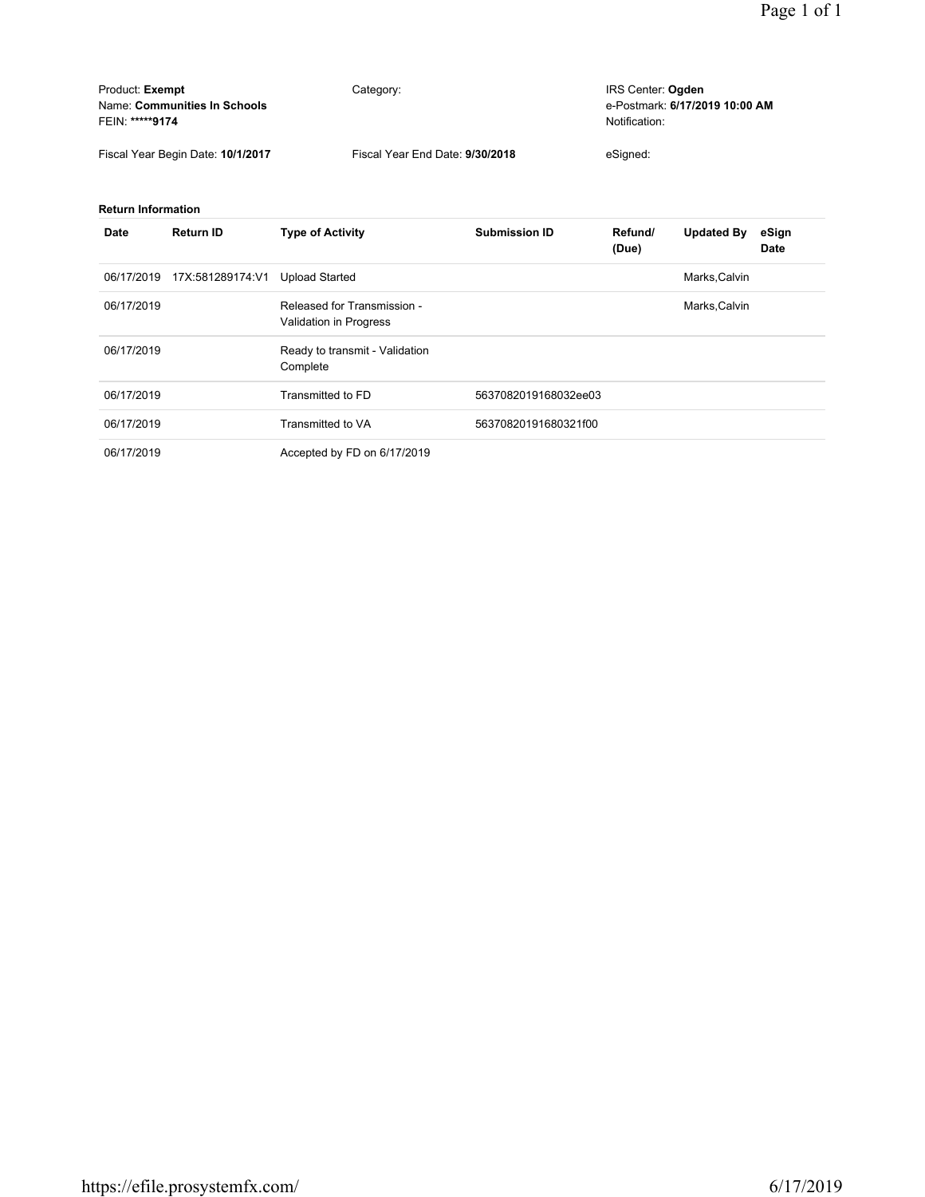Product: **Exempt**
Name: **Communities In Schools**
FEIN: *****9174

Category:

IRS Center: **Ogden**
e-Postmark: **6/17/2019 10:00 AM**
Notification:

Fiscal Year Begin Date: **10/1/2017**

Fiscal Year End Date: **9/30/2018**

eSigned:

**Return Information**

| Date | Return ID | Type of Activity | Submission ID | Refund/ (Due) | Updated By | eSign Date |
|---|---|---|---|---|---|---|
| 06/17/2019 | 17X:581289174:V1 | Upload Started | | | Marks,Calvin | |
| 06/17/2019 | | Released for Transmission - Validation in Progress | | | Marks,Calvin | |
| 06/17/2019 | | Ready to transmit - Validation Complete | | | | |
| 06/17/2019 | | Transmitted to FD | 5637082019168032ee03 | | | |
| 06/17/2019 | | Transmitted to VA | 56370820191680321f00 | | | |
| 06/17/2019 | | Accepted by FD on 6/17/2019 | | | | |